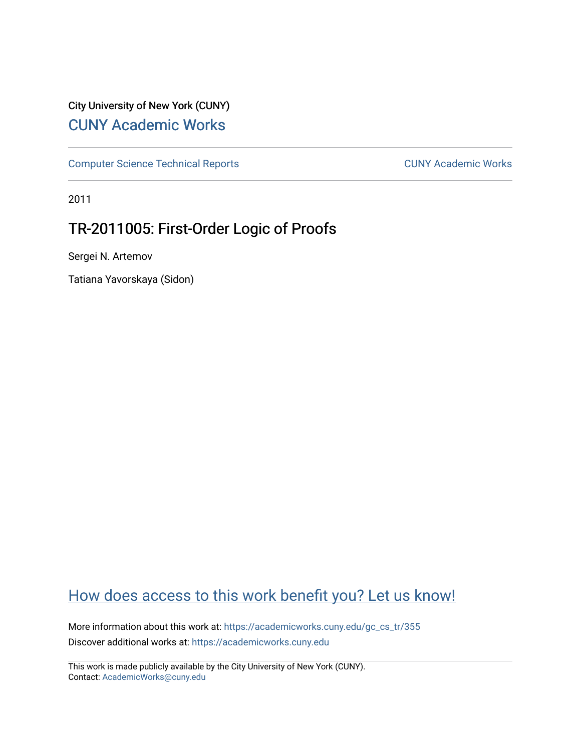City University of New York (CUNY)

# CUNY Academic Works

Computer Science Technical Reports | CUNY Academic Works

2011

## TR-2011005: First-Order Logic of Proofs

Sergei N. Artemov

Tatiana Yavorskaya (Sidon)

How does access to this work benefit you? Let us know!

More information about this work at: https://academicworks.cuny.edu/gc_cs_tr/355

Discover additional works at: https://academicworks.cuny.edu

This work is made publicly available by the City University of New York (CUNY).
Contact: AcademicWorks@cuny.edu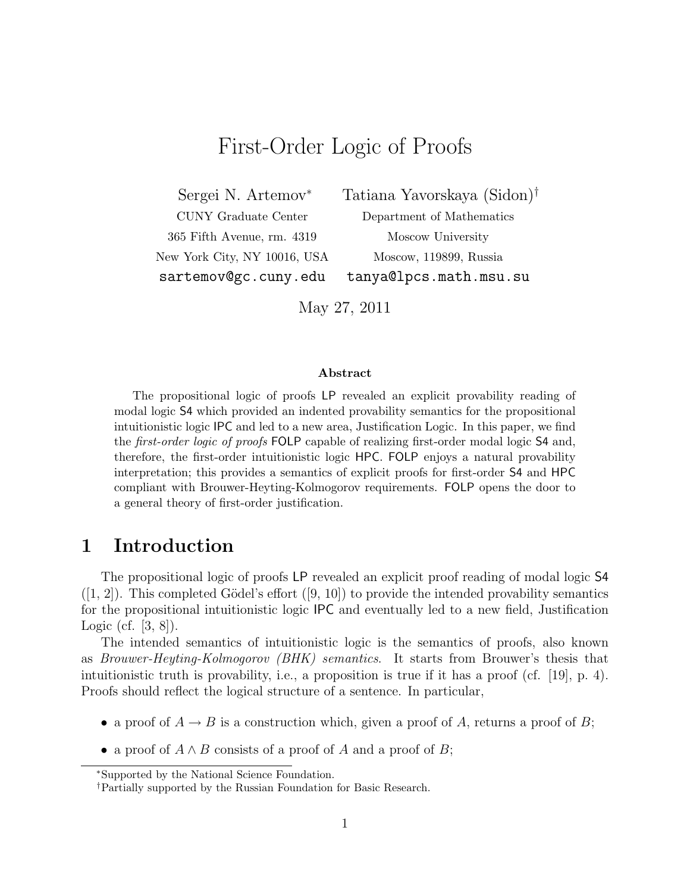# First-Order Logic of Proofs

Sergei N. Artemov[*]
CUNY Graduate Center
365 Fifth Avenue, rm. 4319
New York City, NY 10016, USA
`sartemov@gc.cuny.edu`

Tatiana Yavorskaya (Sidon)[†]
Department of Mathematics
Moscow University
Moscow, 119899, Russia
`tanya@lpcs.math.msu.su`

May 27, 2011

### Abstract

The propositional logic of proofs LP revealed an explicit provability reading of modal logic S4 which provided an indented provability semantics for the propositional intuitionistic logic IPC and led to a new area, Justification Logic. In this paper, we find the *first-order logic of proofs* FOLP capable of realizing first-order modal logic S4 and, therefore, the first-order intuitionistic logic HPC. FOLP enjoys a natural provability interpretation; this provides a semantics of explicit proofs for first-order S4 and HPC compliant with Brouwer-Heyting-Kolmogorov requirements. FOLP opens the door to a general theory of first-order justification.

## 1 Introduction

The propositional logic of proofs LP revealed an explicit proof reading of modal logic S4 ([1, 2]). This completed Gödel's effort ([9, 10]) to provide the intended provability semantics for the propositional intuitionistic logic IPC and eventually led to a new field, Justification Logic (cf. [3, 8]).

The intended semantics of intuitionistic logic is the semantics of proofs, also known as *Brouwer-Heyting-Kolmogorov (BHK) semantics*. It starts from Brouwer's thesis that intuitionistic truth is provability, i.e., a proposition is true if it has a proof (cf. [19], p. 4). Proofs should reflect the logical structure of a sentence. In particular,

- a proof of $A \to B$ is a construction which, given a proof of $A$, returns a proof of $B$;
- a proof of $A \wedge B$ consists of a proof of $A$ and a proof of $B$;

---

[*] Supported by the National Science Foundation.

[†] Partially supported by the Russian Foundation for Basic Research.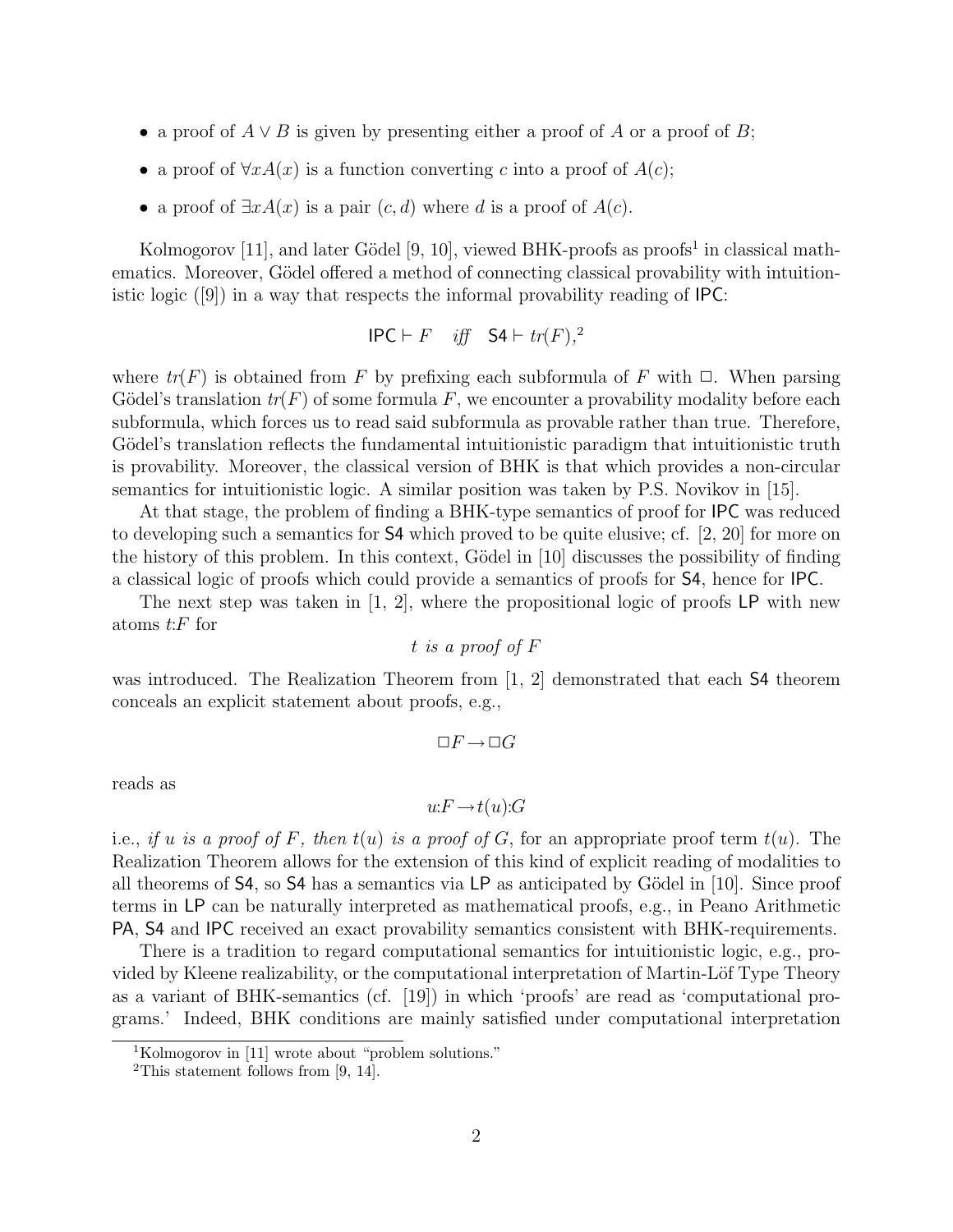- a proof of $A \vee B$ is given by presenting either a proof of $A$ or a proof of $B$;
- a proof of $\forall x A(x)$ is a function converting $c$ into a proof of $A(c)$;
- a proof of $\exists x A(x)$ is a pair $(c, d)$ where $d$ is a proof of $A(c)$.

Kolmogorov [11], and later Gödel [9, 10], viewed BHK-proofs as proofs[1] in classical mathematics. Moreover, Gödel offered a method of connecting classical provability with intuitionistic logic ([9]) in a way that respects the informal provability reading of IPC:

$$\mathsf{IPC} \vdash F \quad \textit{iff} \quad \mathsf{S4} \vdash tr(F),^{2}$$

where $tr(F)$ is obtained from $F$ by prefixing each subformula of $F$ with $\Box$. When parsing Gödel's translation $tr(F)$ of some formula $F$, we encounter a provability modality before each subformula, which forces us to read said subformula as provable rather than true. Therefore, Gödel's translation reflects the fundamental intuitionistic paradigm that intuitionistic truth is provability. Moreover, the classical version of BHK is that which provides a non-circular semantics for intuitionistic logic. A similar position was taken by P.S. Novikov in [15].

At that stage, the problem of finding a BHK-type semantics of proof for IPC was reduced to developing such a semantics for S4 which proved to be quite elusive; cf. [2, 20] for more on the history of this problem. In this context, Gödel in [10] discusses the possibility of finding a classical logic of proofs which could provide a semantics of proofs for S4, hence for IPC.

The next step was taken in [1, 2], where the propositional logic of proofs LP with new atoms $t{:}F$ for

$$t \textit{ is a proof of } F$$

was introduced. The Realization Theorem from [1, 2] demonstrated that each S4 theorem conceals an explicit statement about proofs, e.g.,

$$\Box F \rightarrow \Box G$$

reads as

$$u{:}F \rightarrow t(u){:}G$$

i.e., *if $u$ is a proof of $F$, then $t(u)$ is a proof of $G$*, for an appropriate proof term $t(u)$. The Realization Theorem allows for the extension of this kind of explicit reading of modalities to all theorems of S4, so S4 has a semantics via LP as anticipated by Gödel in [10]. Since proof terms in LP can be naturally interpreted as mathematical proofs, e.g., in Peano Arithmetic PA, S4 and IPC received an exact provability semantics consistent with BHK-requirements.

There is a tradition to regard computational semantics for intuitionistic logic, e.g., provided by Kleene realizability, or the computational interpretation of Martin-Löf Type Theory as a variant of BHK-semantics (cf. [19]) in which 'proofs' are read as 'computational programs.' Indeed, BHK conditions are mainly satisfied under computational interpretation

[1] Kolmogorov in [11] wrote about "problem solutions."

[2] This statement follows from [9, 14].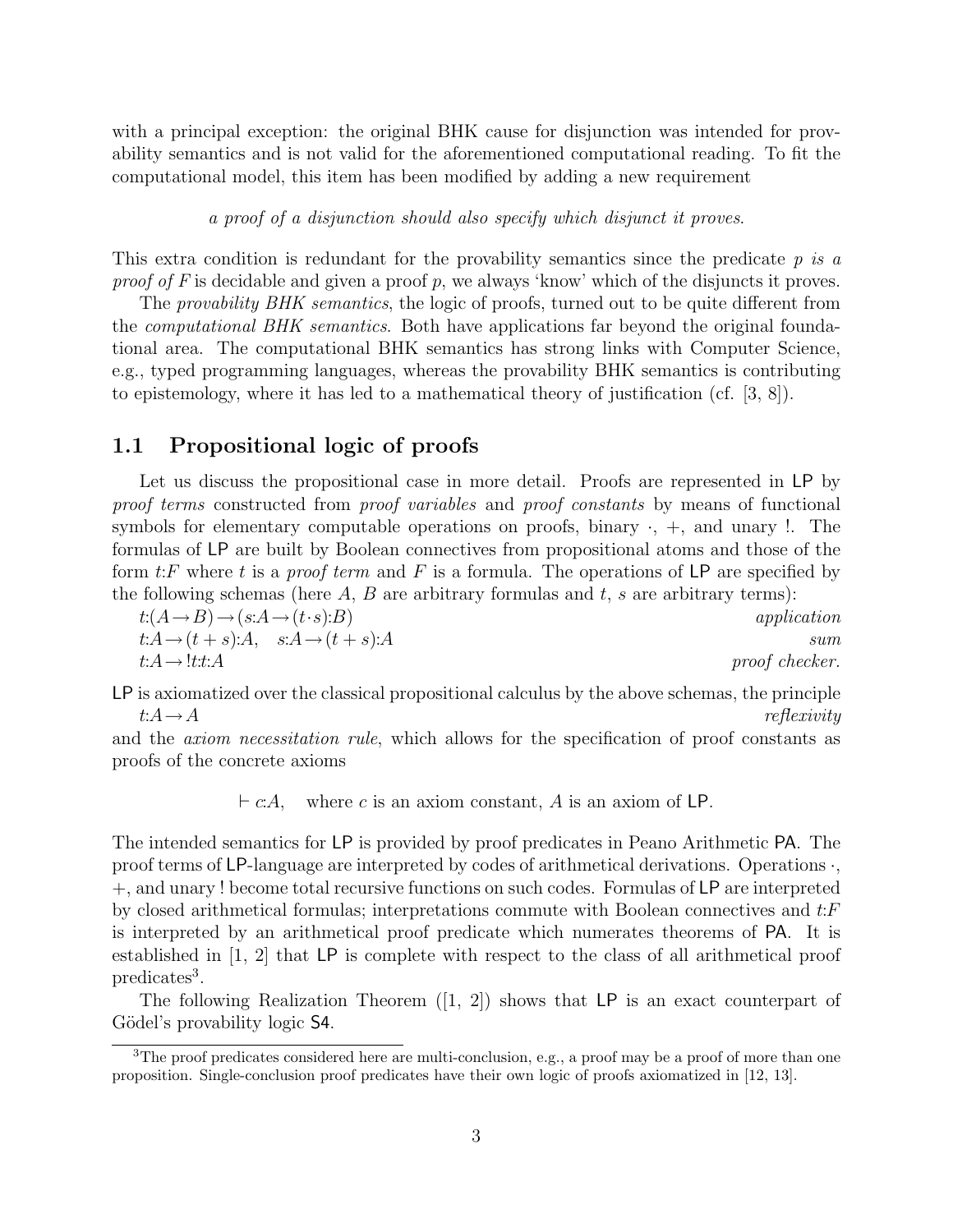with a principal exception: the original BHK cause for disjunction was intended for provability semantics and is not valid for the aforementioned computational reading. To fit the computational model, this item has been modified by adding a new requirement

*a proof of a disjunction should also specify which disjunct it proves.*

This extra condition is redundant for the provability semantics since the predicate *p is a proof of F* is decidable and given a proof *p*, we always 'know' which of the disjuncts it proves.

The *provability BHK semantics*, the logic of proofs, turned out to be quite different from the *computational BHK semantics*. Both have applications far beyond the original foundational area. The computational BHK semantics has strong links with Computer Science, e.g., typed programming languages, whereas the provability BHK semantics is contributing to epistemology, where it has led to a mathematical theory of justification (cf. [3, 8]).

## 1.1 Propositional logic of proofs

Let us discuss the propositional case in more detail. Proofs are represented in LP by *proof terms* constructed from *proof variables* and *proof constants* by means of functional symbols for elementary computable operations on proofs, binary $\cdot$, $+$, and unary $!$. The formulas of LP are built by Boolean connectives from propositional atoms and those of the form $t{:}F$ where $t$ is a *proof term* and $F$ is a formula. The operations of LP are specified by the following schemas (here $A$, $B$ are arbitrary formulas and $t$, $s$ are arbitrary terms):

$t{:}(A \rightarrow B) \rightarrow (s{:}A \rightarrow (t\cdot s){:}B)$ — *application*

$t{:}A \rightarrow (t+s){:}A, \quad s{:}A \rightarrow (t+s){:}A$ — *sum*

$t{:}A \rightarrow !t{:}t{:}A$ — *proof checker.*

LP is axiomatized over the classical propositional calculus by the above schemas, the principle

$t{:}A \rightarrow A$ — *reflexivity*

and the *axiom necessitation rule*, which allows for the specification of proof constants as proofs of the concrete axioms

$$\vdash c{:}A, \quad \text{where } c \text{ is an axiom constant, } A \text{ is an axiom of LP.}$$

The intended semantics for LP is provided by proof predicates in Peano Arithmetic PA. The proof terms of LP-language are interpreted by codes of arithmetical derivations. Operations $\cdot$, $+$, and unary $!$ become total recursive functions on such codes. Formulas of LP are interpreted by closed arithmetical formulas; interpretations commute with Boolean connectives and $t{:}F$ is interpreted by an arithmetical proof predicate which numerates theorems of PA. It is established in [1, 2] that LP is complete with respect to the class of all arithmetical proof predicates[3].

The following Realization Theorem ([1, 2]) shows that LP is an exact counterpart of Gödel's provability logic S4.

[3] The proof predicates considered here are multi-conclusion, e.g., a proof may be a proof of more than one proposition. Single-conclusion proof predicates have their own logic of proofs axiomatized in [12, 13].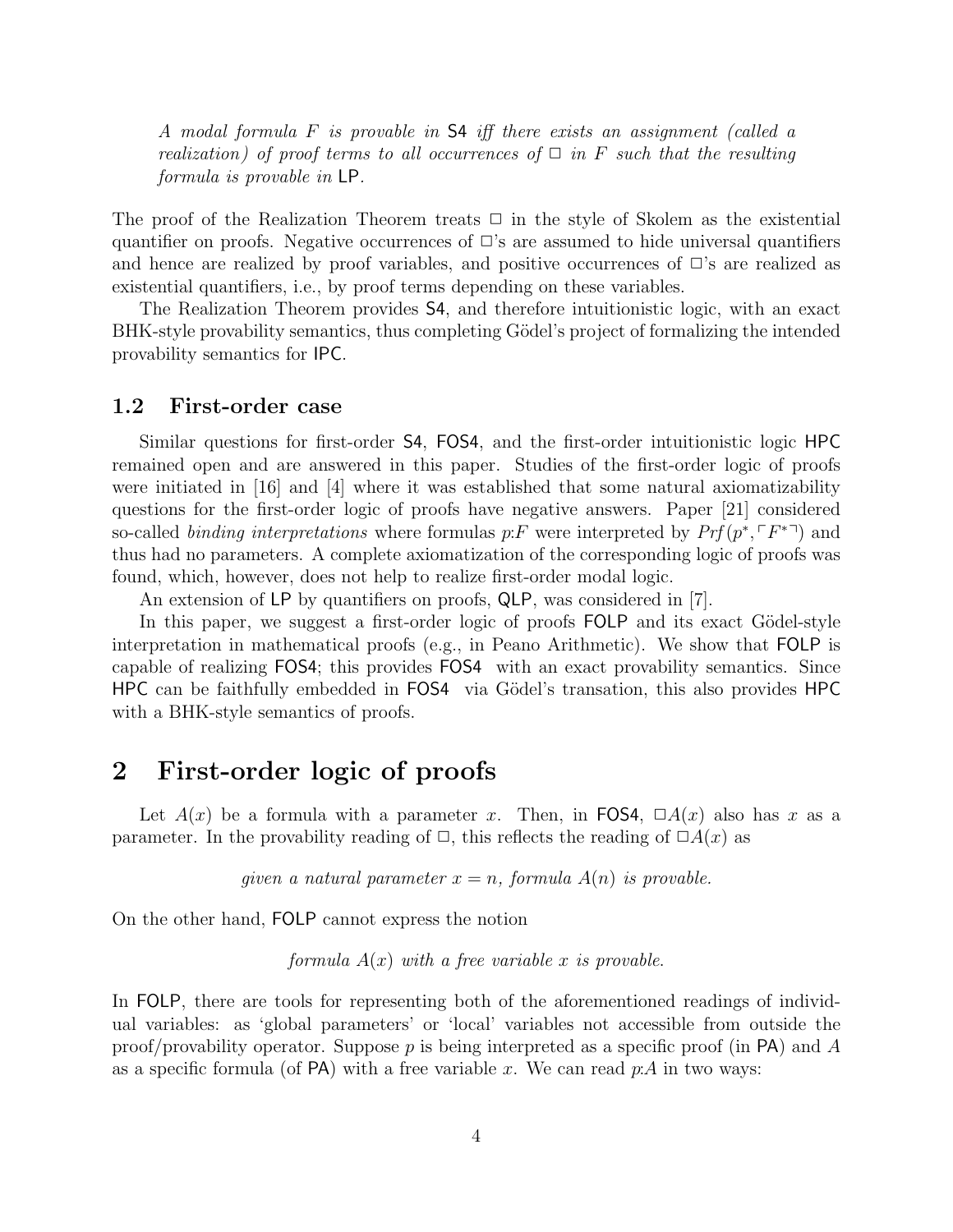*A modal formula $F$ is provable in* S4 *iff there exists an assignment (called a realization) of proof terms to all occurrences of $\Box$ in $F$ such that the resulting formula is provable in* LP.

The proof of the Realization Theorem treats $\Box$ in the style of Skolem as the existential quantifier on proofs. Negative occurrences of $\Box$'s are assumed to hide universal quantifiers and hence are realized by proof variables, and positive occurrences of $\Box$'s are realized as existential quantifiers, i.e., by proof terms depending on these variables.

The Realization Theorem provides S4, and therefore intuitionistic logic, with an exact BHK-style provability semantics, thus completing Gödel's project of formalizing the intended provability semantics for IPC.

### 1.2 First-order case

Similar questions for first-order S4, FOS4, and the first-order intuitionistic logic HPC remained open and are answered in this paper. Studies of the first-order logic of proofs were initiated in [16] and [4] where it was established that some natural axiomatizability questions for the first-order logic of proofs have negative answers. Paper [21] considered so-called *binding interpretations* where formulas $p{:}F$ were interpreted by $Prf(p^*, \ulcorner F^* \urcorner)$ and thus had no parameters. A complete axiomatization of the corresponding logic of proofs was found, which, however, does not help to realize first-order modal logic.

An extension of LP by quantifiers on proofs, QLP, was considered in [7].

In this paper, we suggest a first-order logic of proofs FOLP and its exact Gödel-style interpretation in mathematical proofs (e.g., in Peano Arithmetic). We show that FOLP is capable of realizing FOS4; this provides FOS4 with an exact provability semantics. Since HPC can be faithfully embedded in FOS4 via Gödel's transation, this also provides HPC with a BHK-style semantics of proofs.

## 2 First-order logic of proofs

Let $A(x)$ be a formula with a parameter $x$. Then, in FOS4, $\Box A(x)$ also has $x$ as a parameter. In the provability reading of $\Box$, this reflects the reading of $\Box A(x)$ as

*given a natural parameter $x = n$, formula $A(n)$ is provable.*

On the other hand, FOLP cannot express the notion

*formula $A(x)$ with a free variable $x$ is provable.*

In FOLP, there are tools for representing both of the aforementioned readings of individual variables: as 'global parameters' or 'local' variables not accessible from outside the proof/provability operator. Suppose $p$ is being interpreted as a specific proof (in PA) and $A$ as a specific formula (of PA) with a free variable $x$. We can read $p{:}A$ in two ways: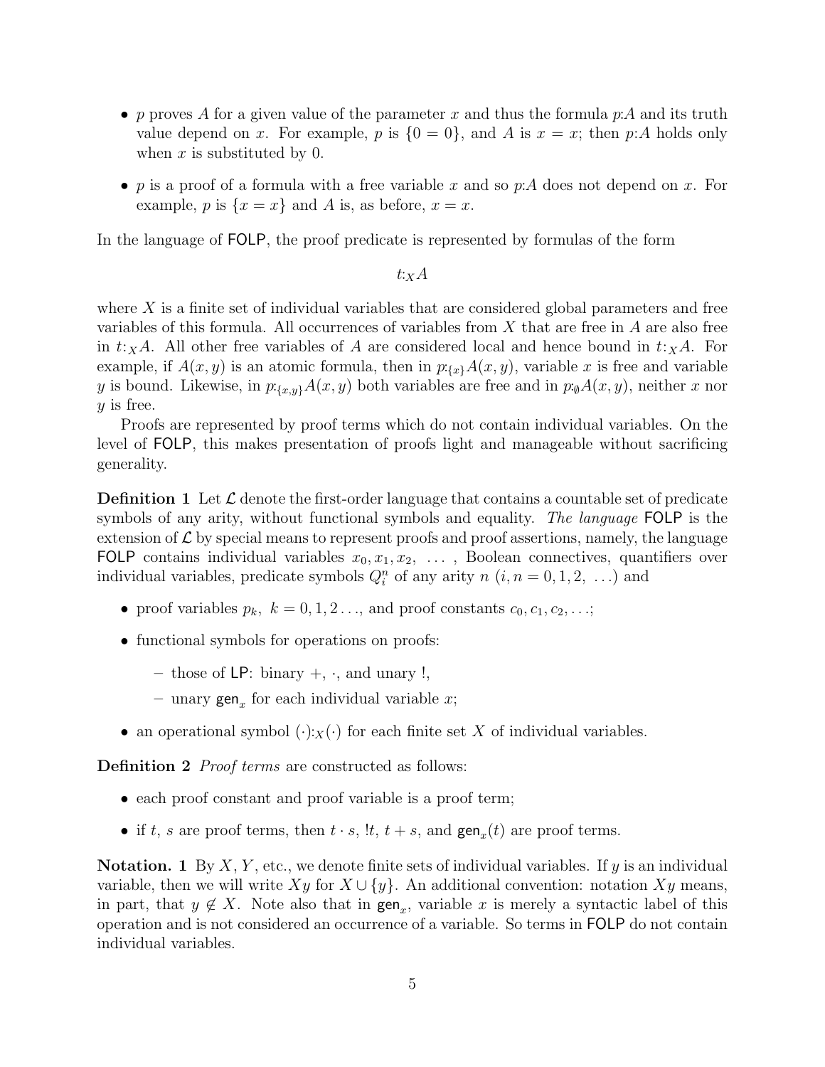- $p$ proves $A$ for a given value of the parameter $x$ and thus the formula $p{:}A$ and its truth value depend on $x$. For example, $p$ is $\{0 = 0\}$, and $A$ is $x = x$; then $p{:}A$ holds only when $x$ is substituted by 0.
- $p$ is a proof of a formula with a free variable $x$ and so $p{:}A$ does not depend on $x$. For example, $p$ is $\{x = x\}$ and $A$ is, as before, $x = x$.

In the language of FOLP, the proof predicate is represented by formulas of the form

$$t{:}_X A$$

where $X$ is a finite set of individual variables that are considered global parameters and free variables of this formula. All occurrences of variables from $X$ that are free in $A$ are also free in $t{:}_X A$. All other free variables of $A$ are considered local and hence bound in $t{:}_X A$. For example, if $A(x, y)$ is an atomic formula, then in $p{:}_{\{x\}} A(x, y)$, variable $x$ is free and variable $y$ is bound. Likewise, in $p{:}_{\{x,y\}} A(x, y)$ both variables are free and in $p{:}_\emptyset A(x, y)$, neither $x$ nor $y$ is free.

Proofs are represented by proof terms which do not contain individual variables. On the level of FOLP, this makes presentation of proofs light and manageable without sacrificing generality.

**Definition 1** Let $\mathcal{L}$ denote the first-order language that contains a countable set of predicate symbols of any arity, without functional symbols and equality. *The language* FOLP is the extension of $\mathcal{L}$ by special means to represent proofs and proof assertions, namely, the language FOLP contains individual variables $x_0, x_1, x_2, \ \ldots$ , Boolean connectives, quantifiers over individual variables, predicate symbols $Q_i^n$ of any arity $n$ ($i, n = 0, 1, 2, \ \ldots$) and

- proof variables $p_k$, $k = 0, 1, 2 \ldots$, and proof constants $c_0, c_1, c_2, \ldots$;
- functional symbols for operations on proofs:
  - those of LP: binary $+$, $\cdot$, and unary $!$,
  - unary $\mathsf{gen}_x$ for each individual variable $x$;
- an operational symbol $(\cdot){:}_X(\cdot)$ for each finite set $X$ of individual variables.

**Definition 2** *Proof terms* are constructed as follows:

- each proof constant and proof variable is a proof term;
- if $t$, $s$ are proof terms, then $t \cdot s$, $!t$, $t + s$, and $\mathsf{gen}_x(t)$ are proof terms.

**Notation. 1** By $X$, $Y$, etc., we denote finite sets of individual variables. If $y$ is an individual variable, then we will write $Xy$ for $X \cup \{y\}$. An additional convention: notation $Xy$ means, in part, that $y \notin X$. Note also that in $\mathsf{gen}_x$, variable $x$ is merely a syntactic label of this operation and is not considered an occurrence of a variable. So terms in FOLP do not contain individual variables.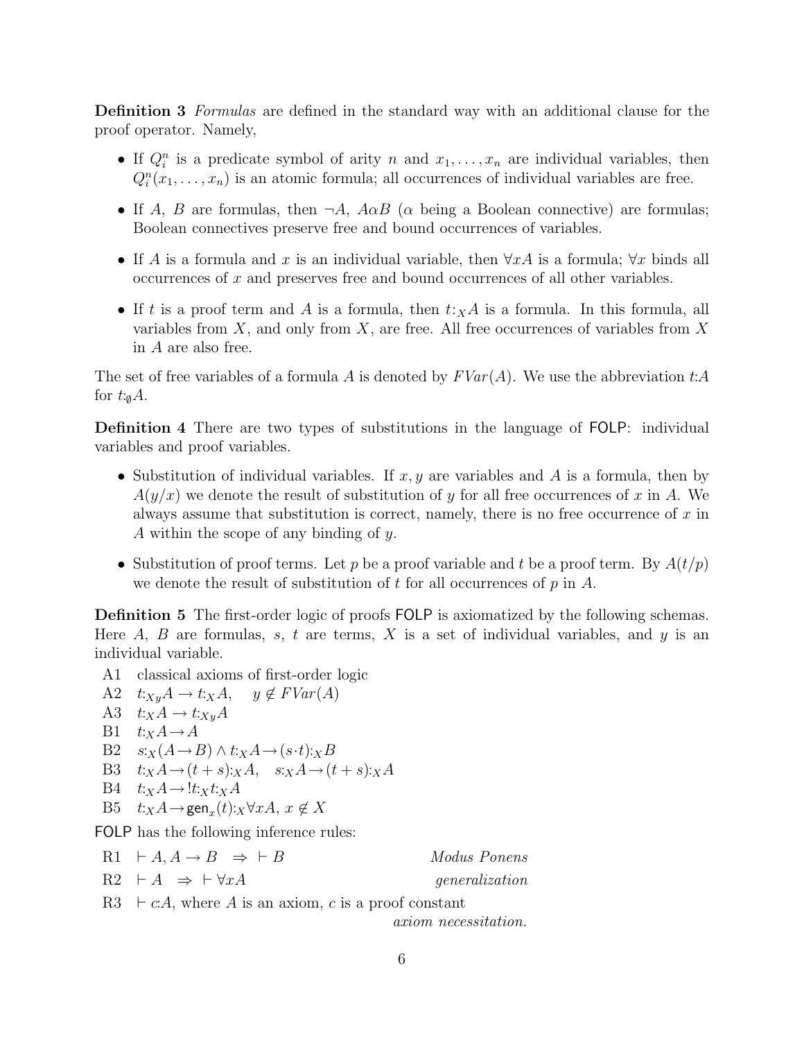**Definition 3** *Formulas* are defined in the standard way with an additional clause for the proof operator. Namely,

- If $Q_i^n$ is a predicate symbol of arity $n$ and $x_1, \ldots, x_n$ are individual variables, then $Q_i^n(x_1, \ldots, x_n)$ is an atomic formula; all occurrences of individual variables are free.
- If $A$, $B$ are formulas, then $\neg A$, $A \alpha B$ ($\alpha$ being a Boolean connective) are formulas; Boolean connectives preserve free and bound occurrences of variables.
- If $A$ is a formula and $x$ is an individual variable, then $\forall x A$ is a formula; $\forall x$ binds all occurrences of $x$ and preserves free and bound occurrences of all other variables.
- If $t$ is a proof term and $A$ is a formula, then $t{:}_X A$ is a formula. In this formula, all variables from $X$, and only from $X$, are free. All free occurrences of variables from $X$ in $A$ are also free.

The set of free variables of a formula $A$ is denoted by $FVar(A)$. We use the abbreviation $t{:}A$ for $t{:}_\emptyset A$.

**Definition 4** There are two types of substitutions in the language of FOLP: individual variables and proof variables.

- Substitution of individual variables. If $x, y$ are variables and $A$ is a formula, then by $A(y/x)$ we denote the result of substitution of $y$ for all free occurrences of $x$ in $A$. We always assume that substitution is correct, namely, there is no free occurrence of $x$ in $A$ within the scope of any binding of $y$.
- Substitution of proof terms. Let $p$ be a proof variable and $t$ be a proof term. By $A(t/p)$ we denote the result of substitution of $t$ for all occurrences of $p$ in $A$.

**Definition 5** The first-order logic of proofs FOLP is axiomatized by the following schemas. Here $A$, $B$ are formulas, $s$, $t$ are terms, $X$ is a set of individual variables, and $y$ is an individual variable.

A1 classical axioms of first-order logic

A2 $t{:}_{Xy} A \rightarrow t{:}_X A, \quad y \notin FVar(A)$

A3 $t{:}_X A \rightarrow t{:}_{Xy} A$

B1 $t{:}_X A \rightarrow A$

B2 $s{:}_X (A \rightarrow B) \wedge t{:}_X A \rightarrow (s \cdot t){:}_X B$

B3 $t{:}_X A \rightarrow (t + s){:}_X A, \quad s{:}_X A \rightarrow (t + s){:}_X A$

B4 $t{:}_X A \rightarrow !t{:}_X t{:}_X A$

B5 $t{:}_X A \rightarrow \mathsf{gen}_x(t){:}_X \forall x A, \; x \notin X$

FOLP has the following inference rules:

R1 $\vdash A, A \rightarrow B \;\; \Rightarrow \;\vdash B$ *Modus Ponens*

R2 $\vdash A \;\; \Rightarrow \;\vdash \forall x A$ *generalization*

R3 $\vdash c{:}A$, where $A$ is an axiom, $c$ is a proof constant *axiom necessitation.*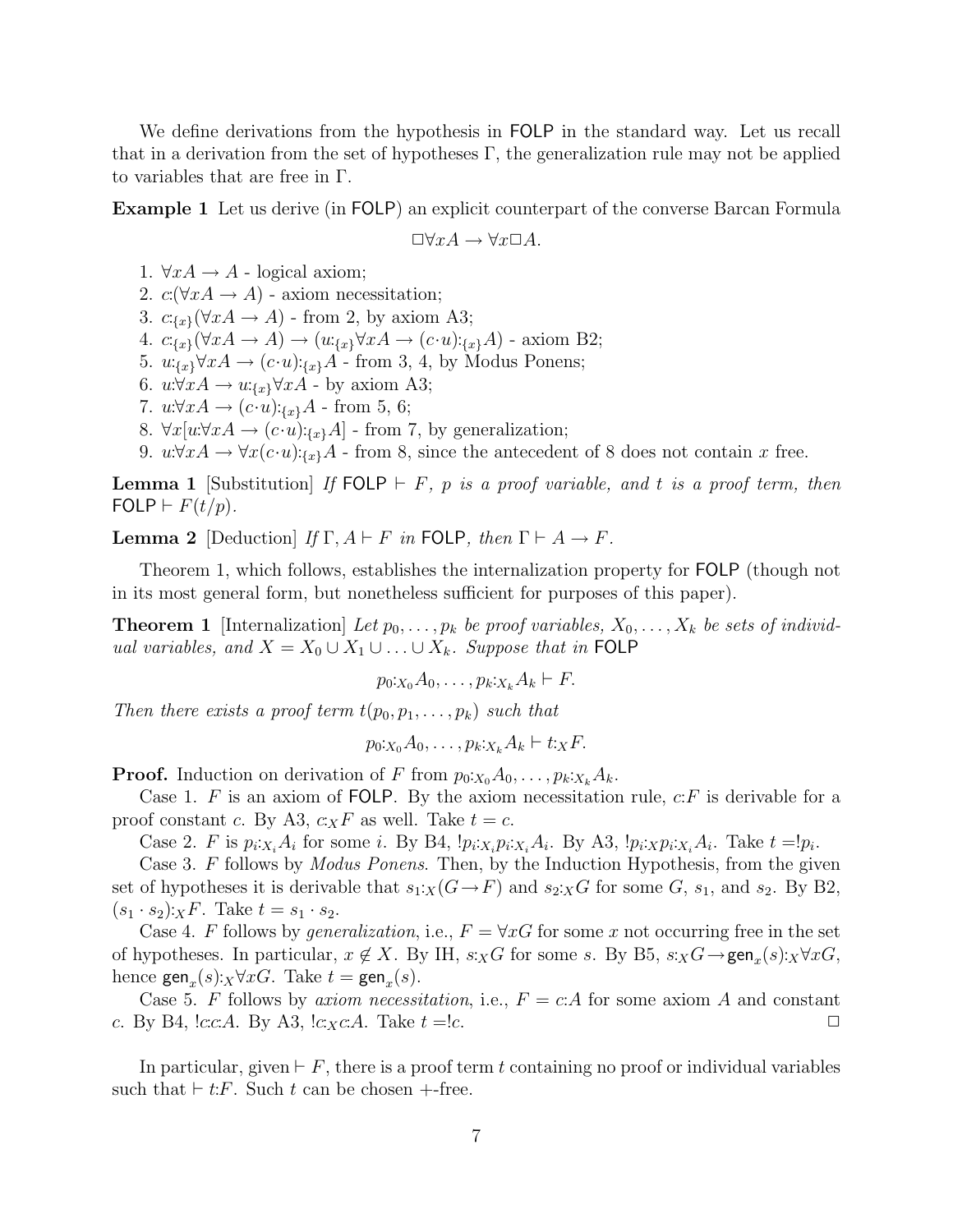We define derivations from the hypothesis in FOLP in the standard way. Let us recall that in a derivation from the set of hypotheses $\Gamma$, the generalization rule may not be applied to variables that are free in $\Gamma$.

**Example 1** Let us derive (in FOLP) an explicit counterpart of the converse Barcan Formula

$$\Box\forall xA \rightarrow \forall x\Box A.$$

1. $\forall xA \rightarrow A$ - logical axiom;
2. $c{:}(\forall xA \rightarrow A)$ - axiom necessitation;
3. $c{:}_{\{x\}}(\forall xA \rightarrow A)$ - from 2, by axiom A3;
4. $c{:}_{\{x\}}(\forall xA \rightarrow A) \rightarrow (u{:}_{\{x\}}\forall xA \rightarrow (c\cdot u){:}_{\{x\}}A)$ - axiom B2;
5. $u{:}_{\{x\}}\forall xA \rightarrow (c\cdot u){:}_{\{x\}}A$ - from 3, 4, by Modus Ponens;
6. $u{:}\forall xA \rightarrow u{:}_{\{x\}}\forall xA$ - by axiom A3;
7. $u{:}\forall xA \rightarrow (c\cdot u){:}_{\{x\}}A$ - from 5, 6;
8. $\forall x[u{:}\forall xA \rightarrow (c\cdot u){:}_{\{x\}}A]$ - from 7, by generalization;
9. $u{:}\forall xA \rightarrow \forall x(c\cdot u){:}_{\{x\}}A$ - from 8, since the antecedent of 8 does not contain $x$ free.

**Lemma 1** [Substitution] *If* $\mathsf{FOLP} \vdash F$*, $p$ is a proof variable, and $t$ is a proof term, then* $\mathsf{FOLP} \vdash F(t/p)$.

**Lemma 2** [Deduction] *If* $\Gamma, A \vdash F$ *in* FOLP*, then* $\Gamma \vdash A \rightarrow F$.

Theorem 1, which follows, establishes the internalization property for FOLP (though not in its most general form, but nonetheless sufficient for purposes of this paper).

**Theorem 1** [Internalization] *Let $p_0, \ldots, p_k$ be proof variables, $X_0, \ldots, X_k$ be sets of individual variables, and $X = X_0 \cup X_1 \cup \ldots \cup X_k$. Suppose that in* FOLP

$$p_0{:}_{X_0}A_0, \ldots, p_k{:}_{X_k}A_k \vdash F.$$

*Then there exists a proof term $t(p_0, p_1, \ldots, p_k)$ such that*

$$p_0{:}_{X_0}A_0, \ldots, p_k{:}_{X_k}A_k \vdash t{:}_X F.$$

**Proof.** Induction on derivation of $F$ from $p_0{:}_{X_0}A_0, \ldots, p_k{:}_{X_k}A_k$.

Case 1. $F$ is an axiom of FOLP. By the axiom necessitation rule, $c{:}F$ is derivable for a proof constant $c$. By A3, $c{:}_X F$ as well. Take $t = c$.

Case 2. $F$ is $p_i{:}_{X_i}A_i$ for some $i$. By B4, $!p_i{:}_{X_i}p_i{:}_{X_i}A_i$. By A3, $!p_i{:}_X p_i{:}_{X_i}A_i$. Take $t = !p_i$.

Case 3. $F$ follows by *Modus Ponens*. Then, by the Induction Hypothesis, from the given set of hypotheses it is derivable that $s_1{:}_X(G \rightarrow F)$ and $s_2{:}_X G$ for some $G$, $s_1$, and $s_2$. By B2, $(s_1 \cdot s_2){:}_X F$. Take $t = s_1 \cdot s_2$.

Case 4. $F$ follows by *generalization*, i.e., $F = \forall xG$ for some $x$ not occurring free in the set of hypotheses. In particular, $x \notin X$. By IH, $s{:}_X G$ for some $s$. By B5, $s{:}_X G \rightarrow \mathsf{gen}_x(s){:}_X \forall xG$, hence $\mathsf{gen}_x(s){:}_X \forall xG$. Take $t = \mathsf{gen}_x(s)$.

Case 5. $F$ follows by *axiom necessitation*, i.e., $F = c{:}A$ for some axiom $A$ and constant $c$. By B4, $!c{:}c{:}A$. By A3, $!c{:}_X c{:}A$. Take $t = !c$. $\Box$

In particular, given $\vdash F$, there is a proof term $t$ containing no proof or individual variables such that $\vdash t{:}F$. Such $t$ can be chosen $+$-free.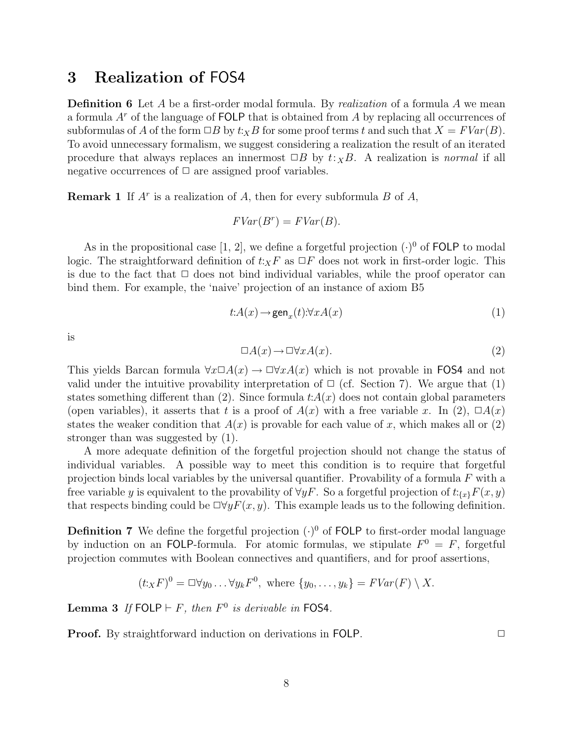# 3 Realization of FOS4

**Definition 6** Let $A$ be a first-order modal formula. By *realization* of a formula $A$ we mean a formula $A^r$ of the language of FOLP that is obtained from $A$ by replacing all occurrences of subformulas of $A$ of the form $\Box B$ by $t{:}_X B$ for some proof terms $t$ and such that $X = FVar(B)$. To avoid unnecessary formalism, we suggest considering a realization the result of an iterated procedure that always replaces an innermost $\Box B$ by $t{:}_X B$. A realization is *normal* if all negative occurrences of $\Box$ are assigned proof variables.

**Remark 1** If $A^r$ is a realization of $A$, then for every subformula $B$ of $A$,

$$FVar(B^r) = FVar(B).$$

As in the propositional case [1, 2], we define a forgetful projection $(\cdot)^0$ of FOLP to modal logic. The straightforward definition of $t{:}_X F$ as $\Box F$ does not work in first-order logic. This is due to the fact that $\Box$ does not bind individual variables, while the proof operator can bind them. For example, the 'naive' projection of an instance of axiom B5

$$t{:}A(x) \rightarrow \mathsf{gen}_x(t){:}\forall x A(x) \tag{1}$$

is

$$\Box A(x) \rightarrow \Box \forall x A(x). \tag{2}$$

This yields Barcan formula $\forall x \Box A(x) \rightarrow \Box \forall x A(x)$ which is not provable in FOS4 and not valid under the intuitive provability interpretation of $\Box$ (cf. Section 7). We argue that (1) states something different than (2). Since formula $t{:}A(x)$ does not contain global parameters (open variables), it asserts that $t$ is a proof of $A(x)$ with a free variable $x$. In (2), $\Box A(x)$ states the weaker condition that $A(x)$ is provable for each value of $x$, which makes all or (2) stronger than was suggested by (1).

A more adequate definition of the forgetful projection should not change the status of individual variables. A possible way to meet this condition is to require that forgetful projection binds local variables by the universal quantifier. Provability of a formula $F$ with a free variable $y$ is equivalent to the provability of $\forall y F$. So a forgetful projection of $t{:}_{\{x\}} F(x, y)$ that respects binding could be $\Box \forall y F(x, y)$. This example leads us to the following definition.

**Definition 7** We define the forgetful projection $(\cdot)^0$ of FOLP to first-order modal language by induction on an FOLP-formula. For atomic formulas, we stipulate $F^0 = F$, forgetful projection commutes with Boolean connectives and quantifiers, and for proof assertions,

$$(t{:}_X F)^0 = \Box \forall y_0 \ldots \forall y_k F^0, \text{ where } \{y_0, \ldots, y_k\} = FVar(F) \setminus X.$$

**Lemma 3** *If* $\mathsf{FOLP} \vdash F$*, then* $F^0$ *is derivable in* FOS4*.*

**Proof.** By straightforward induction on derivations in FOLP. $\Box$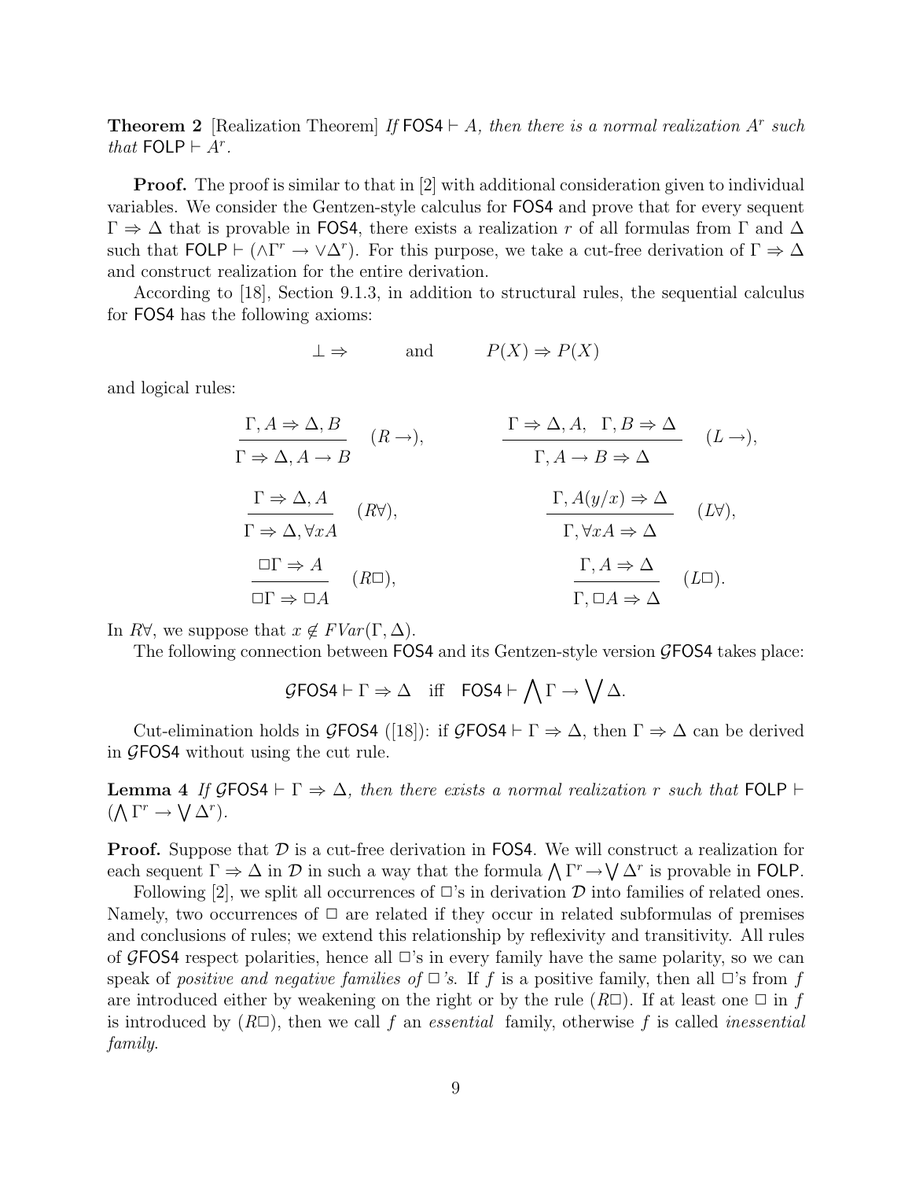**Theorem 2** [Realization Theorem] *If* $\mathsf{FOS4} \vdash A$*, then there is a normal realization* $A^r$ *such that* $\mathsf{FOLP} \vdash A^r$.

**Proof.** The proof is similar to that in [2] with additional consideration given to individual variables. We consider the Gentzen-style calculus for FOS4 and prove that for every sequent $\Gamma \Rightarrow \Delta$ that is provable in FOS4, there exists a realization $r$ of all formulas from $\Gamma$ and $\Delta$ such that $\mathsf{FOLP} \vdash (\wedge\Gamma^r \rightarrow \vee\Delta^r)$. For this purpose, we take a cut-free derivation of $\Gamma \Rightarrow \Delta$ and construct realization for the entire derivation.

According to [18], Section 9.1.3, in addition to structural rules, the sequential calculus for FOS4 has the following axioms:

$$\bot \Rightarrow \qquad \text{and} \qquad P(X) \Rightarrow P(X)$$

and logical rules:

$$\frac{\Gamma, A \Rightarrow \Delta, B}{\Gamma \Rightarrow \Delta, A \rightarrow B}\ (R\rightarrow), \qquad \frac{\Gamma \Rightarrow \Delta, A, \quad \Gamma, B \Rightarrow \Delta}{\Gamma, A \rightarrow B \Rightarrow \Delta}\ (L\rightarrow),$$

$$\frac{\Gamma \Rightarrow \Delta, A}{\Gamma \Rightarrow \Delta, \forall x A}\ (R\forall), \qquad \frac{\Gamma, A(y/x) \Rightarrow \Delta}{\Gamma, \forall x A \Rightarrow \Delta}\ (L\forall),$$

$$\frac{\Box\Gamma \Rightarrow A}{\Box\Gamma \Rightarrow \Box A}\ (R\Box), \qquad \frac{\Gamma, A \Rightarrow \Delta}{\Gamma, \Box A \Rightarrow \Delta}\ (L\Box).$$

In $R\forall$, we suppose that $x \notin FVar(\Gamma, \Delta)$.

The following connection between FOS4 and its Gentzen-style version $\mathcal{G}\mathsf{FOS4}$ takes place:

$$\mathcal{G}\mathsf{FOS4} \vdash \Gamma \Rightarrow \Delta \quad \text{iff} \quad \mathsf{FOS4} \vdash \bigwedge \Gamma \rightarrow \bigvee \Delta.$$

Cut-elimination holds in $\mathcal{G}\mathsf{FOS4}$ ([18]): if $\mathcal{G}\mathsf{FOS4} \vdash \Gamma \Rightarrow \Delta$, then $\Gamma \Rightarrow \Delta$ can be derived in $\mathcal{G}\mathsf{FOS4}$ without using the cut rule.

**Lemma 4** *If* $\mathcal{G}\mathsf{FOS4} \vdash \Gamma \Rightarrow \Delta$*, then there exists a normal realization* $r$ *such that* $\mathsf{FOLP} \vdash (\bigwedge \Gamma^r \rightarrow \bigvee \Delta^r)$.

**Proof.** Suppose that $\mathcal{D}$ is a cut-free derivation in FOS4. We will construct a realization for each sequent $\Gamma \Rightarrow \Delta$ in $\mathcal{D}$ in such a way that the formula $\bigwedge \Gamma^r \rightarrow \bigvee \Delta^r$ is provable in FOLP.

Following [2], we split all occurrences of $\Box$'s in derivation $\mathcal{D}$ into families of related ones. Namely, two occurrences of $\Box$ are related if they occur in related subformulas of premises and conclusions of rules; we extend this relationship by reflexivity and transitivity. All rules of $\mathcal{G}\mathsf{FOS4}$ respect polarities, hence all $\Box$'s in every family have the same polarity, so we can speak of *positive and negative families of* $\Box$*'s*. If $f$ is a positive family, then all $\Box$'s from $f$ are introduced either by weakening on the right or by the rule $(R\Box)$. If at least one $\Box$ in $f$ is introduced by $(R\Box)$, then we call $f$ an *essential* family, otherwise $f$ is called *inessential family.*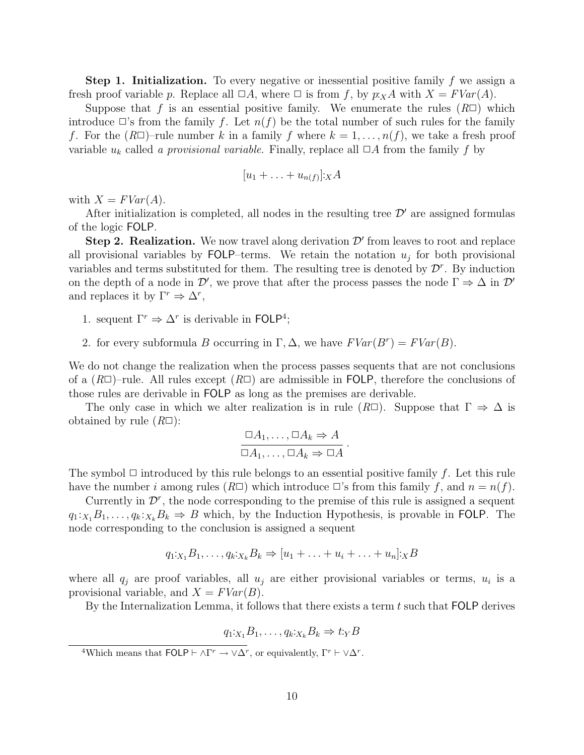**Step 1. Initialization.** To every negative or inessential positive family $f$ we assign a fresh proof variable $p$. Replace all $\Box A$, where $\Box$ is from $f$, by $p{:}_X A$ with $X = FVar(A)$.

Suppose that $f$ is an essential positive family. We enumerate the rules $(R\Box)$ which introduce $\Box$'s from the family $f$. Let $n(f)$ be the total number of such rules for the family $f$. For the $(R\Box)$–rule number $k$ in a family $f$ where $k = 1, \ldots, n(f)$, we take a fresh proof variable $u_k$ called *a provisional variable*. Finally, replace all $\Box A$ from the family $f$ by

$$[u_1 + \ldots + u_{n(f)}]{:}_X A$$

with $X = FVar(A)$.

After initialization is completed, all nodes in the resulting tree $\mathcal{D}'$ are assigned formulas of the logic FOLP.

**Step 2. Realization.** We now travel along derivation $\mathcal{D}'$ from leaves to root and replace all provisional variables by FOLP–terms. We retain the notation $u_j$ for both provisional variables and terms substituted for them. The resulting tree is denoted by $\mathcal{D}^r$. By induction on the depth of a node in $\mathcal{D}'$, we prove that after the process passes the node $\Gamma \Rightarrow \Delta$ in $\mathcal{D}'$ and replaces it by $\Gamma^r \Rightarrow \Delta^r$,

1. sequent $\Gamma^r \Rightarrow \Delta^r$ is derivable in FOLP[4];
2. for every subformula $B$ occurring in $\Gamma, \Delta$, we have $FVar(B^r) = FVar(B)$.

We do not change the realization when the process passes sequents that are not conclusions of a $(R\Box)$–rule. All rules except $(R\Box)$ are admissible in FOLP, therefore the conclusions of those rules are derivable in FOLP as long as the premises are derivable.

The only case in which we alter realization is in rule $(R\Box)$. Suppose that $\Gamma \Rightarrow \Delta$ is obtained by rule $(R\Box)$:

$$\frac{\Box A_1, \ldots, \Box A_k \Rightarrow A}{\Box A_1, \ldots, \Box A_k \Rightarrow \Box A}.$$

The symbol $\Box$ introduced by this rule belongs to an essential positive family $f$. Let this rule have the number $i$ among rules $(R\Box)$ which introduce $\Box$'s from this family $f$, and $n = n(f)$.

Currently in $\mathcal{D}^r$, the node corresponding to the premise of this rule is assigned a sequent $q_1{:}_{X_1} B_1, \ldots, q_k{:}_{X_k} B_k \Rightarrow B$ which, by the Induction Hypothesis, is provable in FOLP. The node corresponding to the conclusion is assigned a sequent

$$q_1{:}_{X_1} B_1, \ldots, q_k{:}_{X_k} B_k \Rightarrow [u_1 + \ldots + u_i + \ldots + u_n]{:}_X B$$

where all $q_j$ are proof variables, all $u_j$ are either provisional variables or terms, $u_i$ is a provisional variable, and $X = FVar(B)$.

By the Internalization Lemma, it follows that there exists a term $t$ such that FOLP derives

$$q_1{:}_{X_1} B_1, \ldots, q_k{:}_{X_k} B_k \Rightarrow t{:}_Y B$$

[4]Which means that $\mathsf{FOLP} \vdash \wedge\Gamma^r \rightarrow \vee\Delta^r$, or equivalently, $\Gamma^r \vdash \vee\Delta^r$.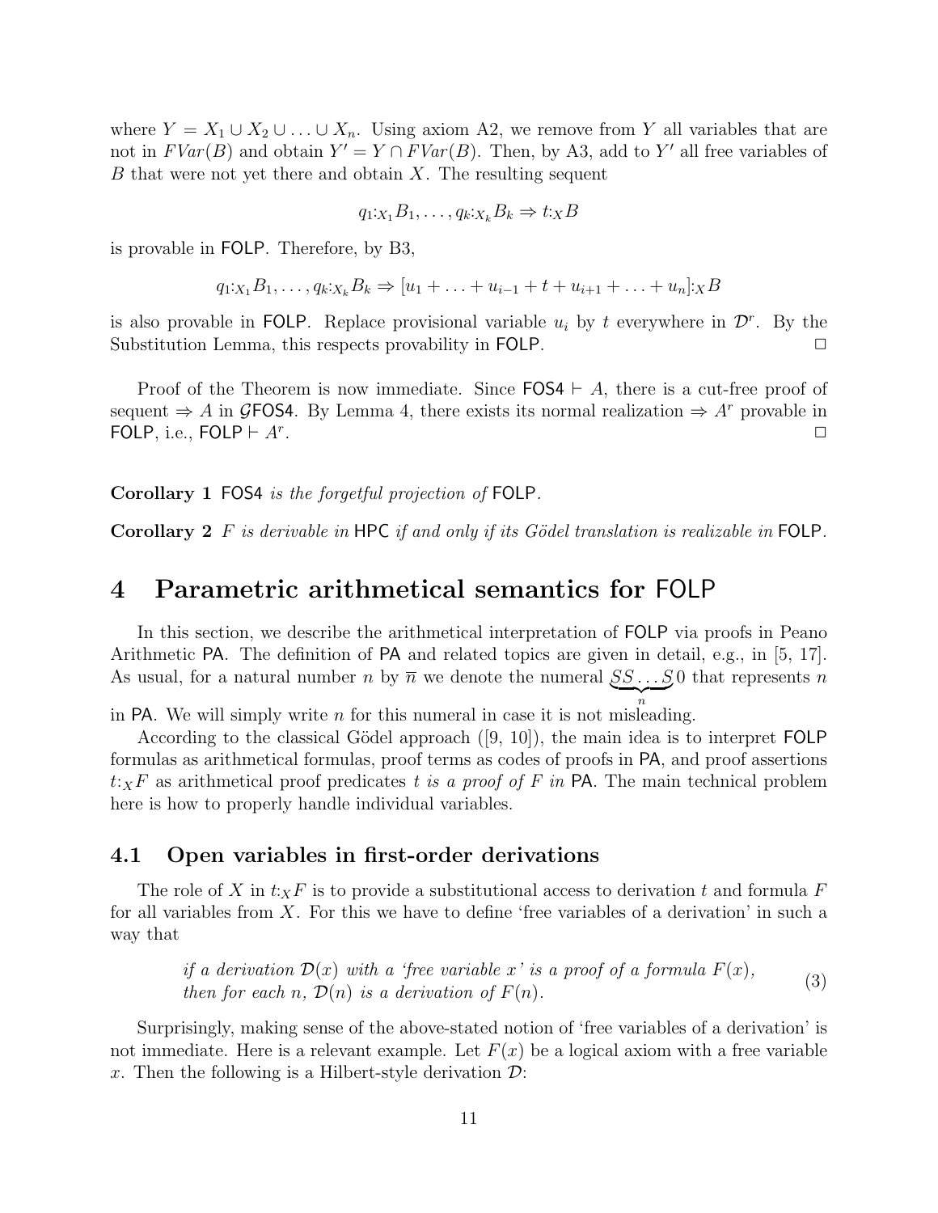where $Y = X_1 \cup X_2 \cup \ldots \cup X_n$. Using axiom A2, we remove from $Y$ all variables that are not in $FVar(B)$ and obtain $Y' = Y \cap FVar(B)$. Then, by A3, add to $Y'$ all free variables of $B$ that were not yet there and obtain $X$. The resulting sequent

$$q_1{:}_{X_1} B_1, \ldots, q_k{:}_{X_k} B_k \Rightarrow t{:}_X B$$

is provable in FOLP. Therefore, by B3,

$$q_1{:}_{X_1} B_1, \ldots, q_k{:}_{X_k} B_k \Rightarrow [u_1 + \ldots + u_{i-1} + t + u_{i+1} + \ldots + u_n]{:}_X B$$

is also provable in FOLP. Replace provisional variable $u_i$ by $t$ everywhere in $\mathcal{D}^r$. By the Substitution Lemma, this respects provability in FOLP. □

Proof of the Theorem is now immediate. Since $\mathsf{FOS4} \vdash A$, there is a cut-free proof of sequent $\Rightarrow A$ in $\mathcal{G}\mathsf{FOS4}$. By Lemma 4, there exists its normal realization $\Rightarrow A^r$ provable in FOLP, i.e., $\mathsf{FOLP} \vdash A^r$. □

**Corollary 1** *FOS4 is the forgetful projection of FOLP.*

**Corollary 2** *$F$ is derivable in HPC if and only if its Gödel translation is realizable in FOLP.*

# 4 Parametric arithmetical semantics for FOLP

In this section, we describe the arithmetical interpretation of FOLP via proofs in Peano Arithmetic PA. The definition of PA and related topics are given in detail, e.g., in [5, 17]. As usual, for a natural number $n$ by $\overline{n}$ we denote the numeral $\underbrace{SS\ldots S}_{n}0$ that represents $n$ in PA. We will simply write $n$ for this numeral in case it is not misleading.

According to the classical Gödel approach ([9, 10]), the main idea is to interpret FOLP formulas as arithmetical formulas, proof terms as codes of proofs in PA, and proof assertions $t{:}_X F$ as arithmetical proof predicates *$t$ is a proof of $F$ in* PA. The main technical problem here is how to properly handle individual variables.

## 4.1 Open variables in first-order derivations

The role of $X$ in $t{:}_X F$ is to provide a substitutional access to derivation $t$ and formula $F$ for all variables from $X$. For this we have to define 'free variables of a derivation' in such a way that

*if a derivation $\mathcal{D}(x)$ with a 'free variable $x$' is a proof of a formula $F(x)$, then for each $n$, $\mathcal{D}(n)$ is a derivation of $F(n)$.* (3)

Surprisingly, making sense of the above-stated notion of 'free variables of a derivation' is not immediate. Here is a relevant example. Let $F(x)$ be a logical axiom with a free variable $x$. Then the following is a Hilbert-style derivation $\mathcal{D}$: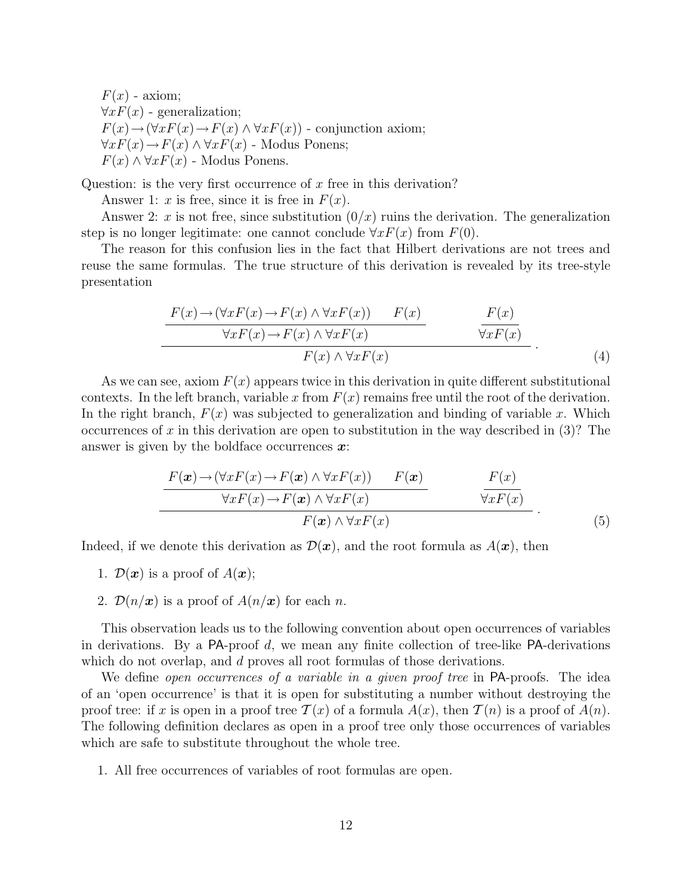$F(x)$ - axiom;
$\forall x F(x)$ - generalization;
$F(x) \rightarrow (\forall x F(x) \rightarrow F(x) \wedge \forall x F(x))$ - conjunction axiom;
$\forall x F(x) \rightarrow F(x) \wedge \forall x F(x)$ - Modus Ponens;
$F(x) \wedge \forall x F(x)$ - Modus Ponens.

Question: is the very first occurrence of $x$ free in this derivation?

Answer 1: $x$ is free, since it is free in $F(x)$.

Answer 2: $x$ is not free, since substitution $(0/x)$ ruins the derivation. The generalization step is no longer legitimate: one cannot conclude $\forall x F(x)$ from $F(0)$.

The reason for this confusion lies in the fact that Hilbert derivations are not trees and reuse the same formulas. The true structure of this derivation is revealed by its tree-style presentation

$$\dfrac{\dfrac{F(x) \rightarrow (\forall x F(x) \rightarrow F(x) \wedge \forall x F(x)) \qquad F(x)}{\forall x F(x) \rightarrow F(x) \wedge \forall x F(x)} \qquad \dfrac{F(x)}{\forall x F(x)}}{F(x) \wedge \forall x F(x)} \,. \tag{4}$$

As we can see, axiom $F(x)$ appears twice in this derivation in quite different substitutional contexts. In the left branch, variable $x$ from $F(x)$ remains free until the root of the derivation. In the right branch, $F(x)$ was subjected to generalization and binding of variable $x$. Which occurrences of $x$ in this derivation are open to substitution in the way described in (3)? The answer is given by the boldface occurrences $\boldsymbol{x}$:

$$\dfrac{\dfrac{F(\boldsymbol{x}) \rightarrow (\forall x F(x) \rightarrow F(\boldsymbol{x}) \wedge \forall x F(x)) \qquad F(\boldsymbol{x})}{\forall x F(x) \rightarrow F(\boldsymbol{x}) \wedge \forall x F(x)} \qquad \dfrac{F(x)}{\forall x F(x)}}{F(\boldsymbol{x}) \wedge \forall x F(x)} \,. \tag{5}$$

Indeed, if we denote this derivation as $\mathcal{D}(\boldsymbol{x})$, and the root formula as $A(\boldsymbol{x})$, then

1. $\mathcal{D}(\boldsymbol{x})$ is a proof of $A(\boldsymbol{x})$;
2. $\mathcal{D}(n/\boldsymbol{x})$ is a proof of $A(n/\boldsymbol{x})$ for each $n$.

This observation leads us to the following convention about open occurrences of variables in derivations. By a PA-proof $d$, we mean any finite collection of tree-like PA-derivations which do not overlap, and $d$ proves all root formulas of those derivations.

We define *open occurrences of a variable in a given proof tree* in PA-proofs. The idea of an 'open occurrence' is that it is open for substituting a number without destroying the proof tree: if $x$ is open in a proof tree $\mathcal{T}(x)$ of a formula $A(x)$, then $\mathcal{T}(n)$ is a proof of $A(n)$. The following definition declares as open in a proof tree only those occurrences of variables which are safe to substitute throughout the whole tree.

1. All free occurrences of variables of root formulas are open.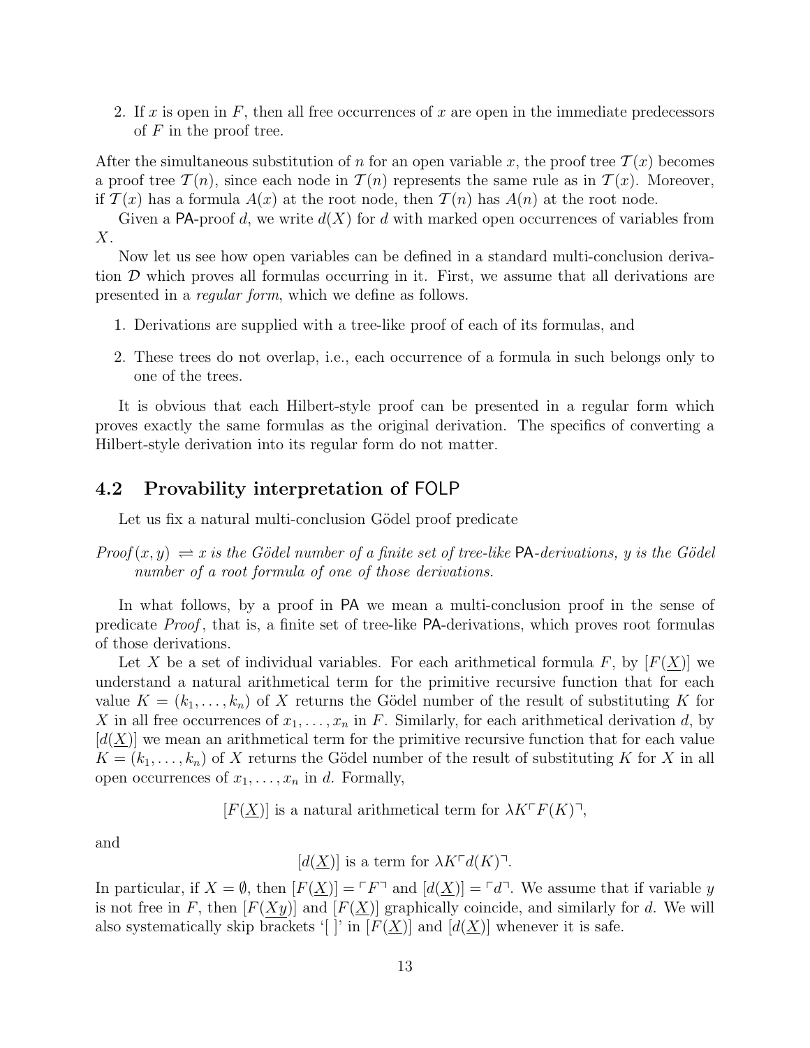2. If $x$ is open in $F$, then all free occurrences of $x$ are open in the immediate predecessors of $F$ in the proof tree.

After the simultaneous substitution of $n$ for an open variable $x$, the proof tree $\mathcal{T}(x)$ becomes a proof tree $\mathcal{T}(n)$, since each node in $\mathcal{T}(n)$ represents the same rule as in $\mathcal{T}(x)$. Moreover, if $\mathcal{T}(x)$ has a formula $A(x)$ at the root node, then $\mathcal{T}(n)$ has $A(n)$ at the root node.

Given a PA-proof $d$, we write $d(X)$ for $d$ with marked open occurrences of variables from $X$.

Now let us see how open variables can be defined in a standard multi-conclusion derivation $\mathcal{D}$ which proves all formulas occurring in it. First, we assume that all derivations are presented in a *regular form*, which we define as follows.

1. Derivations are supplied with a tree-like proof of each of its formulas, and
2. These trees do not overlap, i.e., each occurrence of a formula in such belongs only to one of the trees.

It is obvious that each Hilbert-style proof can be presented in a regular form which proves exactly the same formulas as the original derivation. The specifics of converting a Hilbert-style derivation into its regular form do not matter.

## 4.2 Provability interpretation of FOLP

Let us fix a natural multi-conclusion Gödel proof predicate

$Proof(x, y) \rightleftharpoons$ *$x$ is the Gödel number of a finite set of tree-like* PA*-derivations, $y$ is the Gödel number of a root formula of one of those derivations.*

In what follows, by a proof in PA we mean a multi-conclusion proof in the sense of predicate *Proof*, that is, a finite set of tree-like PA-derivations, which proves root formulas of those derivations.

Let $X$ be a set of individual variables. For each arithmetical formula $F$, by $[F(\underline{X})]$ we understand a natural arithmetical term for the primitive recursive function that for each value $K = (k_1, \ldots, k_n)$ of $X$ returns the Gödel number of the result of substituting $K$ for $X$ in all free occurrences of $x_1, \ldots, x_n$ in $F$. Similarly, for each arithmetical derivation $d$, by $[d(\underline{X})]$ we mean an arithmetical term for the primitive recursive function that for each value $K = (k_1, \ldots, k_n)$ of $X$ returns the Gödel number of the result of substituting $K$ for $X$ in all open occurrences of $x_1, \ldots, x_n$ in $d$. Formally,

$$[F(\underline{X})] \text{ is a natural arithmetical term for } \lambda K \ulcorner F(K) \urcorner,$$

and

$$[d(\underline{X})] \text{ is a term for } \lambda K \ulcorner d(K) \urcorner.$$

In particular, if $X = \emptyset$, then $[F(\underline{X})] = \ulcorner F \urcorner$ and $[d(\underline{X})] = \ulcorner d \urcorner$. We assume that if variable $y$ is not free in $F$, then $[F(\underline{Xy})]$ and $[F(\underline{X})]$ graphically coincide, and similarly for $d$. We will also systematically skip brackets '[ ]' in $[F(\underline{X})]$ and $[d(\underline{X})]$ whenever it is safe.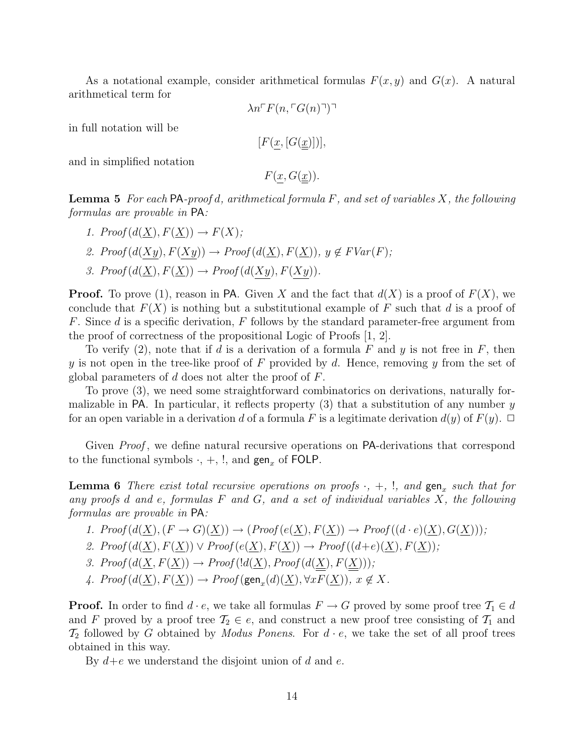As a notational example, consider arithmetical formulas $F(x, y)$ and $G(x)$. A natural arithmetical term for

$$\lambda n \ulcorner F(n, \ulcorner G(n) \urcorner) \urcorner$$

in full notation will be

$$[F(\underline{x}, [G(\underline{\underline{x}})])],$$

and in simplified notation

$$F(\underline{x}, G(\underline{\underline{x}})).$$

**Lemma 5** *For each* PA*-proof $d$, arithmetical formula $F$, and set of variables $X$, the following formulas are provable in* PA*:*

1. $Proof(d(\underline{X}), F(\underline{X})) \rightarrow F(X)$;
2. $Proof(d(\underline{Xy}), F(\underline{Xy})) \rightarrow Proof(d(\underline{X}), F(\underline{X}))$, $y \notin FVar(F)$;
3. $Proof(d(\underline{X}), F(\underline{X})) \rightarrow Proof(d(\underline{Xy}), F(\underline{Xy}))$.

**Proof.** To prove (1), reason in PA. Given $X$ and the fact that $d(X)$ is a proof of $F(X)$, we conclude that $F(X)$ is nothing but a substitutional example of $F$ such that $d$ is a proof of $F$. Since $d$ is a specific derivation, $F$ follows by the standard parameter-free argument from the proof of correctness of the propositional Logic of Proofs [1, 2].

To verify (2), note that if $d$ is a derivation of a formula $F$ and $y$ is not free in $F$, then $y$ is not open in the tree-like proof of $F$ provided by $d$. Hence, removing $y$ from the set of global parameters of $d$ does not alter the proof of $F$.

To prove (3), we need some straightforward combinatorics on derivations, naturally formalizable in PA. In particular, it reflects property (3) that a substitution of any number $y$ for an open variable in a derivation $d$ of a formula $F$ is a legitimate derivation $d(y)$ of $F(y)$. $\Box$

Given *Proof*, we define natural recursive operations on PA-derivations that correspond to the functional symbols $\cdot$, $+$, $!$, and $\mathsf{gen}_x$ of FOLP.

**Lemma 6** *There exist total recursive operations on proofs $\cdot$, $+$, $!$, and $\mathsf{gen}_x$ such that for any proofs $d$ and $e$, formulas $F$ and $G$, and a set of individual variables $X$, the following formulas are provable in* PA*:*

1. $Proof(d(\underline{X}), (F \rightarrow G)(\underline{X})) \rightarrow (Proof(e(\underline{X}), F(\underline{X})) \rightarrow Proof((d \cdot e)(\underline{X}), G(\underline{X}))$;
2. $Proof(d(\underline{X}), F(\underline{X})) \vee Proof(e(\underline{X}), F(\underline{X})) \rightarrow Proof((d+e)(\underline{X}), F(\underline{X}))$;
3. $Proof(d(\underline{X}, F(\underline{X})) \rightarrow Proof(!d(\underline{X}), Proof(d(\underline{\underline{X}}), F(\underline{\underline{X}})))$;
4. $Proof(d(\underline{X}), F(\underline{X})) \rightarrow Proof(\mathsf{gen}_x(d)(\underline{X}), \forall x F(\underline{X}))$, $x \notin X$.

**Proof.** In order to find $d \cdot e$, we take all formulas $F \rightarrow G$ proved by some proof tree $\mathcal{T}_1 \in d$ and $F$ proved by a proof tree $\mathcal{T}_2 \in e$, and construct a new proof tree consisting of $\mathcal{T}_1$ and $\mathcal{T}_2$ followed by $G$ obtained by *Modus Ponens*. For $d \cdot e$, we take the set of all proof trees obtained in this way.

By $d+e$ we understand the disjoint union of $d$ and $e$.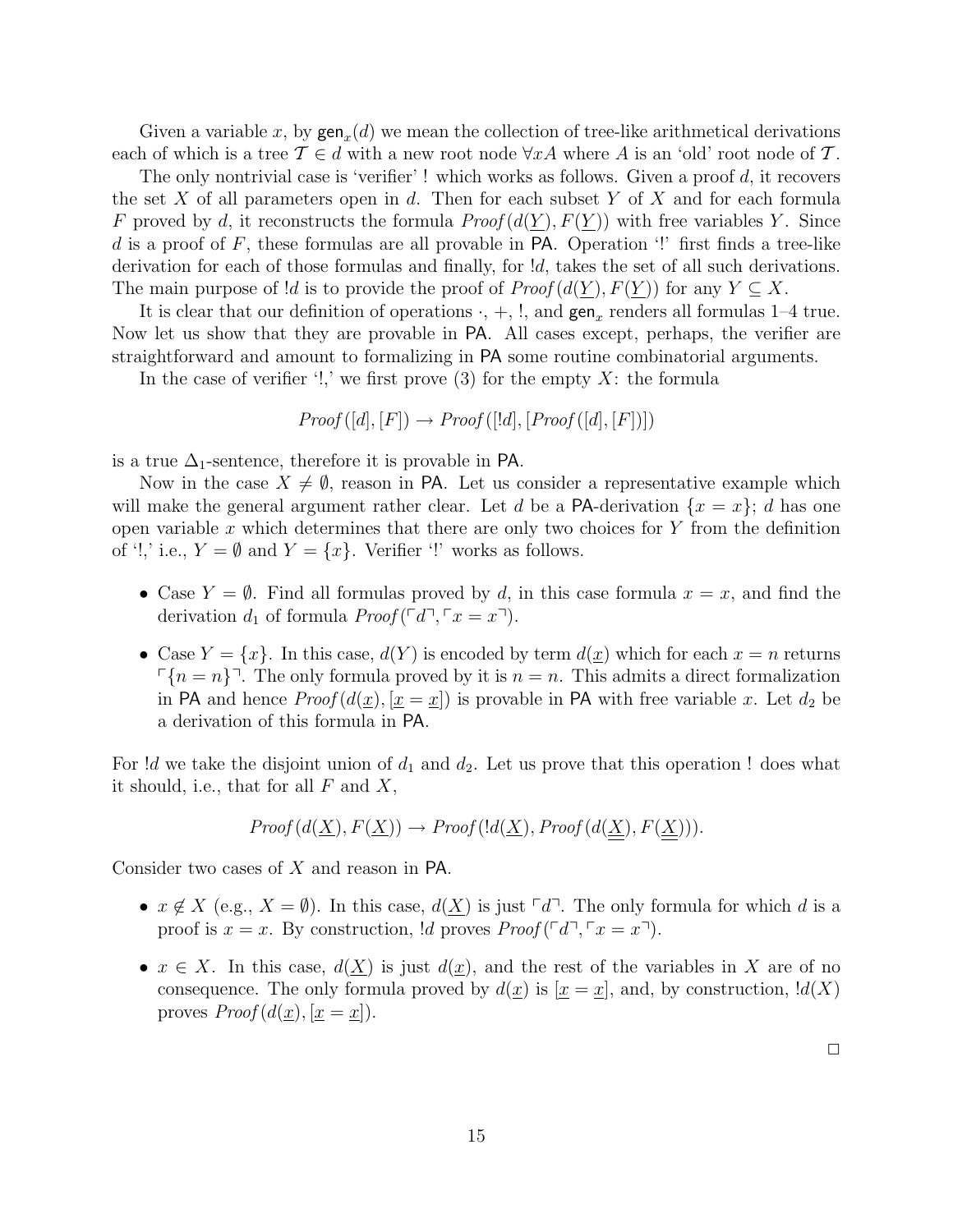Given a variable $x$, by $\mathsf{gen}_x(d)$ we mean the collection of tree-like arithmetical derivations each of which is a tree $\mathcal{T} \in d$ with a new root node $\forall x A$ where $A$ is an 'old' root node of $\mathcal{T}$.

The only nontrivial case is 'verifier' ! which works as follows. Given a proof $d$, it recovers the set $X$ of all parameters open in $d$. Then for each subset $Y$ of $X$ and for each formula $F$ proved by $d$, it reconstructs the formula $\mathit{Proof}(d(\underline{Y}), F(\underline{Y}))$ with free variables $Y$. Since $d$ is a proof of $F$, these formulas are all provable in $\mathsf{PA}$. Operation '!' first finds a tree-like derivation for each of those formulas and finally, for $!d$, takes the set of all such derivations. The main purpose of $!d$ is to provide the proof of $\mathit{Proof}(d(\underline{Y}), F(\underline{Y}))$ for any $Y \subseteq X$.

It is clear that our definition of operations $\cdot$, $+$, $!$, and $\mathsf{gen}_x$ renders all formulas 1–4 true. Now let us show that they are provable in $\mathsf{PA}$. All cases except, perhaps, the verifier are straightforward and amount to formalizing in $\mathsf{PA}$ some routine combinatorial arguments.

In the case of verifier '!,' we first prove (3) for the empty $X$: the formula

$$\mathit{Proof}([d],[F]) \rightarrow \mathit{Proof}([!d],[\mathit{Proof}([d],[F])])$$

is a true $\Delta_1$-sentence, therefore it is provable in $\mathsf{PA}$.

Now in the case $X \neq \emptyset$, reason in $\mathsf{PA}$. Let us consider a representative example which will make the general argument rather clear. Let $d$ be a $\mathsf{PA}$-derivation $\{x = x\}$; $d$ has one open variable $x$ which determines that there are only two choices for $Y$ from the definition of '!,' i.e., $Y = \emptyset$ and $Y = \{x\}$. Verifier '!' works as follows.

- Case $Y = \emptyset$. Find all formulas proved by $d$, in this case formula $x = x$, and find the derivation $d_1$ of formula $\mathit{Proof}(\ulcorner d \urcorner, \ulcorner x = x \urcorner)$.
- Case $Y = \{x\}$. In this case, $d(Y)$ is encoded by term $d(\underline{x})$ which for each $x = n$ returns $\ulcorner \{n = n\} \urcorner$. The only formula proved by it is $n = n$. This admits a direct formalization in $\mathsf{PA}$ and hence $\mathit{Proof}(d(\underline{x}), [\underline{x} = \underline{x}])$ is provable in $\mathsf{PA}$ with free variable $x$. Let $d_2$ be a derivation of this formula in $\mathsf{PA}$.

For $!d$ we take the disjoint union of $d_1$ and $d_2$. Let us prove that this operation ! does what it should, i.e., that for all $F$ and $X$,

$$\mathit{Proof}(d(\underline{X}), F(\underline{X})) \rightarrow \mathit{Proof}(!d(\underline{X}), \mathit{Proof}(d(\underline{\underline{X}}), F(\underline{\underline{X}}))).$$

Consider two cases of $X$ and reason in $\mathsf{PA}$.

- $x \notin X$ (e.g., $X = \emptyset$). In this case, $d(\underline{X})$ is just $\ulcorner d \urcorner$. The only formula for which $d$ is a proof is $x = x$. By construction, $!d$ proves $\mathit{Proof}(\ulcorner d \urcorner, \ulcorner x = x \urcorner)$.
- $x \in X$. In this case, $d(\underline{X})$ is just $d(\underline{x})$, and the rest of the variables in $X$ are of no consequence. The only formula proved by $d(\underline{x})$ is $[\underline{x} = \underline{x}]$, and, by construction, $!d(X)$ proves $\mathit{Proof}(d(\underline{x}), [\underline{x} = \underline{x}])$.

□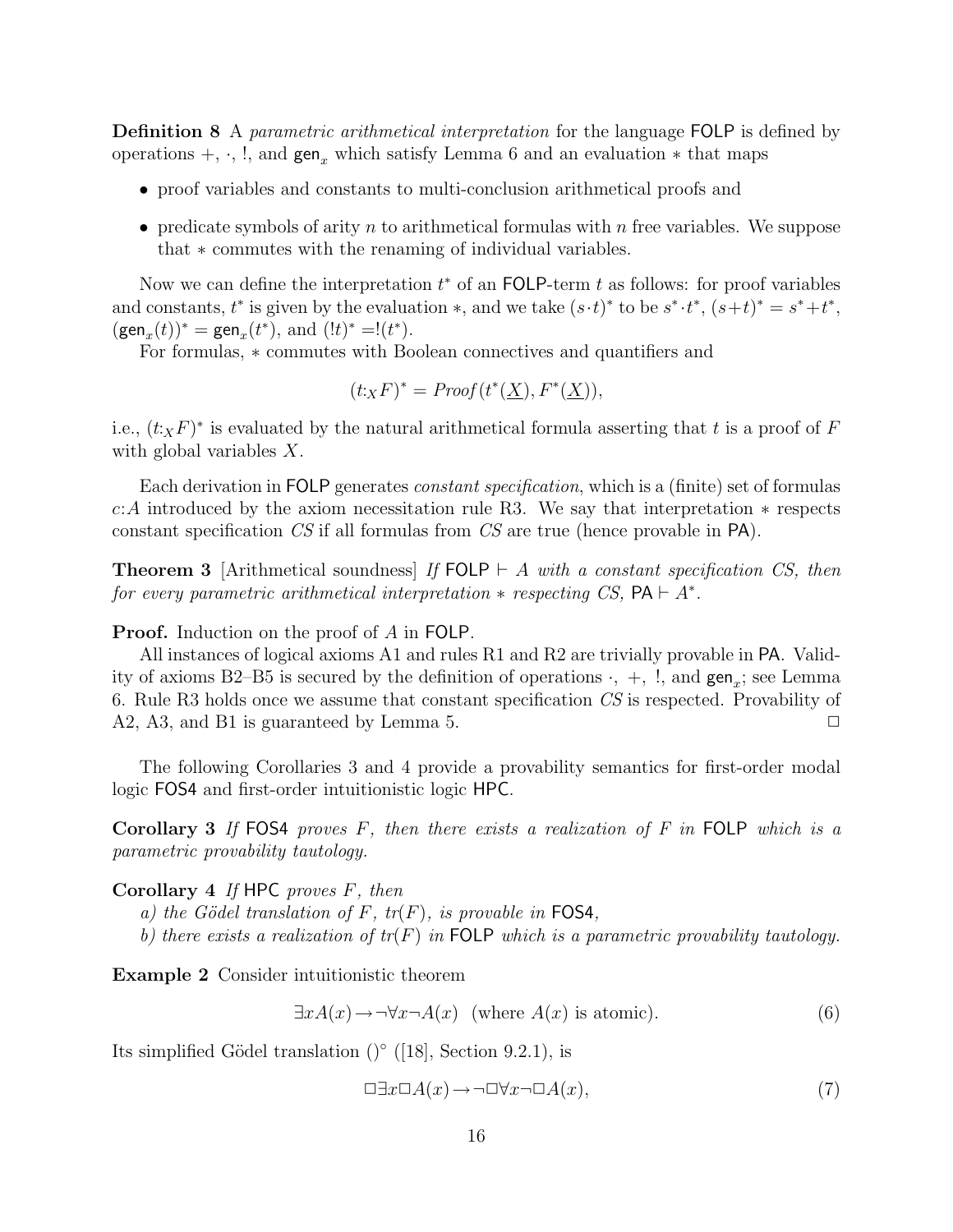**Definition 8** A *parametric arithmetical interpretation* for the language FOLP is defined by operations $+$, $\cdot$, $!$, and $\mathsf{gen}_x$ which satisfy Lemma 6 and an evaluation $*$ that maps

- proof variables and constants to multi-conclusion arithmetical proofs and
- predicate symbols of arity $n$ to arithmetical formulas with $n$ free variables. We suppose that $*$ commutes with the renaming of individual variables.

Now we can define the interpretation $t^*$ of an FOLP-term $t$ as follows: for proof variables and constants, $t^*$ is given by the evaluation $*$, and we take $(s\cdot t)^*$ to be $s^*\cdot t^*$, $(s+t)^* = s^*+t^*$, $(\mathsf{gen}_x(t))^* = \mathsf{gen}_x(t^*)$, and $(!t)^* = !(t^*)$.

For formulas, $*$ commutes with Boolean connectives and quantifiers and

$$(t{:}_X F)^* = \mathit{Proof}(t^*(\underline{X}), F^*(\underline{X})),$$

i.e., $(t{:}_X F)^*$ is evaluated by the natural arithmetical formula asserting that $t$ is a proof of $F$ with global variables $X$.

Each derivation in FOLP generates *constant specification*, which is a (finite) set of formulas $c{:}A$ introduced by the axiom necessitation rule R3. We say that interpretation $*$ respects constant specification $CS$ if all formulas from $CS$ are true (hence provable in PA).

**Theorem 3** [Arithmetical soundness] *If* FOLP $\vdash A$ *with a constant specification CS, then for every parametric arithmetical interpretation* $*$ *respecting CS,* PA $\vdash A^*$.

**Proof.** Induction on the proof of $A$ in FOLP.

All instances of logical axioms A1 and rules R1 and R2 are trivially provable in PA. Validity of axioms B2–B5 is secured by the definition of operations $\cdot$, $+$, $!$, and $\mathsf{gen}_x$; see Lemma 6. Rule R3 holds once we assume that constant specification $CS$ is respected. Provability of A2, A3, and B1 is guaranteed by Lemma 5. $\Box$

The following Corollaries 3 and 4 provide a provability semantics for first-order modal logic FOS4 and first-order intuitionistic logic HPC.

**Corollary 3** *If* FOS4 *proves* $F$*, then there exists a realization of* $F$ *in* FOLP *which is a parametric provability tautology.*

**Corollary 4** *If* HPC *proves* $F$*, then*
*a) the Gödel translation of* $F$*,* $tr(F)$*, is provable in* FOS4*,*
*b) there exists a realization of* $tr(F)$ *in* FOLP *which is a parametric provability tautology.*

**Example 2** Consider intuitionistic theorem

$$\exists x A(x) \rightarrow \neg\forall x \neg A(x) \quad \text{(where } A(x) \text{ is atomic).} \tag{6}$$

Its simplified Gödel translation $()^\circ$ ([18], Section 9.2.1), is

$$\Box\exists x \Box A(x) \rightarrow \neg\Box\forall x \neg\Box A(x), \tag{7}$$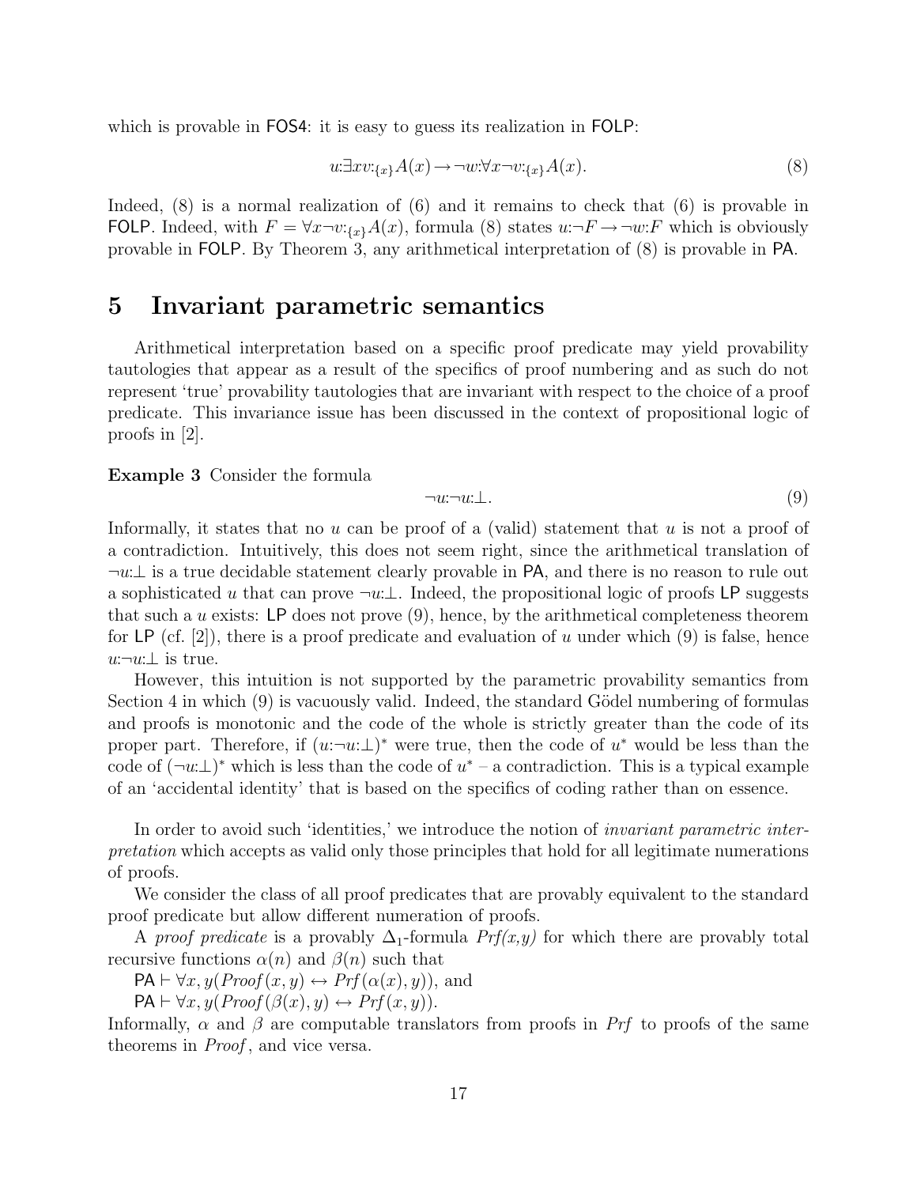which is provable in FOS4: it is easy to guess its realization in FOLP:

$$u{:}\exists x v{:}_{\{x\}} A(x) \rightarrow \neg w{:}\forall x \neg v{:}_{\{x\}} A(x). \tag{8}$$

Indeed, (8) is a normal realization of (6) and it remains to check that (6) is provable in FOLP. Indeed, with $F = \forall x \neg v{:}_{\{x\}} A(x)$, formula (8) states $u{:}\neg F \rightarrow \neg w{:}F$ which is obviously provable in FOLP. By Theorem 3, any arithmetical interpretation of (8) is provable in PA.

# 5 Invariant parametric semantics

Arithmetical interpretation based on a specific proof predicate may yield provability tautologies that appear as a result of the specifics of proof numbering and as such do not represent 'true' provability tautologies that are invariant with respect to the choice of a proof predicate. This invariance issue has been discussed in the context of propositional logic of proofs in [2].

**Example 3** Consider the formula

$$\neg u{:}\neg u{:}\bot. \tag{9}$$

Informally, it states that no $u$ can be proof of a (valid) statement that $u$ is not a proof of a contradiction. Intuitively, this does not seem right, since the arithmetical translation of $\neg u{:}\bot$ is a true decidable statement clearly provable in PA, and there is no reason to rule out a sophisticated $u$ that can prove $\neg u{:}\bot$. Indeed, the propositional logic of proofs LP suggests that such a $u$ exists: LP does not prove (9), hence, by the arithmetical completeness theorem for LP (cf. [2]), there is a proof predicate and evaluation of $u$ under which (9) is false, hence $u{:}\neg u{:}\bot$ is true.

However, this intuition is not supported by the parametric provability semantics from Section 4 in which (9) is vacuously valid. Indeed, the standard Gödel numbering of formulas and proofs is monotonic and the code of the whole is strictly greater than the code of its proper part. Therefore, if $(u{:}\neg u{:}\bot)^*$ were true, then the code of $u^*$ would be less than the code of $(\neg u{:}\bot)^*$ which is less than the code of $u^*$ – a contradiction. This is a typical example of an 'accidental identity' that is based on the specifics of coding rather than on essence.

In order to avoid such 'identities,' we introduce the notion of *invariant parametric interpretation* which accepts as valid only those principles that hold for all legitimate numerations of proofs.

We consider the class of all proof predicates that are provably equivalent to the standard proof predicate but allow different numeration of proofs.

A *proof predicate* is a provably $\Delta_1$-formula *Prf(x,y)* for which there are provably total recursive functions $\alpha(n)$ and $\beta(n)$ such that

$\mathsf{PA} \vdash \forall x, y(\mathit{Proof}(x, y) \leftrightarrow \mathit{Prf}(\alpha(x), y))$, and

$\mathsf{PA} \vdash \forall x, y(\mathit{Proof}(\beta(x), y) \leftrightarrow \mathit{Prf}(x, y))$.

Informally, $\alpha$ and $\beta$ are computable translators from proofs in *Prf* to proofs of the same theorems in *Proof*, and vice versa.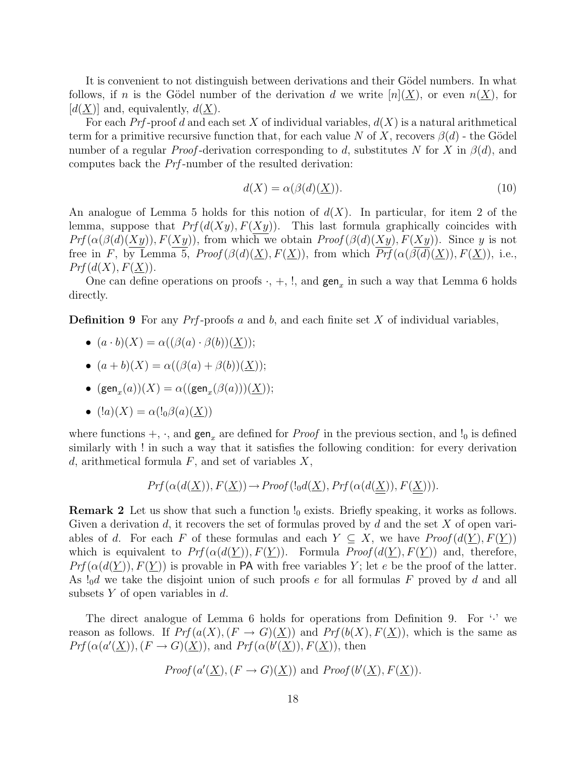It is convenient to not distinguish between derivations and their Gödel numbers. In what follows, if $n$ is the Gödel number of the derivation $d$ we write $[n](\underline{X})$, or even $n(\underline{X})$, for $[d(\underline{X})]$ and, equivalently, $d(\underline{X})$.

For each *Prf*-proof $d$ and each set $X$ of individual variables, $d(X)$ is a natural arithmetical term for a primitive recursive function that, for each value $N$ of $X$, recovers $\beta(d)$ - the Gödel number of a regular *Proof*-derivation corresponding to $d$, substitutes $N$ for $X$ in $\beta(d)$, and computes back the *Prf*-number of the resulted derivation:

$$d(X) = \alpha(\beta(d)(\underline{X})). \tag{10}$$

An analogue of Lemma 5 holds for this notion of $d(X)$. In particular, for item 2 of the lemma, suppose that $\mathit{Prf}(d(Xy), F(\underline{Xy}))$. This last formula graphically coincides with $\mathit{Prf}(\alpha(\beta(d)(\underline{Xy})), F(\underline{Xy}))$, from which we obtain $\mathit{Proof}(\beta(d)(\underline{Xy}), F(\underline{Xy}))$. Since $y$ is not free in $F$, by Lemma 5, $\mathit{Proof}(\beta(d)(\underline{X}), F(\underline{X}))$, from which $\mathit{Prf}(\alpha(\beta(d)(\underline{X})), F(\underline{X}))$, i.e., $\mathit{Prf}(d(X), F(\underline{X}))$.

One can define operations on proofs $\cdot$, $+$, $!$, and $\mathsf{gen}_x$ in such a way that Lemma 6 holds directly.

**Definition 9** For any *Prf*-proofs $a$ and $b$, and each finite set $X$ of individual variables,

- $(a \cdot b)(X) = \alpha((\beta(a) \cdot \beta(b))(\underline{X}))$;
- $(a + b)(X) = \alpha((\beta(a) + \beta(b))(\underline{X}))$;
- $(\mathsf{gen}_x(a))(X) = \alpha((\mathsf{gen}_x(\beta(a)))(\underline{X}))$;
- $(!a)(X) = \alpha(!_0\beta(a)(\underline{X}))$

where functions $+$, $\cdot$, and $\mathsf{gen}_x$ are defined for *Proof* in the previous section, and $!_0$ is defined similarly with $!$ in such a way that it satisfies the following condition: for every derivation $d$, arithmetical formula $F$, and set of variables $X$,

$$\mathit{Prf}(\alpha(d(\underline{X})), F(\underline{X})) \rightarrow \mathit{Proof}(!_0 d(\underline{X}), \mathit{Prf}(\alpha(d(\underline{\underline{X}})), F(\underline{\underline{X}}))).$$

**Remark 2** Let us show that such a function $!_0$ exists. Briefly speaking, it works as follows. Given a derivation $d$, it recovers the set of formulas proved by $d$ and the set $X$ of open variables of $d$. For each $F$ of these formulas and each $Y \subseteq X$, we have $\mathit{Proof}(d(\underline{Y}), F(\underline{Y}))$ which is equivalent to $\mathit{Prf}(\alpha(d(\underline{Y})), F(\underline{Y}))$. Formula $\mathit{Proof}(d(\underline{Y}), F(\underline{Y}))$ and, therefore, $\mathit{Prf}(\alpha(d(\underline{Y})), F(\underline{Y}))$ is provable in $\mathsf{PA}$ with free variables $Y$; let $e$ be the proof of the latter. As $!_0 d$ we take the disjoint union of such proofs $e$ for all formulas $F$ proved by $d$ and all subsets $Y$ of open variables in $d$.

The direct analogue of Lemma 6 holds for operations from Definition 9. For '$\cdot$' we reason as follows. If $\mathit{Prf}(a(X), (F \rightarrow G)(\underline{X}))$ and $\mathit{Prf}(b(X), F(\underline{X}))$, which is the same as $\mathit{Prf}(\alpha(a'(\underline{X})), (F \rightarrow G)(\underline{X}))$, and $\mathit{Prf}(\alpha(b'(\underline{X})), F(\underline{X}))$, then

$$\mathit{Proof}(a'(\underline{X}), (F \rightarrow G)(\underline{X})) \text{ and } \mathit{Proof}(b'(\underline{X}), F(\underline{X})).$$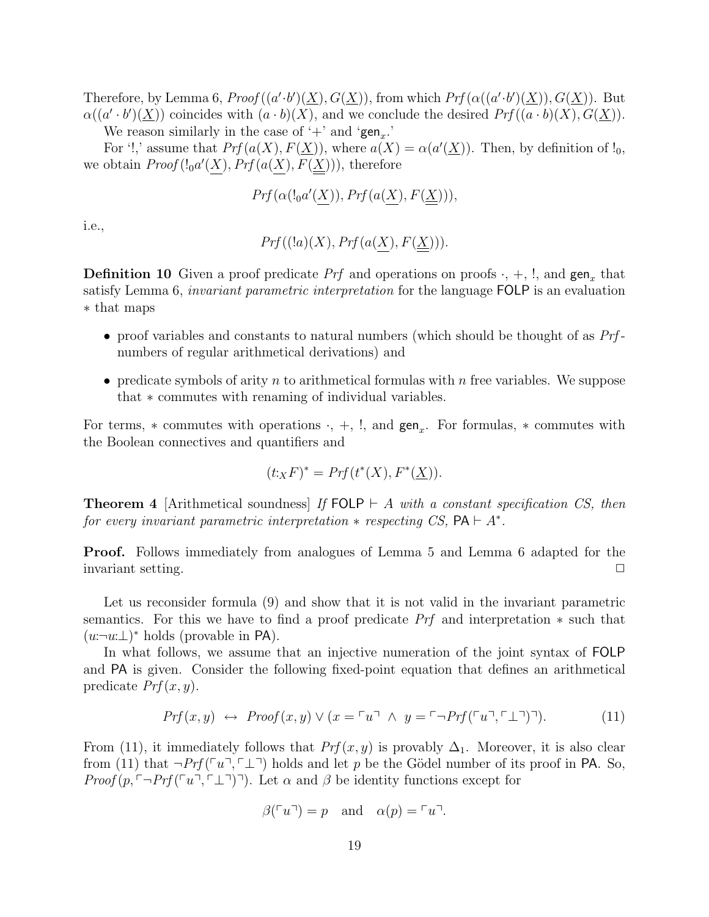Therefore, by Lemma 6, $Proof((a'\cdot b')(\underline{X}), G(\underline{X}))$, from which $Prf(\alpha((a'\cdot b')(\underline{X})), G(\underline{X}))$. But $\alpha((a'\cdot b')(\underline{X}))$ coincides with $(a\cdot b)(X)$, and we conclude the desired $Prf((a\cdot b)(X), G(\underline{X}))$.

We reason similarly in the case of '+' and '$\mathsf{gen}_x$.'

For '!,' assume that $Prf(a(X), F(\underline{X}))$, where $a(X) = \alpha(a'(\underline{X}))$. Then, by definition of $!_0$, we obtain $Proof(!_0 a'(\underline{X}), Prf(a(\underline{X}), F(\underline{\underline{X}})))$, therefore

$$Prf(\alpha(!_0 a'(\underline{X})), Prf(a(\underline{X}), F(\underline{\underline{X}}))),$$

i.e.,

$$Prf((!a)(X), Prf(a(\underline{X}), F(\underline{\underline{X}}))).$$

**Definition 10** Given a proof predicate $Prf$ and operations on proofs $\cdot$, $+$, $!$, and $\mathsf{gen}_x$ that satisfy Lemma 6, *invariant parametric interpretation* for the language $\mathsf{FOLP}$ is an evaluation $*$ that maps

- proof variables and constants to natural numbers (which should be thought of as $Prf$-numbers of regular arithmetical derivations) and
- predicate symbols of arity $n$ to arithmetical formulas with $n$ free variables. We suppose that $*$ commutes with renaming of individual variables.

For terms, $*$ commutes with operations $\cdot$, $+$, $!$, and $\mathsf{gen}_x$. For formulas, $*$ commutes with the Boolean connectives and quantifiers and

$$(t{:}_X F)^* = Prf(t^*(X), F^*(\underline{X})).$$

**Theorem 4** [Arithmetical soundness] *If $\mathsf{FOLP} \vdash A$ with a constant specification $CS$, then for every invariant parametric interpretation $*$ respecting $CS$, $\mathsf{PA} \vdash A^*$.*

**Proof.** Follows immediately from analogues of Lemma 5 and Lemma 6 adapted for the invariant setting. $\Box$

Let us reconsider formula (9) and show that it is not valid in the invariant parametric semantics. For this we have to find a proof predicate $Prf$ and interpretation $*$ such that $(u{:}\neg u{:}\bot)^*$ holds (provable in $\mathsf{PA}$).

In what follows, we assume that an injective numeration of the joint syntax of $\mathsf{FOLP}$ and $\mathsf{PA}$ is given. Consider the following fixed-point equation that defines an arithmetical predicate $Prf(x, y)$.

$$Prf(x,y) \;\leftrightarrow\; Proof(x,y) \vee (x = \ulcorner u \urcorner \;\wedge\; y = \ulcorner \neg Prf(\ulcorner u \urcorner, \ulcorner \bot \urcorner) \urcorner). \tag{11}$$

From (11), it immediately follows that $Prf(x, y)$ is provably $\Delta_1$. Moreover, it is also clear from (11) that $\neg Prf(\ulcorner u \urcorner, \ulcorner \bot \urcorner)$ holds and let $p$ be the Gödel number of its proof in $\mathsf{PA}$. So, $Proof(p, \ulcorner \neg Prf(\ulcorner u \urcorner, \ulcorner \bot \urcorner) \urcorner)$. Let $\alpha$ and $\beta$ be identity functions except for

$$\beta(\ulcorner u \urcorner) = p \quad \text{and} \quad \alpha(p) = \ulcorner u \urcorner.$$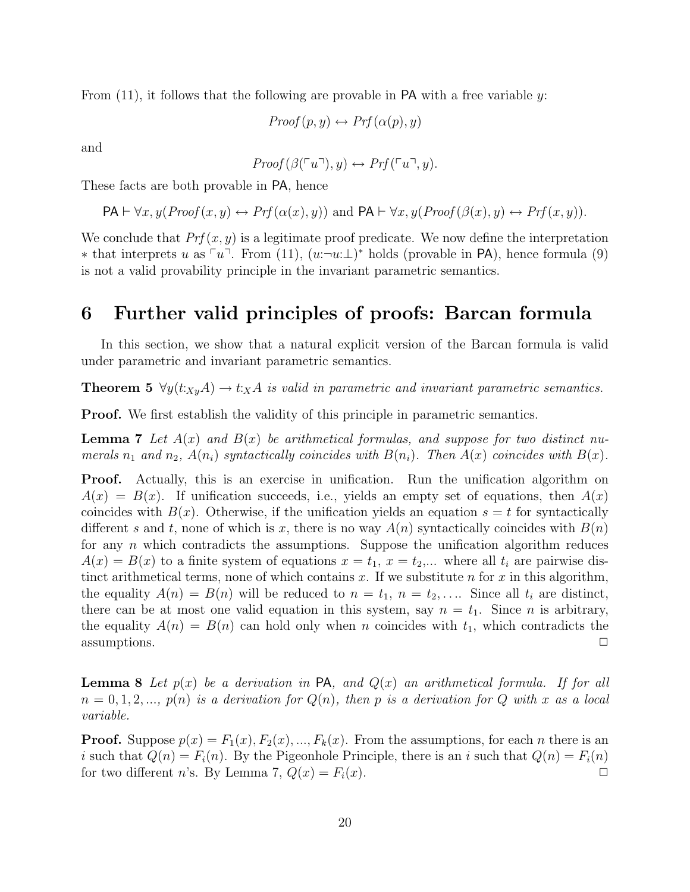From (11), it follows that the following are provable in PA with a free variable $y$:

$$Proof(p, y) \leftrightarrow Prf(\alpha(p), y)$$

and

$$Proof(\beta(\ulcorner u \urcorner), y) \leftrightarrow Prf(\ulcorner u \urcorner, y).$$

These facts are both provable in PA, hence

$$\mathsf{PA} \vdash \forall x, y(Proof(x, y) \leftrightarrow Prf(\alpha(x), y)) \text{ and } \mathsf{PA} \vdash \forall x, y(Proof(\beta(x), y) \leftrightarrow Prf(x, y)).$$

We conclude that $Prf(x, y)$ is a legitimate proof predicate. We now define the interpretation $*$ that interprets $u$ as $\ulcorner u \urcorner$. From (11), $(u{:}\neg u{:}\bot)^*$ holds (provable in PA), hence formula (9) is not a valid provability principle in the invariant parametric semantics.

# 6 Further valid principles of proofs: Barcan formula

In this section, we show that a natural explicit version of the Barcan formula is valid under parametric and invariant parametric semantics.

**Theorem 5** *$\forall y(t{:}_{Xy}A) \rightarrow t{:}_X A$ is valid in parametric and invariant parametric semantics.*

**Proof.** We first establish the validity of this principle in parametric semantics.

**Lemma 7** *Let $A(x)$ and $B(x)$ be arithmetical formulas, and suppose for two distinct numerals $n_1$ and $n_2$, $A(n_i)$ syntactically coincides with $B(n_i)$. Then $A(x)$ coincides with $B(x)$.*

**Proof.** Actually, this is an exercise in unification. Run the unification algorithm on $A(x) = B(x)$. If unification succeeds, i.e., yields an empty set of equations, then $A(x)$ coincides with $B(x)$. Otherwise, if the unification yields an equation $s = t$ for syntactically different $s$ and $t$, none of which is $x$, there is no way $A(n)$ syntactically coincides with $B(n)$ for any $n$ which contradicts the assumptions. Suppose the unification algorithm reduces $A(x) = B(x)$ to a finite system of equations $x = t_1$, $x = t_2$,... where all $t_i$ are pairwise distinct arithmetical terms, none of which contains $x$. If we substitute $n$ for $x$ in this algorithm, the equality $A(n) = B(n)$ will be reduced to $n = t_1$, $n = t_2, \ldots$. Since all $t_i$ are distinct, there can be at most one valid equation in this system, say $n = t_1$. Since $n$ is arbitrary, the equality $A(n) = B(n)$ can hold only when $n$ coincides with $t_1$, which contradicts the assumptions. $\Box$

**Lemma 8** *Let $p(x)$ be a derivation in PA, and $Q(x)$ an arithmetical formula. If for all $n = 0, 1, 2, ...$, $p(n)$ is a derivation for $Q(n)$, then $p$ is a derivation for $Q$ with $x$ as a local variable.*

**Proof.** Suppose $p(x) = F_1(x), F_2(x), ..., F_k(x)$. From the assumptions, for each $n$ there is an $i$ such that $Q(n) = F_i(n)$. By the Pigeonhole Principle, there is an $i$ such that $Q(n) = F_i(n)$ for two different $n$'s. By Lemma 7, $Q(x) = F_i(x)$. $\Box$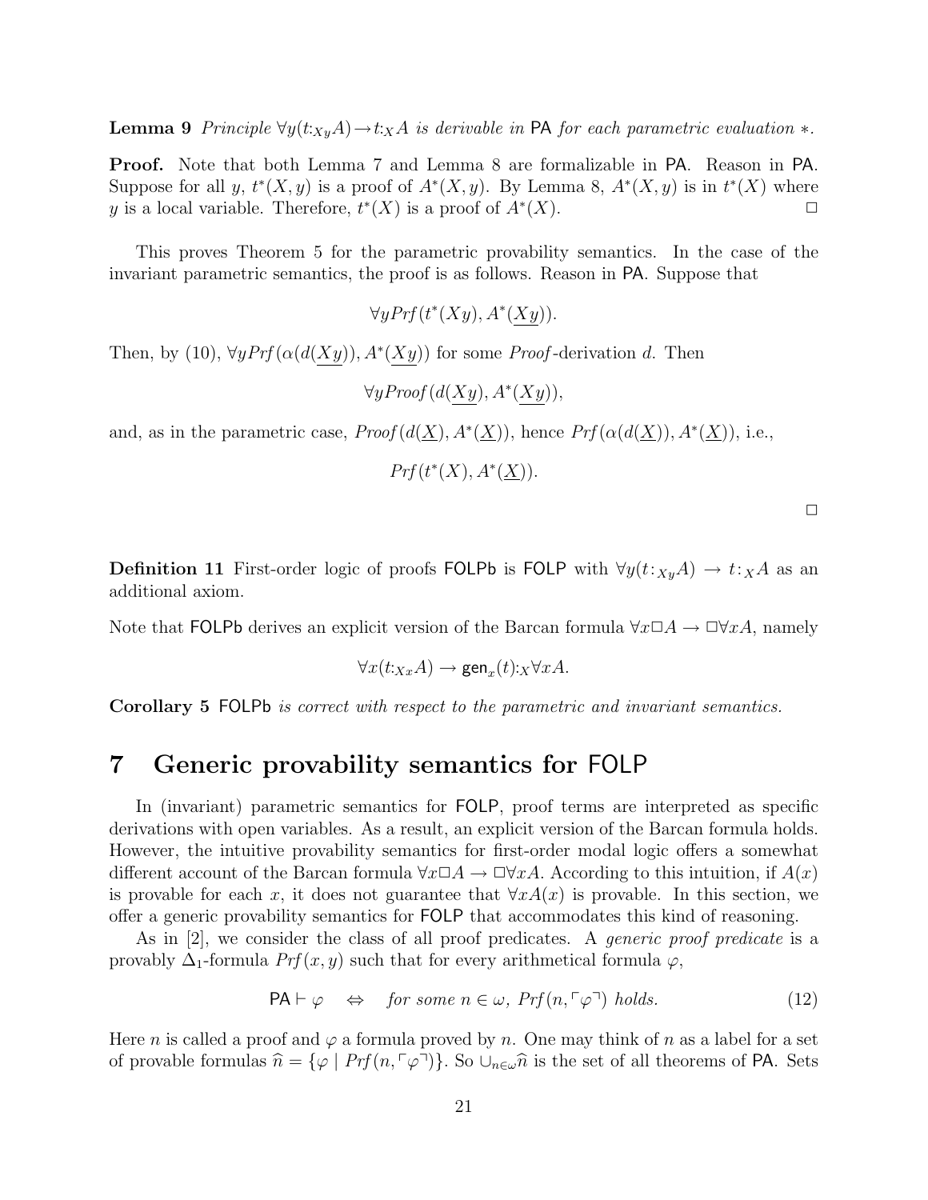**Lemma 9** *Principle $\forall y(t{:}_{Xy}A)\to t{:}_X A$ is derivable in* PA *for each parametric evaluation $*$.*

**Proof.** Note that both Lemma 7 and Lemma 8 are formalizable in PA. Reason in PA. Suppose for all $y$, $t^*(X,y)$ is a proof of $A^*(X,y)$. By Lemma 8, $A^*(X,y)$ is in $t^*(X)$ where $y$ is a local variable. Therefore, $t^*(X)$ is a proof of $A^*(X)$. $\Box$

This proves Theorem 5 for the parametric provability semantics. In the case of the invariant parametric semantics, the proof is as follows. Reason in PA. Suppose that

$$\forall y Prf(t^*(Xy), A^*(\underline{Xy})).$$

Then, by (10), $\forall y Prf(\alpha(d(\underline{Xy})), A^*(\underline{Xy}))$ for some *Proof*-derivation $d$. Then

$$\forall y Proof(d(\underline{Xy}), A^*(\underline{Xy})),$$

and, as in the parametric case, $Proof(d(\underline{X}), A^*(\underline{X}))$, hence $Prf(\alpha(d(\underline{X})), A^*(\underline{X}))$, i.e.,

$$Prf(t^*(X), A^*(\underline{X})).$$

$\Box$

**Definition 11** First-order logic of proofs FOLPb is FOLP with $\forall y(t{:}_{Xy}A) \to t{:}_X A$ as an additional axiom.

Note that FOLPb derives an explicit version of the Barcan formula $\forall x\Box A \to \Box\forall xA$, namely

$$\forall x(t{:}_{Xx}A) \to \mathsf{gen}_x(t){:}_X\forall xA.$$

**Corollary 5** FOLPb *is correct with respect to the parametric and invariant semantics.*

# 7 Generic provability semantics for FOLP

In (invariant) parametric semantics for FOLP, proof terms are interpreted as specific derivations with open variables. As a result, an explicit version of the Barcan formula holds. However, the intuitive provability semantics for first-order modal logic offers a somewhat different account of the Barcan formula $\forall x\Box A \to \Box\forall xA$. According to this intuition, if $A(x)$ is provable for each $x$, it does not guarantee that $\forall xA(x)$ is provable. In this section, we offer a generic provability semantics for FOLP that accommodates this kind of reasoning.

As in [2], we consider the class of all proof predicates. A *generic proof predicate* is a provably $\Delta_1$-formula $Prf(x,y)$ such that for every arithmetical formula $\varphi$,

$$\mathsf{PA} \vdash \varphi \quad \Leftrightarrow \quad \textit{for some } n \in \omega,\ Prf(n, \ulcorner\varphi\urcorner) \textit{ holds.} \tag{12}$$

Here $n$ is called a proof and $\varphi$ a formula proved by $n$. One may think of $n$ as a label for a set of provable formulas $\widehat{n} = \{\varphi \mid Prf(n, \ulcorner\varphi\urcorner)\}$. So $\cup_{n\in\omega}\widehat{n}$ is the set of all theorems of PA. Sets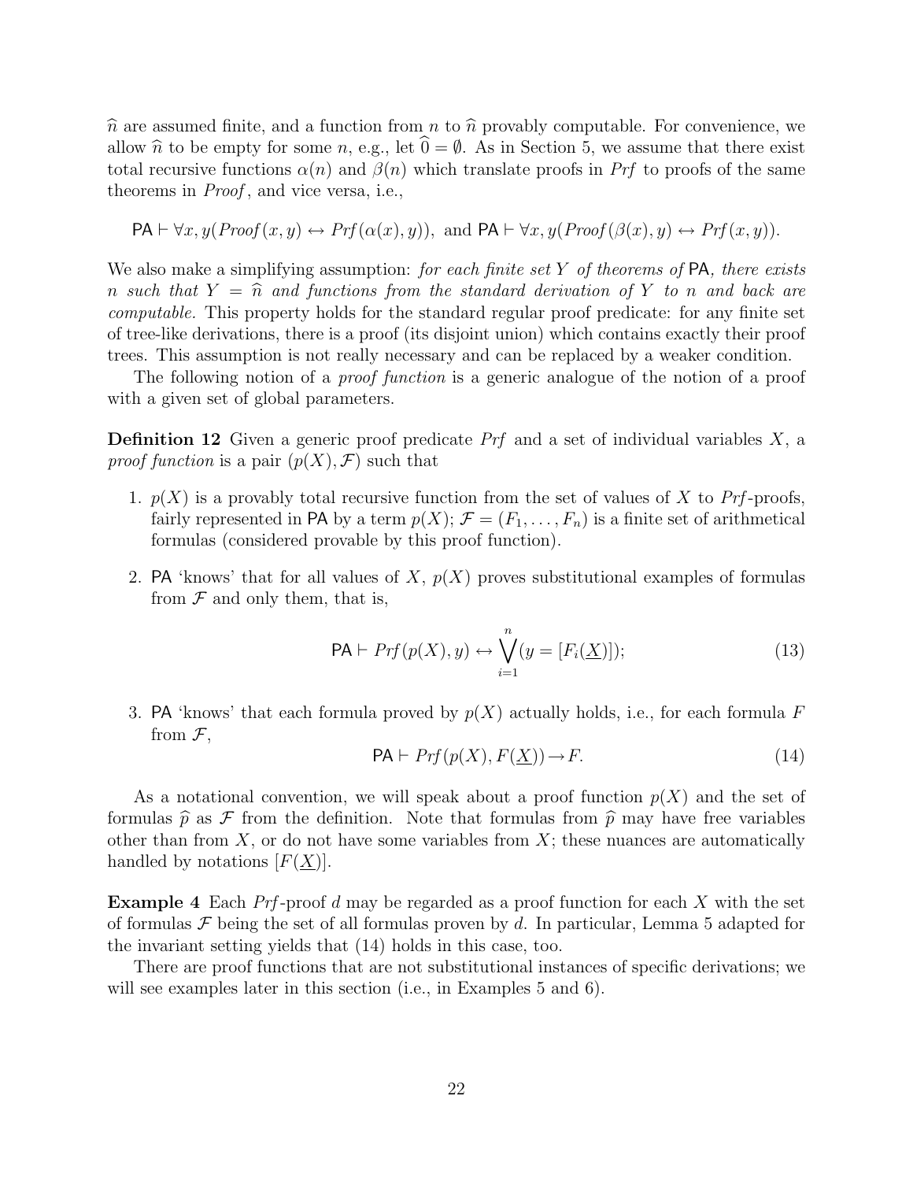$\widehat{n}$ are assumed finite, and a function from $n$ to $\widehat{n}$ provably computable. For convenience, we allow $\widehat{n}$ to be empty for some $n$, e.g., let $\widehat{0} = \emptyset$. As in Section 5, we assume that there exist total recursive functions $\alpha(n)$ and $\beta(n)$ which translate proofs in *Prf* to proofs of the same theorems in *Proof*, and vice versa, i.e.,

$$\mathsf{PA} \vdash \forall x, y(\mathit{Proof}(x, y) \leftrightarrow \mathit{Prf}(\alpha(x), y)), \text{ and } \mathsf{PA} \vdash \forall x, y(\mathit{Proof}(\beta(x), y) \leftrightarrow \mathit{Prf}(x, y)).$$

We also make a simplifying assumption: *for each finite set $Y$ of theorems of* PA*, there exists $n$ such that $Y = \widehat{n}$ and functions from the standard derivation of $Y$ to $n$ and back are computable.* This property holds for the standard regular proof predicate: for any finite set of tree-like derivations, there is a proof (its disjoint union) which contains exactly their proof trees. This assumption is not really necessary and can be replaced by a weaker condition.

The following notion of a *proof function* is a generic analogue of the notion of a proof with a given set of global parameters.

**Definition 12** Given a generic proof predicate *Prf* and a set of individual variables $X$, a *proof function* is a pair $(p(X), \mathcal{F})$ such that

1. $p(X)$ is a provably total recursive function from the set of values of $X$ to *Prf*-proofs, fairly represented in PA by a term $p(X)$; $\mathcal{F} = (F_1, \ldots, F_n)$ is a finite set of arithmetical formulas (considered provable by this proof function).

2. PA 'knows' that for all values of $X$, $p(X)$ proves substitutional examples of formulas from $\mathcal{F}$ and only them, that is,

$$\mathsf{PA} \vdash \mathit{Prf}(p(X), y) \leftrightarrow \bigvee_{i=1}^{n} (y = [F_i(\underline{X})]); \tag{13}$$

3. PA 'knows' that each formula proved by $p(X)$ actually holds, i.e., for each formula $F$ from $\mathcal{F}$,

$$\mathsf{PA} \vdash \mathit{Prf}(p(X), F(\underline{X})) \rightarrow F. \tag{14}$$

As a notational convention, we will speak about a proof function $p(X)$ and the set of formulas $\widehat{p}$ as $\mathcal{F}$ from the definition. Note that formulas from $\widehat{p}$ may have free variables other than from $X$, or do not have some variables from $X$; these nuances are automatically handled by notations $[F(\underline{X})]$.

**Example 4** Each *Prf*-proof $d$ may be regarded as a proof function for each $X$ with the set of formulas $\mathcal{F}$ being the set of all formulas proven by $d$. In particular, Lemma 5 adapted for the invariant setting yields that (14) holds in this case, too.

There are proof functions that are not substitutional instances of specific derivations; we will see examples later in this section (i.e., in Examples 5 and 6).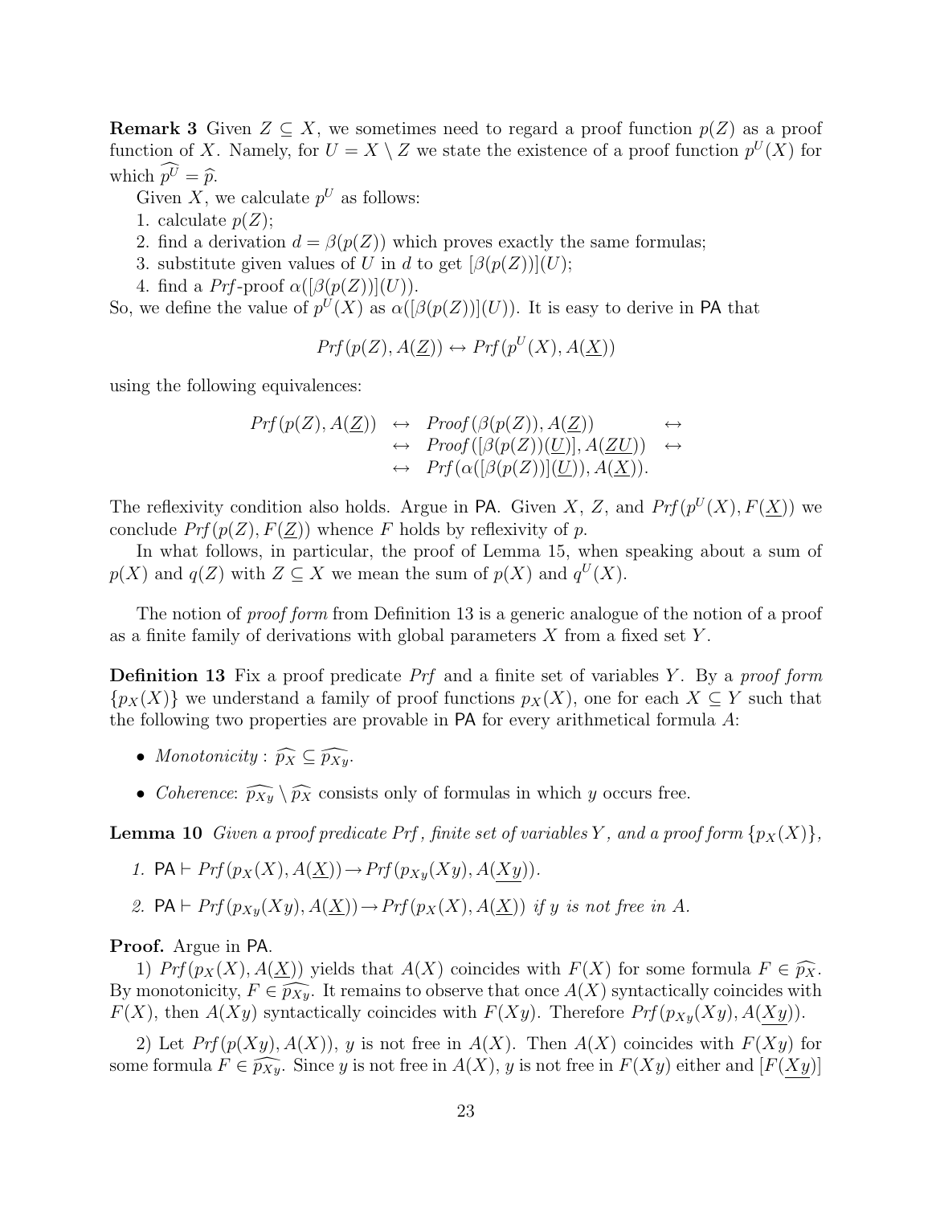**Remark 3** Given $Z \subseteq X$, we sometimes need to regard a proof function $p(Z)$ as a proof function of $X$. Namely, for $U = X \setminus Z$ we state the existence of a proof function $p^U(X)$ for which $\widehat{p^U} = \widehat{p}$.

Given $X$, we calculate $p^U$ as follows:

1. calculate $p(Z)$;
2. find a derivation $d = \beta(p(Z))$ which proves exactly the same formulas;
3. substitute given values of $U$ in $d$ to get $[\beta(p(Z))](U)$;
4. find a $Prf$-proof $\alpha([\beta(p(Z))](U))$.

So, we define the value of $p^U(X)$ as $\alpha([\beta(p(Z))](U))$. It is easy to derive in $\mathsf{PA}$ that

$$Prf(p(Z), A(\underline{Z})) \leftrightarrow Prf(p^U(X), A(\underline{X}))$$

using the following equivalences:

$$\begin{array}{rcll} Prf(p(Z), A(\underline{Z})) & \leftrightarrow & Proof(\beta(p(Z)), A(\underline{Z})) & \leftrightarrow \\ & \leftrightarrow & Proof([\beta(p(Z))(\underline{U})], A(\underline{ZU})) & \leftrightarrow \\ & \leftrightarrow & Prf(\alpha([\beta(p(Z))](\underline{U})), A(\underline{X})). & \end{array}$$

The reflexivity condition also holds. Argue in $\mathsf{PA}$. Given $X$, $Z$, and $Prf(p^U(X), F(\underline{X}))$ we conclude $Prf(p(Z), F(\underline{Z}))$ whence $F$ holds by reflexivity of $p$.

In what follows, in particular, the proof of Lemma 15, when speaking about a sum of $p(X)$ and $q(Z)$ with $Z \subseteq X$ we mean the sum of $p(X)$ and $q^U(X)$.

The notion of *proof form* from Definition 13 is a generic analogue of the notion of a proof as a finite family of derivations with global parameters $X$ from a fixed set $Y$.

**Definition 13** Fix a proof predicate $Prf$ and a finite set of variables $Y$. By a *proof form* $\{p_X(X)\}$ we understand a family of proof functions $p_X(X)$, one for each $X \subseteq Y$ such that the following two properties are provable in $\mathsf{PA}$ for every arithmetical formula $A$:

- *Monotonicity* : $\widehat{p_X} \subseteq \widehat{p_{Xy}}$.
- *Coherence*: $\widehat{p_{Xy}} \setminus \widehat{p_X}$ consists only of formulas in which $y$ occurs free.

**Lemma 10** *Given a proof predicate $Prf$, finite set of variables $Y$, and a proof form $\{p_X(X)\}$,*

1. $\mathsf{PA} \vdash Prf(p_X(X), A(\underline{X})) \rightarrow Prf(p_{Xy}(Xy), A(\underline{Xy}))$.
2. $\mathsf{PA} \vdash Prf(p_{Xy}(Xy), A(\underline{X})) \rightarrow Prf(p_X(X), A(\underline{X}))$ *if $y$ is not free in $A$.*

**Proof.** Argue in $\mathsf{PA}$.

1) $Prf(p_X(X), A(\underline{X}))$ yields that $A(X)$ coincides with $F(X)$ for some formula $F \in \widehat{p_X}$. By monotonicity, $F \in \widehat{p_{Xy}}$. It remains to observe that once $A(X)$ syntactically coincides with $F(X)$, then $A(Xy)$ syntactically coincides with $F(Xy)$. Therefore $Prf(p_{Xy}(Xy), A(\underline{Xy}))$.

2) Let $Prf(p(Xy), A(X))$, $y$ is not free in $A(X)$. Then $A(X)$ coincides with $F(Xy)$ for some formula $F \in \widehat{p_{Xy}}$. Since $y$ is not free in $A(X)$, $y$ is not free in $F(Xy)$ either and $[F(\underline{Xy})]$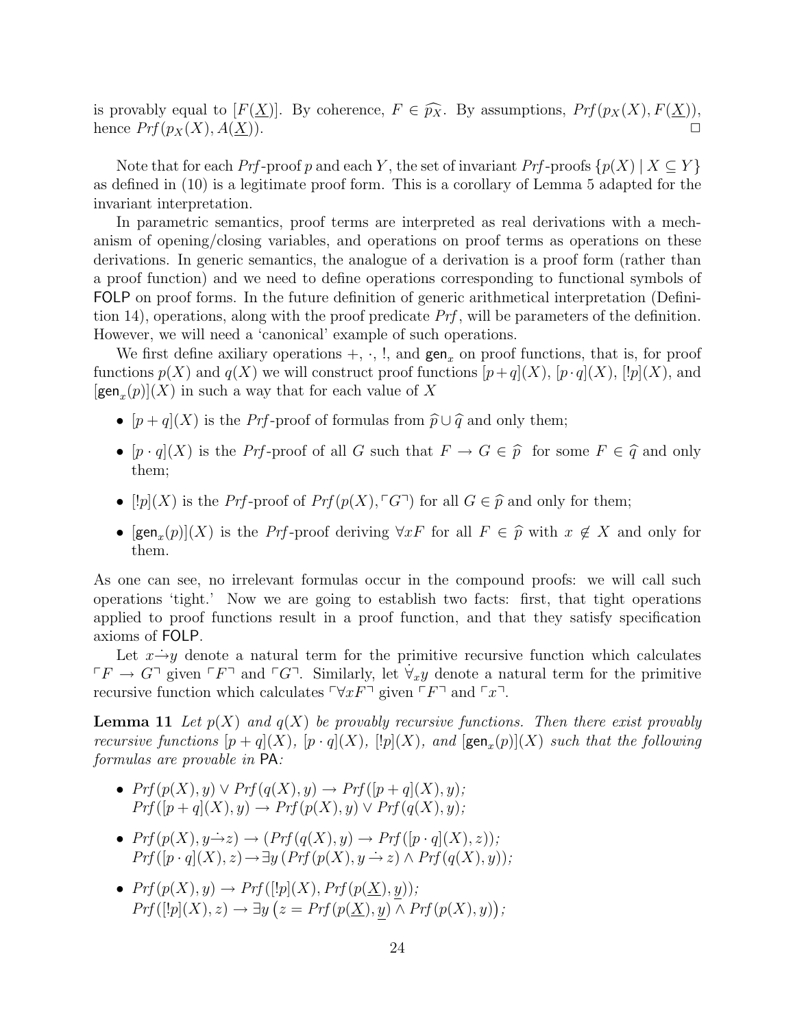is provably equal to $[F(\underline{X})]$. By coherence, $F \in \widehat{p_X}$. By assumptions, $Prf(p_X(X), F(\underline{X}))$, hence $Prf(p_X(X), A(\underline{X}))$. $\Box$

Note that for each $Prf$-proof $p$ and each $Y$, the set of invariant $Prf$-proofs $\{p(X) \mid X \subseteq Y\}$ as defined in (10) is a legitimate proof form. This is a corollary of Lemma 5 adapted for the invariant interpretation.

In parametric semantics, proof terms are interpreted as real derivations with a mechanism of opening/closing variables, and operations on proof terms as operations on these derivations. In generic semantics, the analogue of a derivation is a proof form (rather than a proof function) and we need to define operations corresponding to functional symbols of FOLP on proof forms. In the future definition of generic arithmetical interpretation (Definition 14), operations, along with the proof predicate $Prf$, will be parameters of the definition. However, we will need a 'canonical' example of such operations.

We first define axiliary operations $+$, $\cdot$, $!$, and $\mathsf{gen}_x$ on proof functions, that is, for proof functions $p(X)$ and $q(X)$ we will construct proof functions $[p+q](X)$, $[p\cdot q](X)$, $[!p](X)$, and $[\mathsf{gen}_x(p)](X)$ in such a way that for each value of $X$

- $[p+q](X)$ is the $Prf$-proof of formulas from $\widehat{p} \cup \widehat{q}$ and only them;
- $[p \cdot q](X)$ is the $Prf$-proof of all $G$ such that $F \to G \in \widehat{p}$ for some $F \in \widehat{q}$ and only them;
- $[!p](X)$ is the $Prf$-proof of $Prf(p(X), \ulcorner G \urcorner)$ for all $G \in \widehat{p}$ and only for them;
- $[\mathsf{gen}_x(p)](X)$ is the $Prf$-proof deriving $\forall x F$ for all $F \in \widehat{p}$ with $x \notin X$ and only for them.

As one can see, no irrelevant formulas occur in the compound proofs: we will call such operations 'tight.' Now we are going to establish two facts: first, that tight operations applied to proof functions result in a proof function, and that they satisfy specification axioms of FOLP.

Let $x \dot{\to} y$ denote a natural term for the primitive recursive function which calculates $\ulcorner F \to G \urcorner$ given $\ulcorner F \urcorner$ and $\ulcorner G \urcorner$. Similarly, let $\dot{\forall}_x y$ denote a natural term for the primitive recursive function which calculates $\ulcorner \forall x F \urcorner$ given $\ulcorner F \urcorner$ and $\ulcorner x \urcorner$.

**Lemma 11** *Let $p(X)$ and $q(X)$ be provably recursive functions. Then there exist provably recursive functions $[p+q](X)$, $[p\cdot q](X)$, $[!p](X)$, and $[\mathsf{gen}_x(p)](X)$ such that the following formulas are provable in* PA*:*

- $Prf(p(X), y) \vee Prf(q(X), y) \to Prf([p+q](X), y)$;
  $Prf([p+q](X), y) \to Prf(p(X), y) \vee Prf(q(X), y)$;
- $Prf(p(X), y \dot{\to} z) \to (Prf(q(X), y) \to Prf([p\cdot q](X), z))$;
  $Prf([p\cdot q](X), z) \to \exists y\, (Prf(p(X), y \dot{\to} z) \wedge Prf(q(X), y))$;
- $Prf(p(X), y) \to Prf([!p](X), Prf(p(\underline{X}), \underline{y}))$;
  $Prf([!p](X), z) \to \exists y \left(z = Prf(p(\underline{X}), \underline{y}) \wedge Prf(p(X), y)\right)$;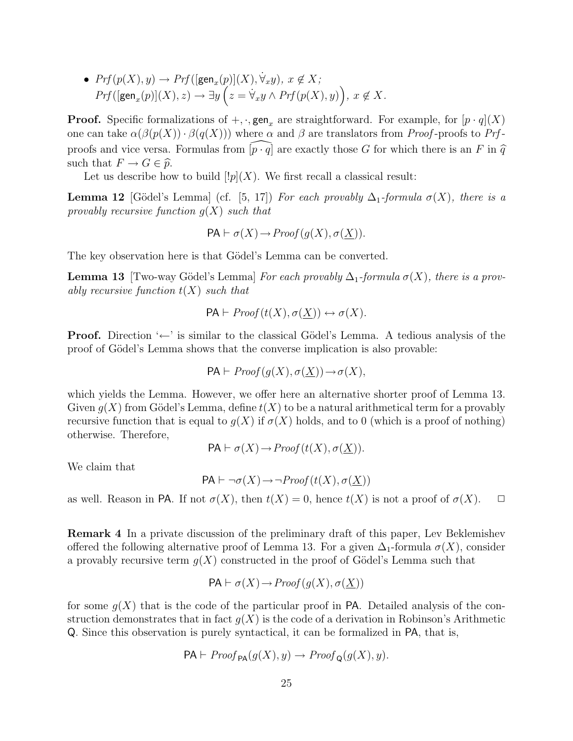- $Prf(p(X), y) \rightarrow Prf([\mathsf{gen}_x(p)](X), \dot\forall_x y),\ x \notin X$;
  $Prf([\mathsf{gen}_x(p)](X), z) \rightarrow \exists y \left(z = \dot\forall_x y \wedge Prf(p(X), y)\right),\ x \notin X$.

**Proof.** Specific formalizations of $+, \cdot, \mathsf{gen}_x$ are straightforward. For example, for $[p \cdot q](X)$ one can take $\alpha(\beta(p(X)) \cdot \beta(q(X)))$ where $\alpha$ and $\beta$ are translators from *Proof*-proofs to *Prf*-proofs and vice versa. Formulas from $\widehat{[p \cdot q]}$ are exactly those $G$ for which there is an $F$ in $\widehat{q}$ such that $F \rightarrow G \in \widehat{p}$.

Let us describe how to build $[!p](X)$. We first recall a classical result:

**Lemma 12** [Gödel's Lemma] (cf. [5, 17]) *For each provably $\Delta_1$-formula $\sigma(X)$, there is a provably recursive function $g(X)$ such that*

$$\mathsf{PA} \vdash \sigma(X) \rightarrow Proof(g(X), \sigma(\underline{X})).$$

The key observation here is that Gödel's Lemma can be converted.

**Lemma 13** [Two-way Gödel's Lemma] *For each provably $\Delta_1$-formula $\sigma(X)$, there is a provably recursive function $t(X)$ such that*

$$\mathsf{PA} \vdash Proof(t(X), \sigma(\underline{X})) \leftrightarrow \sigma(X).$$

**Proof.** Direction '$\leftarrow$' is similar to the classical Gödel's Lemma. A tedious analysis of the proof of Gödel's Lemma shows that the converse implication is also provable:

$$\mathsf{PA} \vdash Proof(g(X), \sigma(\underline{X})) \rightarrow \sigma(X),$$

which yields the Lemma. However, we offer here an alternative shorter proof of Lemma 13. Given $g(X)$ from Gödel's Lemma, define $t(X)$ to be a natural arithmetical term for a provably recursive function that is equal to $g(X)$ if $\sigma(X)$ holds, and to 0 (which is a proof of nothing) otherwise. Therefore,

$$\mathsf{PA} \vdash \sigma(X) \rightarrow Proof(t(X), \sigma(\underline{X})).$$

We claim that

$$\mathsf{PA} \vdash \neg\sigma(X) \rightarrow \neg Proof(t(X), \sigma(\underline{X}))$$

as well. Reason in $\mathsf{PA}$. If not $\sigma(X)$, then $t(X) = 0$, hence $t(X)$ is not a proof of $\sigma(X)$. $\square$

**Remark 4** In a private discussion of the preliminary draft of this paper, Lev Beklemishev offered the following alternative proof of Lemma 13. For a given $\Delta_1$-formula $\sigma(X)$, consider a provably recursive term $g(X)$ constructed in the proof of Gödel's Lemma such that

$$\mathsf{PA} \vdash \sigma(X) \rightarrow Proof(g(X), \sigma(\underline{X}))$$

for some $g(X)$ that is the code of the particular proof in $\mathsf{PA}$. Detailed analysis of the construction demonstrates that in fact $g(X)$ is the code of a derivation in Robinson's Arithmetic $\mathsf{Q}$. Since this observation is purely syntactical, it can be formalized in $\mathsf{PA}$, that is,

$$\mathsf{PA} \vdash Proof_{\mathsf{PA}}(g(X), y) \rightarrow Proof_{\mathsf{Q}}(g(X), y).$$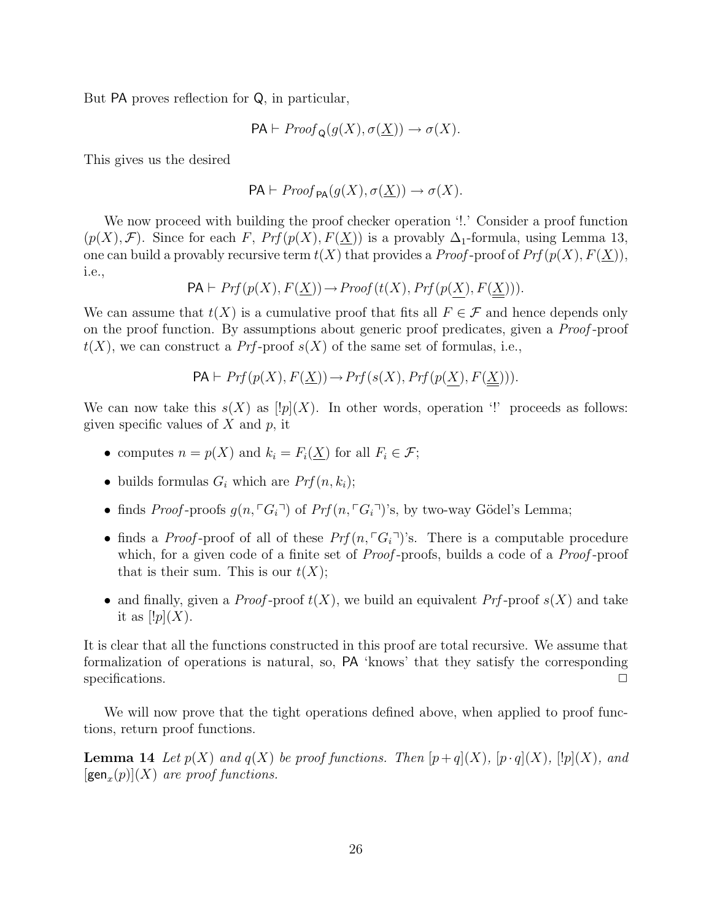But PA proves reflection for Q, in particular,

$$\mathsf{PA} \vdash \mathit{Proof}_{\mathsf{Q}}(g(X), \sigma(\underline{X})) \rightarrow \sigma(X).$$

This gives us the desired

$$\mathsf{PA} \vdash \mathit{Proof}_{\mathsf{PA}}(g(X), \sigma(\underline{X})) \rightarrow \sigma(X).$$

We now proceed with building the proof checker operation '!.' Consider a proof function $(p(X), \mathcal{F})$. Since for each $F$, $\mathit{Prf}(p(X), F(\underline{X}))$ is a provably $\Delta_1$-formula, using Lemma 13, one can build a provably recursive term $t(X)$ that provides a *Proof*-proof of $\mathit{Prf}(p(X), F(\underline{X}))$, i.e.,

$$\mathsf{PA} \vdash \mathit{Prf}(p(X), F(\underline{X})) \rightarrow \mathit{Proof}(t(X), \mathit{Prf}(p(\underline{X}), F(\underline{\underline{X}}))).$$

We can assume that $t(X)$ is a cumulative proof that fits all $F \in \mathcal{F}$ and hence depends only on the proof function. By assumptions about generic proof predicates, given a *Proof*-proof $t(X)$, we can construct a *Prf*-proof $s(X)$ of the same set of formulas, i.e.,

$$\mathsf{PA} \vdash \mathit{Prf}(p(X), F(\underline{X})) \rightarrow \mathit{Prf}(s(X), \mathit{Prf}(p(\underline{X}), F(\underline{\underline{X}}))).$$

We can now take this $s(X)$ as $[!p](X)$. In other words, operation '!' proceeds as follows: given specific values of $X$ and $p$, it

- computes $n = p(X)$ and $k_i = F_i(\underline{X})$ for all $F_i \in \mathcal{F}$;
- builds formulas $G_i$ which are $\mathit{Prf}(n, k_i)$;
- finds *Proof*-proofs $g(n, \ulcorner G_i \urcorner)$ of $\mathit{Prf}(n, \ulcorner G_i \urcorner)$'s, by two-way Gödel's Lemma;
- finds a *Proof*-proof of all of these $\mathit{Prf}(n, \ulcorner G_i \urcorner)$'s. There is a computable procedure which, for a given code of a finite set of *Proof*-proofs, builds a code of a *Proof*-proof that is their sum. This is our $t(X)$;
- and finally, given a *Proof*-proof $t(X)$, we build an equivalent *Prf*-proof $s(X)$ and take it as $[!p](X)$.

It is clear that all the functions constructed in this proof are total recursive. We assume that formalization of operations is natural, so, PA 'knows' that they satisfy the corresponding specifications. $\square$

We will now prove that the tight operations defined above, when applied to proof functions, return proof functions.

**Lemma 14** *Let $p(X)$ and $q(X)$ be proof functions. Then $[p+q](X)$, $[p \cdot q](X)$, $[!p](X)$, and $[\mathsf{gen}_x(p)](X)$ are proof functions.*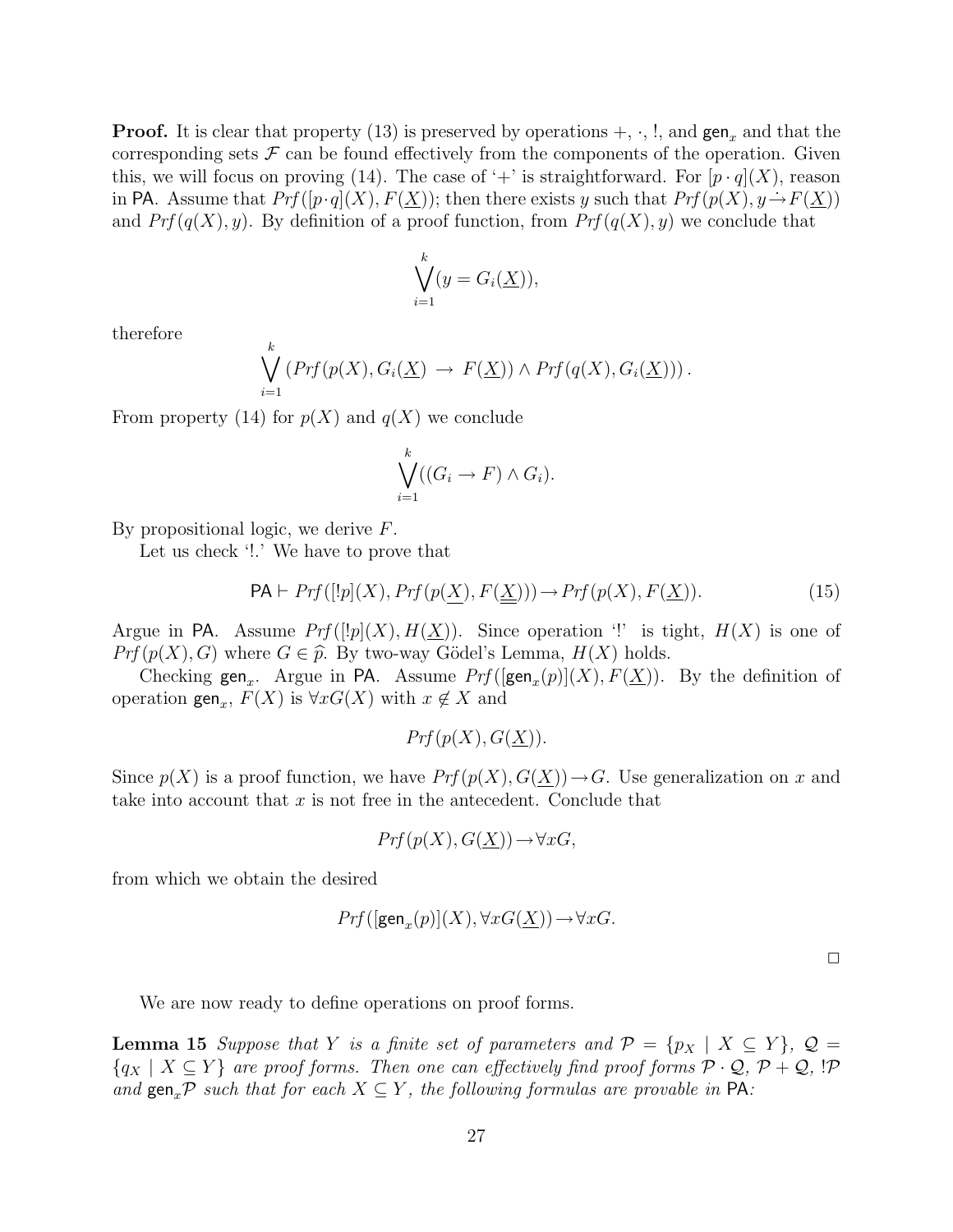**Proof.** It is clear that property (13) is preserved by operations $+$, $\cdot$, $!$, and $\mathsf{gen}_x$ and that the corresponding sets $\mathcal{F}$ can be found effectively from the components of the operation. Given this, we will focus on proving (14). The case of '$+$' is straightforward. For $[p \cdot q](X)$, reason in $\mathsf{PA}$. Assume that $Prf([p \cdot q](X), F(\underline{X}))$; then there exists $y$ such that $Prf(p(X), y \dot{\to} F(\underline{X}))$ and $Prf(q(X), y)$. By definition of a proof function, from $Prf(q(X), y)$ we conclude that

$$\bigvee_{i=1}^{k}(y = G_i(\underline{X})),$$

therefore

$$\bigvee_{i=1}^{k}\left(Prf(p(X), G_i(\underline{X}) \;\to\; F(\underline{X})) \wedge Prf(q(X), G_i(\underline{X}))\right).$$

From property (14) for $p(X)$ and $q(X)$ we conclude

$$\bigvee_{i=1}^{k}((G_i \to F) \wedge G_i).$$

By propositional logic, we derive $F$.

Let us check '!.' We have to prove that

$$\mathsf{PA} \vdash Prf([!p](X), Prf(p(\underline{X}), F(\underline{\underline{X}}))) \to Prf(p(X), F(\underline{X})). \tag{15}$$

Argue in $\mathsf{PA}$. Assume $Prf([!p](X), H(\underline{X}))$. Since operation '!' is tight, $H(X)$ is one of $Prf(p(X), G)$ where $G \in \widehat{p}$. By two-way Gödel's Lemma, $H(X)$ holds.

Checking $\mathsf{gen}_x$. Argue in $\mathsf{PA}$. Assume $Prf([\mathsf{gen}_x(p)](X), F(\underline{X}))$. By the definition of operation $\mathsf{gen}_x$, $F(X)$ is $\forall x G(X)$ with $x \notin X$ and

$$Prf(p(X), G(\underline{X})).$$

Since $p(X)$ is a proof function, we have $Prf(p(X), G(\underline{X})) \to G$. Use generalization on $x$ and take into account that $x$ is not free in the antecedent. Conclude that

$$Prf(p(X), G(\underline{X})) \to \forall x G,$$

from which we obtain the desired

$$Prf([\mathsf{gen}_x(p)](X), \forall x G(\underline{X})) \to \forall x G.$$

$\square$

We are now ready to define operations on proof forms.

**Lemma 15** *Suppose that $Y$ is a finite set of parameters and $\mathcal{P} = \{p_X \mid X \subseteq Y\}$, $\mathcal{Q} = \{q_X \mid X \subseteq Y\}$ are proof forms. Then one can effectively find proof forms $\mathcal{P} \cdot \mathcal{Q}$, $\mathcal{P} + \mathcal{Q}$, $!\mathcal{P}$ and $\mathsf{gen}_x\mathcal{P}$ such that for each $X \subseteq Y$, the following formulas are provable in $\mathsf{PA}$:*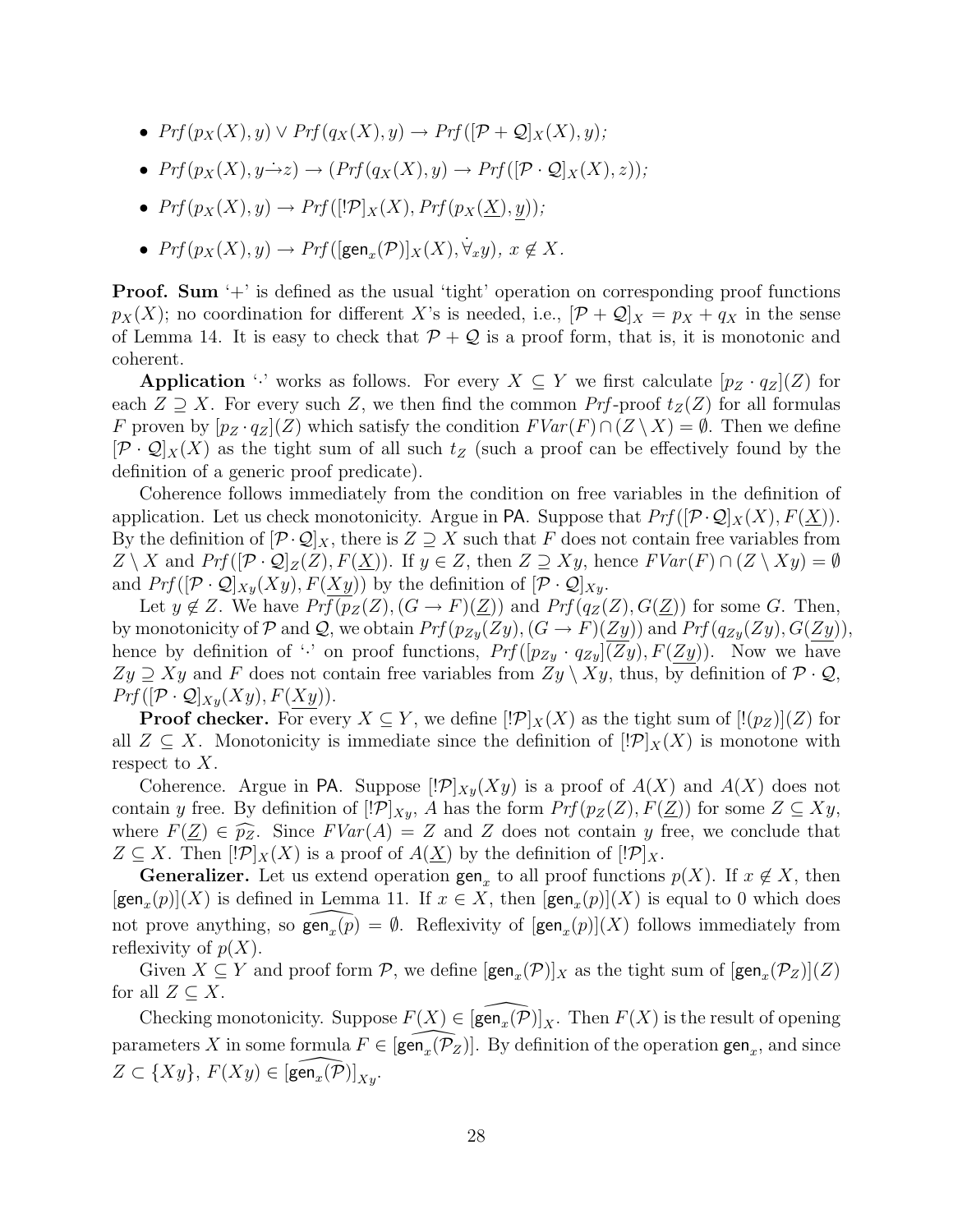- $Prf(p_X(X), y) \vee Prf(q_X(X), y) \to Prf([\mathcal{P}+\mathcal{Q}]_X(X), y)$;
- $Prf(p_X(X), y \dot{\to} z) \to (Prf(q_X(X), y) \to Prf([\mathcal{P}\cdot\mathcal{Q}]_X(X), z))$;
- $Prf(p_X(X), y) \to Prf([!\mathcal{P}]_X(X), Prf(p_X(\underline{X}), \underline{y}))$;
- $Prf(p_X(X), y) \to Prf([\mathsf{gen}_x(\mathcal{P})]_X(X), \dot{\forall}_x y)$, $x \notin X$.

**Proof. Sum** '+' is defined as the usual 'tight' operation on corresponding proof functions $p_X(X)$; no coordination for different $X$'s is needed, i.e., $[\mathcal{P}+\mathcal{Q}]_X = p_X + q_X$ in the sense of Lemma 14. It is easy to check that $\mathcal{P}+\mathcal{Q}$ is a proof form, that is, it is monotonic and coherent.

**Application** '$\cdot$' works as follows. For every $X \subseteq Y$ we first calculate $[p_Z \cdot q_Z](Z)$ for each $Z \supseteq X$. For every such $Z$, we then find the common $Prf$-proof $t_Z(Z)$ for all formulas $F$ proven by $[p_Z \cdot q_Z](Z)$ which satisfy the condition $FVar(F) \cap (Z \setminus X) = \emptyset$. Then we define $[\mathcal{P}\cdot\mathcal{Q}]_X(X)$ as the tight sum of all such $t_Z$ (such a proof can be effectively found by the definition of a generic proof predicate).

Coherence follows immediately from the condition on free variables in the definition of application. Let us check monotonicity. Argue in PA. Suppose that $Prf([\mathcal{P}\cdot\mathcal{Q}]_X(X), F(\underline{X}))$. By the definition of $[\mathcal{P}\cdot\mathcal{Q}]_X$, there is $Z \supseteq X$ such that $F$ does not contain free variables from $Z \setminus X$ and $Prf([\mathcal{P}\cdot\mathcal{Q}]_Z(Z), F(\underline{X}))$. If $y \in Z$, then $Z \supseteq Xy$, hence $FVar(F) \cap (Z \setminus Xy) = \emptyset$ and $Prf([\mathcal{P}\cdot\mathcal{Q}]_{Xy}(Xy), F(\underline{Xy}))$ by the definition of $[\mathcal{P}\cdot\mathcal{Q}]_{Xy}$.

Let $y \notin Z$. We have $Prf(p_Z(Z), (G \to F)(\underline{Z}))$ and $Prf(q_Z(Z), G(\underline{Z}))$ for some $G$. Then, by monotonicity of $\mathcal{P}$ and $\mathcal{Q}$, we obtain $Prf(p_{Zy}(Zy), (G \to F)(\underline{Zy}))$ and $Prf(q_{Zy}(Zy), G(\underline{Zy}))$, hence by definition of '$\cdot$' on proof functions, $Prf([p_{Zy} \cdot q_{Zy}](Zy), F(\underline{Zy}))$. Now we have $Zy \supseteq Xy$ and $F$ does not contain free variables from $Zy \setminus Xy$, thus, by definition of $\mathcal{P}\cdot\mathcal{Q}$, $Prf([\mathcal{P}\cdot\mathcal{Q}]_{Xy}(Xy), F(\underline{Xy}))$.

**Proof checker.** For every $X \subseteq Y$, we define $[!\mathcal{P}]_X(X)$ as the tight sum of $[!(p_Z)](Z)$ for all $Z \subseteq X$. Monotonicity is immediate since the definition of $[!\mathcal{P}]_X(X)$ is monotone with respect to $X$.

Coherence. Argue in PA. Suppose $[!\mathcal{P}]_{Xy}(Xy)$ is a proof of $A(X)$ and $A(X)$ does not contain $y$ free. By definition of $[!\mathcal{P}]_{Xy}$, $A$ has the form $Prf(p_Z(Z), F(\underline{Z}))$ for some $Z \subseteq Xy$, where $F(\underline{Z}) \in \widehat{p_Z}$. Since $FVar(A) = Z$ and $Z$ does not contain $y$ free, we conclude that $Z \subseteq X$. Then $[!\mathcal{P}]_X(X)$ is a proof of $A(\underline{X})$ by the definition of $[!\mathcal{P}]_X$.

**Generalizer.** Let us extend operation $\mathsf{gen}_x$ to all proof functions $p(X)$. If $x \notin X$, then $[\mathsf{gen}_x(p)](X)$ is defined in Lemma 11. If $x \in X$, then $[\mathsf{gen}_x(p)](X)$ is equal to 0 which does not prove anything, so $\widehat{\mathsf{gen}_x(p)} = \emptyset$. Reflexivity of $[\mathsf{gen}_x(p)](X)$ follows immediately from reflexivity of $p(X)$.

Given $X \subseteq Y$ and proof form $\mathcal{P}$, we define $[\mathsf{gen}_x(\mathcal{P})]_X$ as the tight sum of $[\mathsf{gen}_x(\mathcal{P}_Z)](Z)$ for all $Z \subseteq X$.

Checking monotonicity. Suppose $F(X) \in [\widehat{\mathsf{gen}_x(\mathcal{P})}]_X$. Then $F(X)$ is the result of opening parameters $X$ in some formula $F \in [\widehat{\mathsf{gen}_x(\mathcal{P}_Z)}]$. By definition of the operation $\mathsf{gen}_x$, and since $Z \subset \{Xy\}$, $F(Xy) \in [\widehat{\mathsf{gen}_x(\mathcal{P})}]_{Xy}$.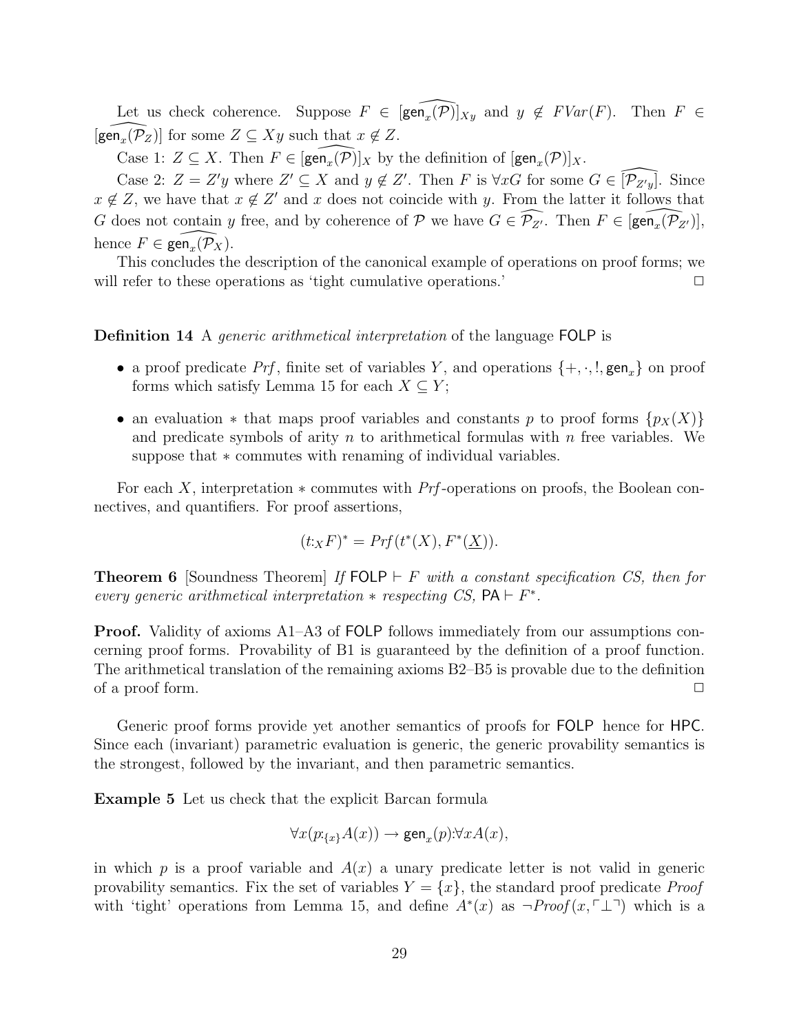Let us check coherence. Suppose $F \in [\widehat{\mathsf{gen}_x(\mathcal{P})}]_{Xy}$ and $y \notin FVar(F)$. Then $F \in [\widehat{\mathsf{gen}_x(\mathcal{P}_Z)}]$ for some $Z \subseteq Xy$ such that $x \notin Z$.

Case 1: $Z \subseteq X$. Then $F \in [\widehat{\mathsf{gen}_x(\mathcal{P})}]_X$ by the definition of $[\mathsf{gen}_x(\mathcal{P})]_X$.

Case 2: $Z = Z'y$ where $Z' \subseteq X$ and $y \notin Z'$. Then $F$ is $\forall x G$ for some $G \in [\widehat{\mathcal{P}_{Z'y}}]$. Since $x \notin Z$, we have that $x \notin Z'$ and $x$ does not coincide with $y$. From the latter it follows that $G$ does not contain $y$ free, and by coherence of $\mathcal{P}$ we have $G \in \widehat{\mathcal{P}_{Z'}}$. Then $F \in [\widehat{\mathsf{gen}_x(\mathcal{P}_{Z'})}]$, hence $F \in \widehat{\mathsf{gen}_x(\mathcal{P}_X)}$.

This concludes the description of the canonical example of operations on proof forms; we will refer to these operations as 'tight cumulative operations.' ☐

**Definition 14** A *generic arithmetical interpretation* of the language FOLP is

- a proof predicate $Prf$, finite set of variables $Y$, and operations $\{+, \cdot, !, \mathsf{gen}_x\}$ on proof forms which satisfy Lemma 15 for each $X \subseteq Y$;
- an evaluation $*$ that maps proof variables and constants $p$ to proof forms $\{p_X(X)\}$ and predicate symbols of arity $n$ to arithmetical formulas with $n$ free variables. We suppose that $*$ commutes with renaming of individual variables.

For each $X$, interpretation $*$ commutes with $Prf$-operations on proofs, the Boolean connectives, and quantifiers. For proof assertions,

$$(t{:}_X F)^* = Prf(t^*(X), F^*(\underline{X})).$$

**Theorem 6** [Soundness Theorem] *If* FOLP $\vdash F$ *with a constant specification CS, then for every generic arithmetical interpretation $*$ respecting CS,* PA $\vdash F^*$.

**Proof.** Validity of axioms A1–A3 of FOLP follows immediately from our assumptions concerning proof forms. Provability of B1 is guaranteed by the definition of a proof function. The arithmetical translation of the remaining axioms B2–B5 is provable due to the definition of a proof form. ☐

Generic proof forms provide yet another semantics of proofs for FOLP hence for HPC. Since each (invariant) parametric evaluation is generic, the generic provability semantics is the strongest, followed by the invariant, and then parametric semantics.

**Example 5** Let us check that the explicit Barcan formula

$$\forall x(p{:}_{\{x\}}A(x)) \rightarrow \mathsf{gen}_x(p){:}\forall x A(x),$$

in which $p$ is a proof variable and $A(x)$ a unary predicate letter is not valid in generic provability semantics. Fix the set of variables $Y = \{x\}$, the standard proof predicate $Proof$ with 'tight' operations from Lemma 15, and define $A^*(x)$ as $\neg Proof(x, \ulcorner\bot\urcorner)$ which is a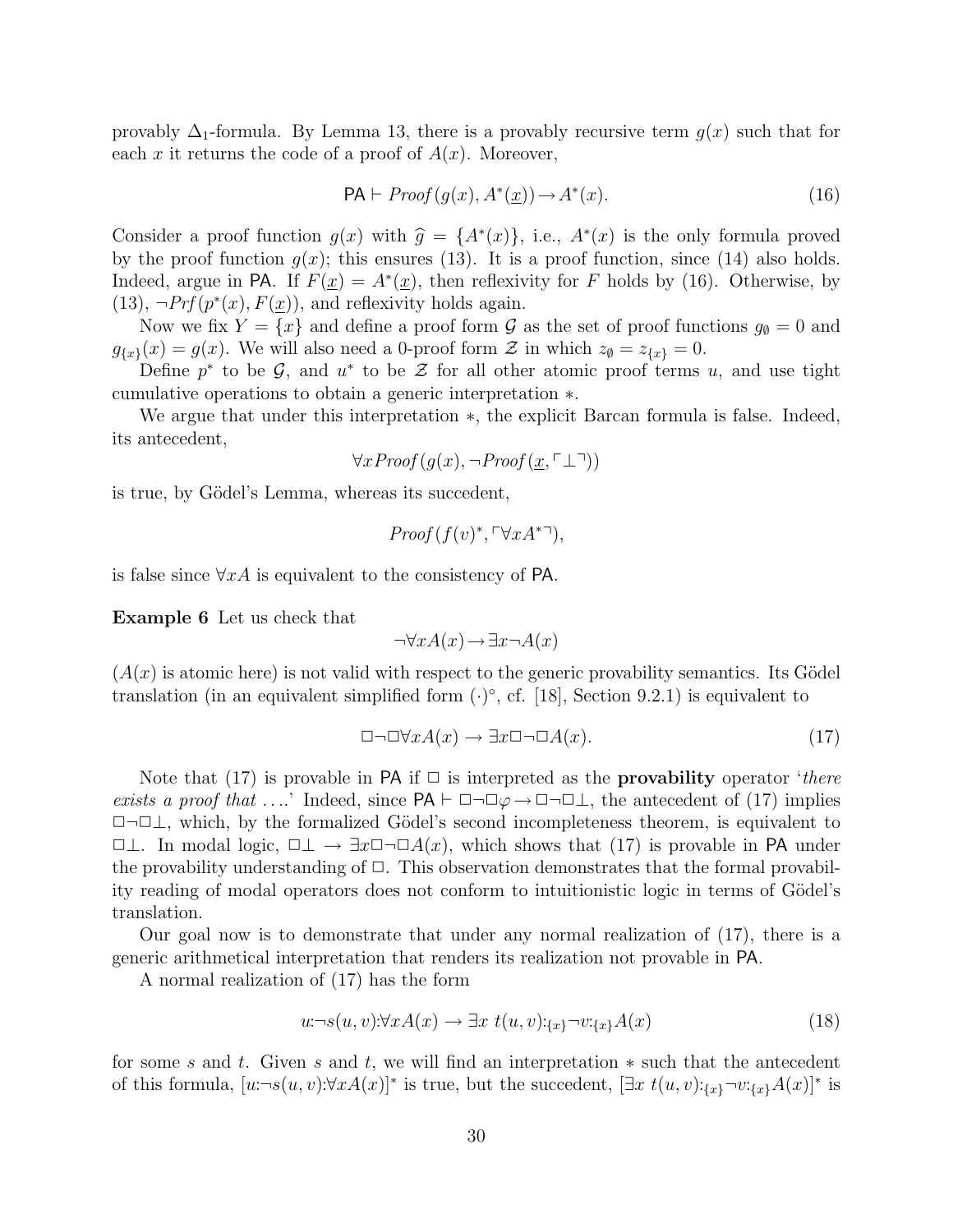provably $\Delta_1$-formula. By Lemma 13, there is a provably recursive term $g(x)$ such that for each $x$ it returns the code of a proof of $A(x)$. Moreover,

$$\mathsf{PA} \vdash \mathit{Proof}(g(x), A^*(\underline{x})) \rightarrow A^*(x). \tag{16}$$

Consider a proof function $g(x)$ with $\widehat{g} = \{A^*(x)\}$, i.e., $A^*(x)$ is the only formula proved by the proof function $g(x)$; this ensures (13). It is a proof function, since (14) also holds. Indeed, argue in PA. If $F(\underline{x}) = A^*(\underline{x})$, then reflexivity for $F$ holds by (16). Otherwise, by (13), $\neg \mathit{Prf}(p^*(x), F(\underline{x}))$, and reflexivity holds again.

Now we fix $Y = \{x\}$ and define a proof form $\mathcal{G}$ as the set of proof functions $g_\emptyset = 0$ and $g_{\{x\}}(x) = g(x)$. We will also need a 0-proof form $\mathcal{Z}$ in which $z_\emptyset = z_{\{x\}} = 0$.

Define $p^*$ to be $\mathcal{G}$, and $u^*$ to be $\mathcal{Z}$ for all other atomic proof terms $u$, and use tight cumulative operations to obtain a generic interpretation $*$.

We argue that under this interpretation $*$, the explicit Barcan formula is false. Indeed, its antecedent,

$$\forall x \mathit{Proof}(g(x), \neg \mathit{Proof}(\underline{x}, \ulcorner \bot \urcorner))$$

is true, by Gödel's Lemma, whereas its succedent,

$$\mathit{Proof}(f(v)^*, \ulcorner \forall x A^* \urcorner),$$

is false since $\forall x A$ is equivalent to the consistency of PA.

**Example 6** Let us check that

$$\neg \forall x A(x) \rightarrow \exists x \neg A(x)$$

($A(x)$ is atomic here) is not valid with respect to the generic provability semantics. Its Gödel translation (in an equivalent simplified form $(\cdot)^\circ$, cf. [18], Section 9.2.1) is equivalent to

$$\Box \neg \Box \forall x A(x) \rightarrow \exists x \Box \neg \Box A(x). \tag{17}$$

Note that (17) is provable in PA if $\Box$ is interpreted as the **provability** operator '*there exists a proof that* ....' Indeed, since $\mathsf{PA} \vdash \Box \neg \Box \varphi \rightarrow \Box \neg \Box \bot$, the antecedent of (17) implies $\Box \neg \Box \bot$, which, by the formalized Gödel's second incompleteness theorem, is equivalent to $\Box \bot$. In modal logic, $\Box \bot \rightarrow \exists x \Box \neg \Box A(x)$, which shows that (17) is provable in PA under the provability understanding of $\Box$. This observation demonstrates that the formal provability reading of modal operators does not conform to intuitionistic logic in terms of Gödel's translation.

Our goal now is to demonstrate that under any normal realization of (17), there is a generic arithmetical interpretation that renders its realization not provable in PA.

A normal realization of (17) has the form

$$u{:}\neg s(u, v){:}\forall x A(x) \rightarrow \exists x\ t(u, v){:}_{\{x\}} \neg v{:}_{\{x\}} A(x) \tag{18}$$

for some $s$ and $t$. Given $s$ and $t$, we will find an interpretation $*$ such that the antecedent of this formula, $[u{:}\neg s(u, v){:}\forall x A(x)]^*$ is true, but the succedent, $[\exists x\ t(u, v){:}_{\{x\}} \neg v{:}_{\{x\}} A(x)]^*$ is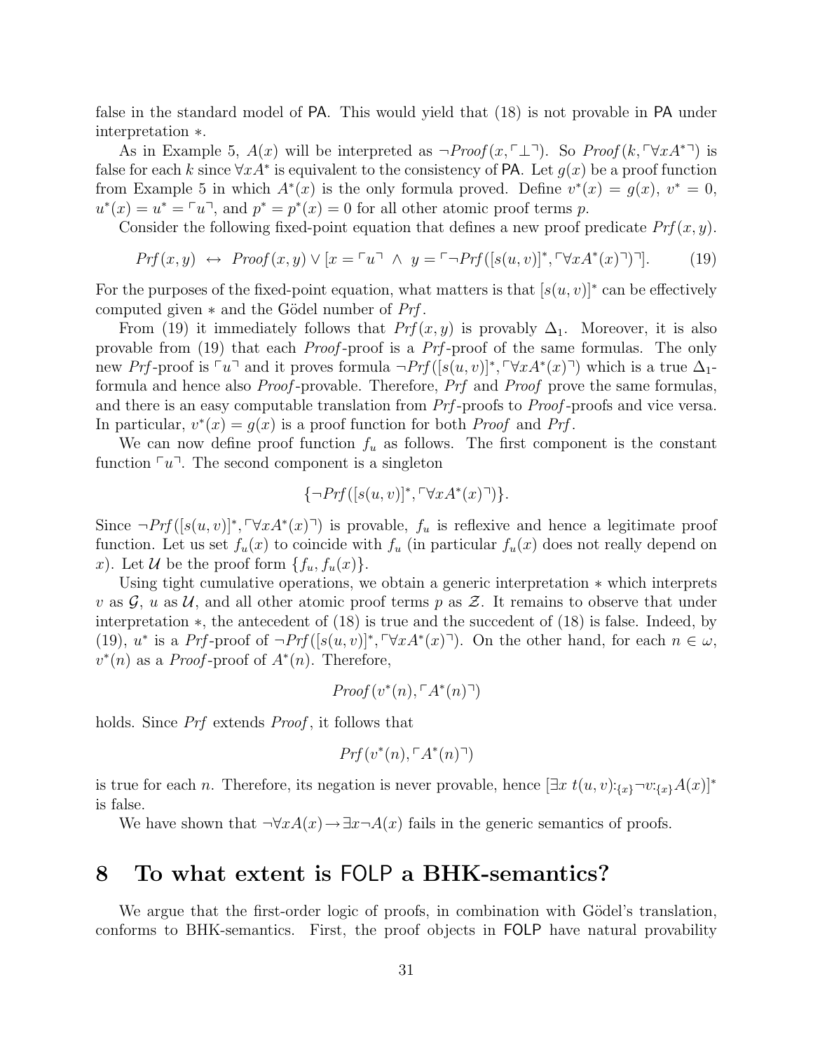false in the standard model of PA. This would yield that (18) is not provable in PA under interpretation $*$.

As in Example 5, $A(x)$ will be interpreted as $\neg Proof(x, \ulcorner\bot\urcorner)$. So $Proof(k, \ulcorner\forall x A^*\urcorner)$ is false for each $k$ since $\forall x A^*$ is equivalent to the consistency of PA. Let $g(x)$ be a proof function from Example 5 in which $A^*(x)$ is the only formula proved. Define $v^*(x) = g(x)$, $v^* = 0$, $u^*(x) = u^* = \ulcorner u\urcorner$, and $p^* = p^*(x) = 0$ for all other atomic proof terms $p$.

Consider the following fixed-point equation that defines a new proof predicate $Prf(x, y)$.

$$Prf(x, y) \;\leftrightarrow\; Proof(x, y) \vee [x = \ulcorner u\urcorner \;\wedge\; y = \ulcorner\neg Prf([s(u, v)]^*, \ulcorner\forall x A^*(x)\urcorner)\urcorner]. \tag{19}$$

For the purposes of the fixed-point equation, what matters is that $[s(u, v)]^*$ can be effectively computed given $*$ and the Gödel number of $Prf$.

From (19) it immediately follows that $Prf(x, y)$ is provably $\Delta_1$. Moreover, it is also provable from (19) that each *Proof*-proof is a *Prf*-proof of the same formulas. The only new *Prf*-proof is $\ulcorner u\urcorner$ and it proves formula $\neg Prf([s(u, v)]^*, \ulcorner\forall x A^*(x)\urcorner)$ which is a true $\Delta_1$-formula and hence also *Proof*-provable. Therefore, *Prf* and *Proof* prove the same formulas, and there is an easy computable translation from *Prf*-proofs to *Proof*-proofs and vice versa. In particular, $v^*(x) = g(x)$ is a proof function for both *Proof* and *Prf*.

We can now define proof function $f_u$ as follows. The first component is the constant function $\ulcorner u\urcorner$. The second component is a singleton

$$\{\neg Prf([s(u, v)]^*, \ulcorner\forall x A^*(x)\urcorner)\}.$$

Since $\neg Prf([s(u, v)]^*, \ulcorner\forall x A^*(x)\urcorner)$ is provable, $f_u$ is reflexive and hence a legitimate proof function. Let us set $f_u(x)$ to coincide with $f_u$ (in particular $f_u(x)$ does not really depend on $x$). Let $\mathcal{U}$ be the proof form $\{f_u, f_u(x)\}$.

Using tight cumulative operations, we obtain a generic interpretation $*$ which interprets $v$ as $\mathcal{G}$, $u$ as $\mathcal{U}$, and all other atomic proof terms $p$ as $\mathcal{Z}$. It remains to observe that under interpretation $*$, the antecedent of (18) is true and the succedent of (18) is false. Indeed, by (19), $u^*$ is a *Prf*-proof of $\neg Prf([s(u, v)]^*, \ulcorner\forall x A^*(x)\urcorner)$. On the other hand, for each $n \in \omega$, $v^*(n)$ as a *Proof*-proof of $A^*(n)$. Therefore,

$$Proof(v^*(n), \ulcorner A^*(n)\urcorner)$$

holds. Since *Prf* extends *Proof*, it follows that

$$Prf(v^*(n), \ulcorner A^*(n)\urcorner)$$

is true for each $n$. Therefore, its negation is never provable, hence $[\exists x\, t(u, v){:}_{\{x\}}\neg v{:}_{\{x\}}A(x)]^*$ is false.

We have shown that $\neg\forall x A(x) \rightarrow \exists x \neg A(x)$ fails in the generic semantics of proofs.

# 8 To what extent is FOLP a BHK-semantics?

We argue that the first-order logic of proofs, in combination with Gödel's translation, conforms to BHK-semantics. First, the proof objects in FOLP have natural provability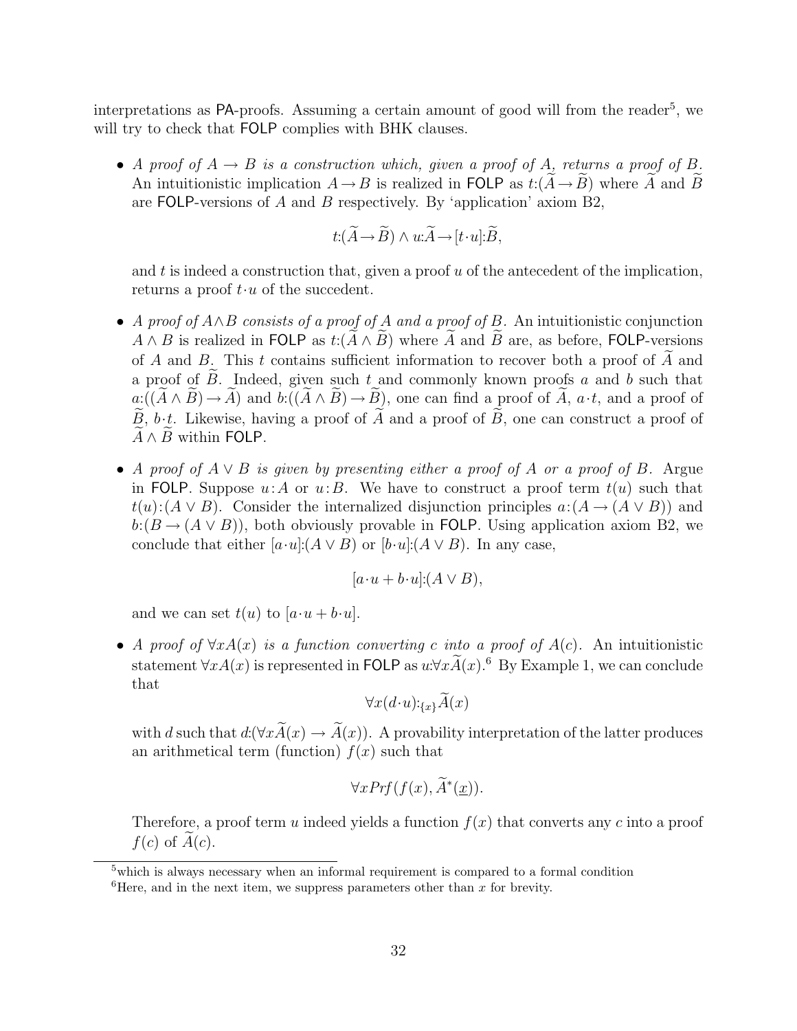interpretations as PA-proofs. Assuming a certain amount of good will from the reader[5], we will try to check that FOLP complies with BHK clauses.

- *A proof of $A \to B$ is a construction which, given a proof of $A$, returns a proof of $B$.* An intuitionistic implication $A \to B$ is realized in FOLP as $t{:}(\widetilde{A} \to \widetilde{B})$ where $\widetilde{A}$ and $\widetilde{B}$ are FOLP-versions of $A$ and $B$ respectively. By 'application' axiom B2,

$$t{:}(\widetilde{A} \to \widetilde{B}) \wedge u{:}\widetilde{A} \to [t \cdot u]{:}\widetilde{B},$$

  and $t$ is indeed a construction that, given a proof $u$ of the antecedent of the implication, returns a proof $t \cdot u$ of the succedent.

- *A proof of $A \wedge B$ consists of a proof of $A$ and a proof of $B$.* An intuitionistic conjunction $A \wedge B$ is realized in FOLP as $t{:}(\widetilde{A} \wedge \widetilde{B})$ where $\widetilde{A}$ and $\widetilde{B}$ are, as before, FOLP-versions of $A$ and $B$. This $t$ contains sufficient information to recover both a proof of $\widetilde{A}$ and a proof of $\widetilde{B}$. Indeed, given such $t$ and commonly known proofs $a$ and $b$ such that $a{:}((\widetilde{A} \wedge \widetilde{B}) \to \widetilde{A})$ and $b{:}((\widetilde{A} \wedge \widetilde{B}) \to \widetilde{B})$, one can find a proof of $\widetilde{A}$, $a \cdot t$, and a proof of $\widetilde{B}$, $b \cdot t$. Likewise, having a proof of $\widetilde{A}$ and a proof of $\widetilde{B}$, one can construct a proof of $\widetilde{A} \wedge \widetilde{B}$ within FOLP.

- *A proof of $A \vee B$ is given by presenting either a proof of $A$ or a proof of $B$.* Argue in FOLP. Suppose $u{:}A$ or $u{:}B$. We have to construct a proof term $t(u)$ such that $t(u){:}(A \vee B)$. Consider the internalized disjunction principles $a{:}(A \to (A \vee B))$ and $b{:}(B \to (A \vee B))$, both obviously provable in FOLP. Using application axiom B2, we conclude that either $[a \cdot u]{:}(A \vee B)$ or $[b \cdot u]{:}(A \vee B)$. In any case,

$$[a \cdot u + b \cdot u]{:}(A \vee B),$$

  and we can set $t(u)$ to $[a \cdot u + b \cdot u]$.

- *A proof of $\forall x A(x)$ is a function converting $c$ into a proof of $A(c)$.* An intuitionistic statement $\forall x A(x)$ is represented in FOLP as $u{:}\forall x \widetilde{A}(x)$.[6] By Example 1, we can conclude that

$$\forall x (d \cdot u){:}_{\{x\}} \widetilde{A}(x)$$

  with $d$ such that $d{:}(\forall x \widetilde{A}(x) \to \widetilde{A}(x))$. A provability interpretation of the latter produces an arithmetical term (function) $f(x)$ such that

$$\forall x Prf(f(x), \widetilde{A}^*(\underline{x})).$$

  Therefore, a proof term $u$ indeed yields a function $f(x)$ that converts any $c$ into a proof $f(c)$ of $\widetilde{A}(c)$.

[5] which is always necessary when an informal requirement is compared to a formal condition

[6] Here, and in the next item, we suppress parameters other than $x$ for brevity.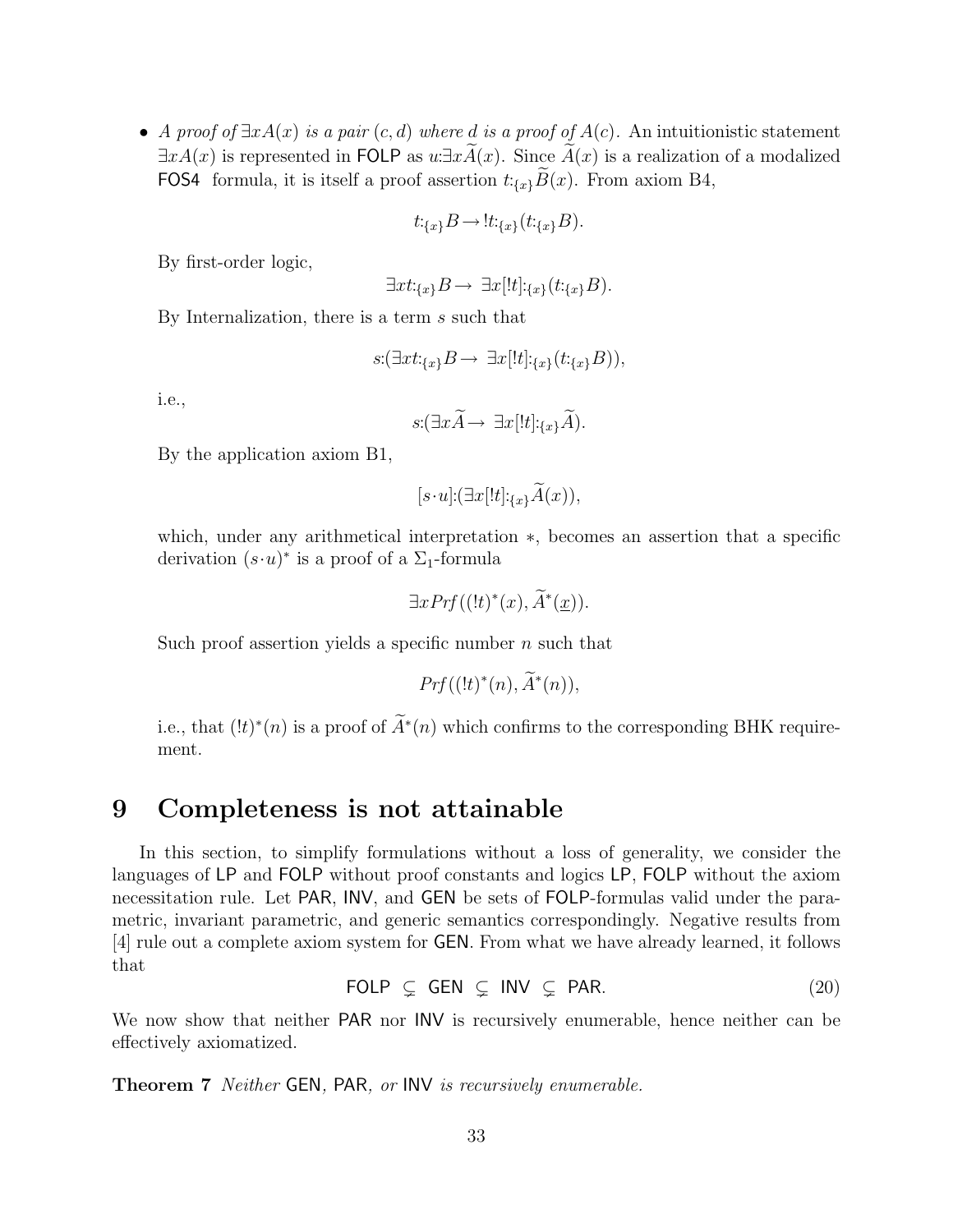- *A proof of* $\exists x A(x)$ *is a pair* $(c,d)$ *where* $d$ *is a proof of* $A(c)$. An intuitionistic statement $\exists x A(x)$ is represented in FOLP as $u{:}\exists x \widetilde{A}(x)$. Since $\widetilde{A}(x)$ is a realization of a modalized FOS4 formula, it is itself a proof assertion $t{:}_{\{x\}}\widetilde{B}(x)$. From axiom B4,

  $$t{:}_{\{x\}}B \rightarrow\, !t{:}_{\{x\}}(t{:}_{\{x\}}B).$$

  By first-order logic,

  $$\exists x t{:}_{\{x\}}B \rightarrow\ \exists x[!t]{:}_{\{x\}}(t{:}_{\{x\}}B).$$

  By Internalization, there is a term $s$ such that

  $$s{:}(\exists x t{:}_{\{x\}}B \rightarrow\ \exists x[!t]{:}_{\{x\}}(t{:}_{\{x\}}B)),$$

  i.e.,

  $$s{:}(\exists x\widetilde{A} \rightarrow\ \exists x[!t]{:}_{\{x\}}\widetilde{A}).$$

  By the application axiom B1,

  $$[s\cdot u]{:}(\exists x[!t]{:}_{\{x\}}\widetilde{A}(x)),$$

  which, under any arithmetical interpretation $*$, becomes an assertion that a specific derivation $(s\cdot u)^*$ is a proof of a $\Sigma_1$-formula

  $$\exists x Prf((!t)^*(x), \widetilde{A}^*(\underline{x})).$$

  Such proof assertion yields a specific number $n$ such that

  $$Prf((!t)^*(n), \widetilde{A}^*(n)),$$

  i.e., that $(!t)^*(n)$ is a proof of $\widetilde{A}^*(n)$ which confirms to the corresponding BHK requirement.

# 9 Completeness is not attainable

In this section, to simplify formulations without a loss of generality, we consider the languages of LP and FOLP without proof constants and logics LP, FOLP without the axiom necessitation rule. Let PAR, INV, and GEN be sets of FOLP-formulas valid under the parametric, invariant parametric, and generic semantics correspondingly. Negative results from [4] rule out a complete axiom system for GEN. From what we have already learned, it follows that

$$\mathsf{FOLP}\ \subsetneq\ \mathsf{GEN}\ \subsetneq\ \mathsf{INV}\ \subsetneq\ \mathsf{PAR}. \tag{20}$$

We now show that neither PAR nor INV is recursively enumerable, hence neither can be effectively axiomatized.

**Theorem 7** *Neither* GEN*,* PAR*, or* INV *is recursively enumerable.*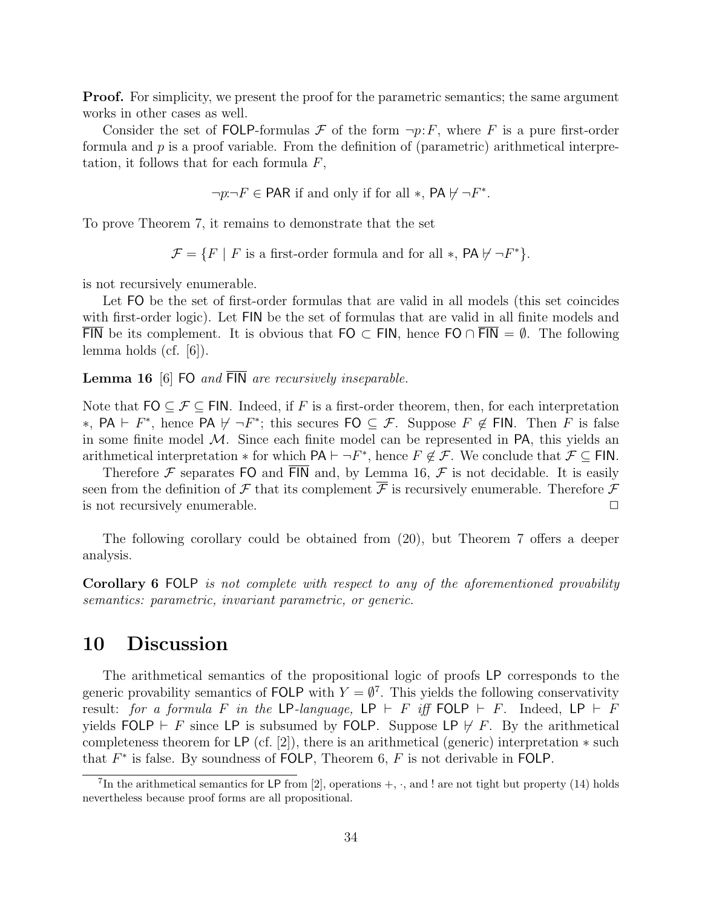**Proof.** For simplicity, we present the proof for the parametric semantics; the same argument works in other cases as well.

Consider the set of FOLP-formulas $\mathcal{F}$ of the form $\neg p{:}F$, where $F$ is a pure first-order formula and $p$ is a proof variable. From the definition of (parametric) arithmetical interpretation, it follows that for each formula $F$,

$$\neg p{:}\neg F \in \mathsf{PAR} \text{ if and only if for all } *, \mathsf{PA} \nvdash \neg F^*.$$

To prove Theorem 7, it remains to demonstrate that the set

$$\mathcal{F} = \{F \mid F \text{ is a first-order formula and for all } *, \mathsf{PA} \nvdash \neg F^*\}.$$

is not recursively enumerable.

Let FO be the set of first-order formulas that are valid in all models (this set coincides with first-order logic). Let FIN be the set of formulas that are valid in all finite models and $\overline{\mathsf{FIN}}$ be its complement. It is obvious that $\mathsf{FO} \subset \mathsf{FIN}$, hence $\mathsf{FO} \cap \overline{\mathsf{FIN}} = \emptyset$. The following lemma holds (cf. [6]).

**Lemma 16** [6] FO *and* $\overline{\mathsf{FIN}}$ *are recursively inseparable.*

Note that $\mathsf{FO} \subseteq \mathcal{F} \subseteq \mathsf{FIN}$. Indeed, if $F$ is a first-order theorem, then, for each interpretation $*$, $\mathsf{PA} \vdash F^*$, hence $\mathsf{PA} \nvdash \neg F^*$; this secures $\mathsf{FO} \subseteq \mathcal{F}$. Suppose $F \notin \mathsf{FIN}$. Then $F$ is false in some finite model $\mathcal{M}$. Since each finite model can be represented in PA, this yields an arithmetical interpretation $*$ for which $\mathsf{PA} \vdash \neg F^*$, hence $F \notin \mathcal{F}$. We conclude that $\mathcal{F} \subseteq \mathsf{FIN}$.

Therefore $\mathcal{F}$ separates FO and $\overline{\mathsf{FIN}}$ and, by Lemma 16, $\mathcal{F}$ is not decidable. It is easily seen from the definition of $\mathcal{F}$ that its complement $\overline{\mathcal{F}}$ is recursively enumerable. Therefore $\mathcal{F}$ is not recursively enumerable. $\Box$

The following corollary could be obtained from (20), but Theorem 7 offers a deeper analysis.

**Corollary 6** FOLP *is not complete with respect to any of the aforementioned provability semantics: parametric, invariant parametric, or generic.*

## 10 Discussion

The arithmetical semantics of the propositional logic of proofs LP corresponds to the generic provability semantics of FOLP with $Y = \emptyset$[7]. This yields the following conservativity result: *for a formula $F$ in the* LP*-language,* $\mathsf{LP} \vdash F$ *iff* $\mathsf{FOLP} \vdash F$. Indeed, $\mathsf{LP} \vdash F$ yields $\mathsf{FOLP} \vdash F$ since LP is subsumed by FOLP. Suppose $\mathsf{LP} \nvdash F$. By the arithmetical completeness theorem for LP (cf. [2]), there is an arithmetical (generic) interpretation $*$ such that $F^*$ is false. By soundness of FOLP, Theorem 6, $F$ is not derivable in FOLP.

[7] In the arithmetical semantics for LP from [2], operations $+$, $\cdot$, and ! are not tight but property (14) holds nevertheless because proof forms are all propositional.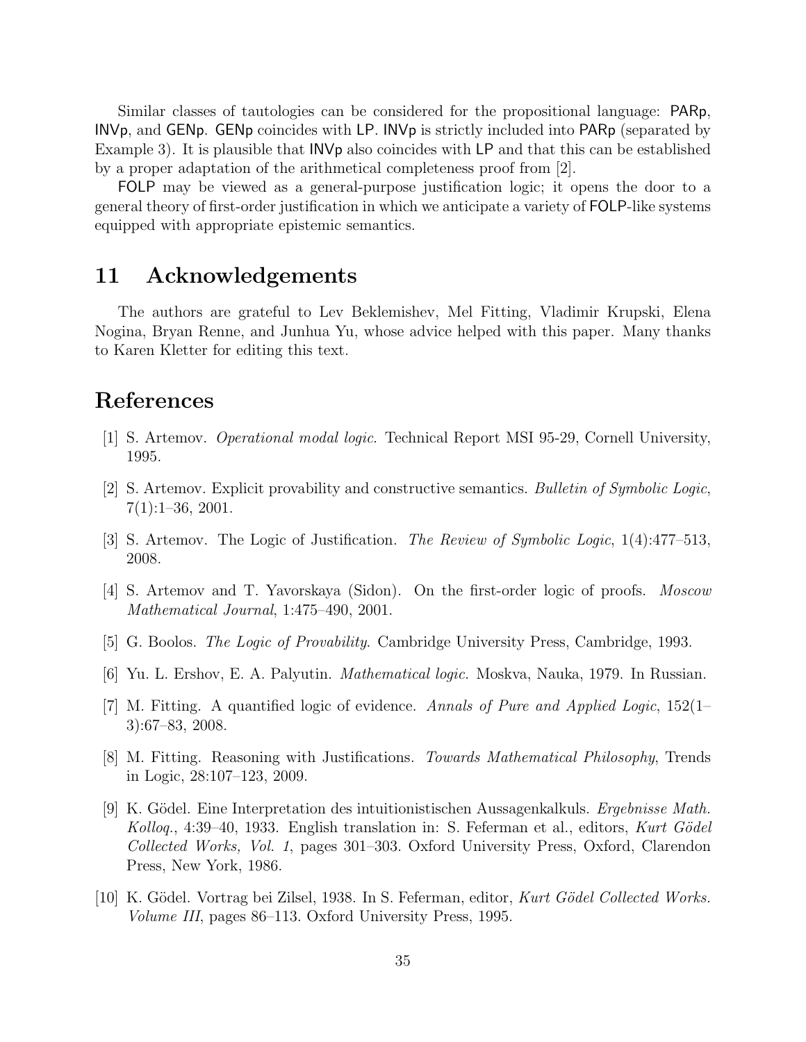Similar classes of tautologies can be considered for the propositional language: PARp, INVp, and GENp. GENp coincides with LP. INVp is strictly included into PARp (separated by Example 3). It is plausible that INVp also coincides with LP and that this can be established by a proper adaptation of the arithmetical completeness proof from [2].

FOLP may be viewed as a general-purpose justification logic; it opens the door to a general theory of first-order justification in which we anticipate a variety of FOLP-like systems equipped with appropriate epistemic semantics.

# 11 Acknowledgements

The authors are grateful to Lev Beklemishev, Mel Fitting, Vladimir Krupski, Elena Nogina, Bryan Renne, and Junhua Yu, whose advice helped with this paper. Many thanks to Karen Kletter for editing this text.

# References

[1] S. Artemov. *Operational modal logic*. Technical Report MSI 95-29, Cornell University, 1995.

[2] S. Artemov. Explicit provability and constructive semantics. *Bulletin of Symbolic Logic*, 7(1):1–36, 2001.

[3] S. Artemov. The Logic of Justification. *The Review of Symbolic Logic*, 1(4):477–513, 2008.

[4] S. Artemov and T. Yavorskaya (Sidon). On the first-order logic of proofs. *Moscow Mathematical Journal*, 1:475–490, 2001.

[5] G. Boolos. *The Logic of Provability*. Cambridge University Press, Cambridge, 1993.

[6] Yu. L. Ershov, E. A. Palyutin. *Mathematical logic.* Moskva, Nauka, 1979. In Russian.

[7] M. Fitting. A quantified logic of evidence. *Annals of Pure and Applied Logic*, 152(1–3):67–83, 2008.

[8] M. Fitting. Reasoning with Justifications. *Towards Mathematical Philosophy*, Trends in Logic, 28:107–123, 2009.

[9] K. Gödel. Eine Interpretation des intuitionistischen Aussagenkalkuls. *Ergebnisse Math. Kolloq.*, 4:39–40, 1933. English translation in: S. Feferman et al., editors, *Kurt Gödel Collected Works, Vol. 1*, pages 301–303. Oxford University Press, Oxford, Clarendon Press, New York, 1986.

[10] K. Gödel. Vortrag bei Zilsel, 1938. In S. Feferman, editor, *Kurt Gödel Collected Works. Volume III*, pages 86–113. Oxford University Press, 1995.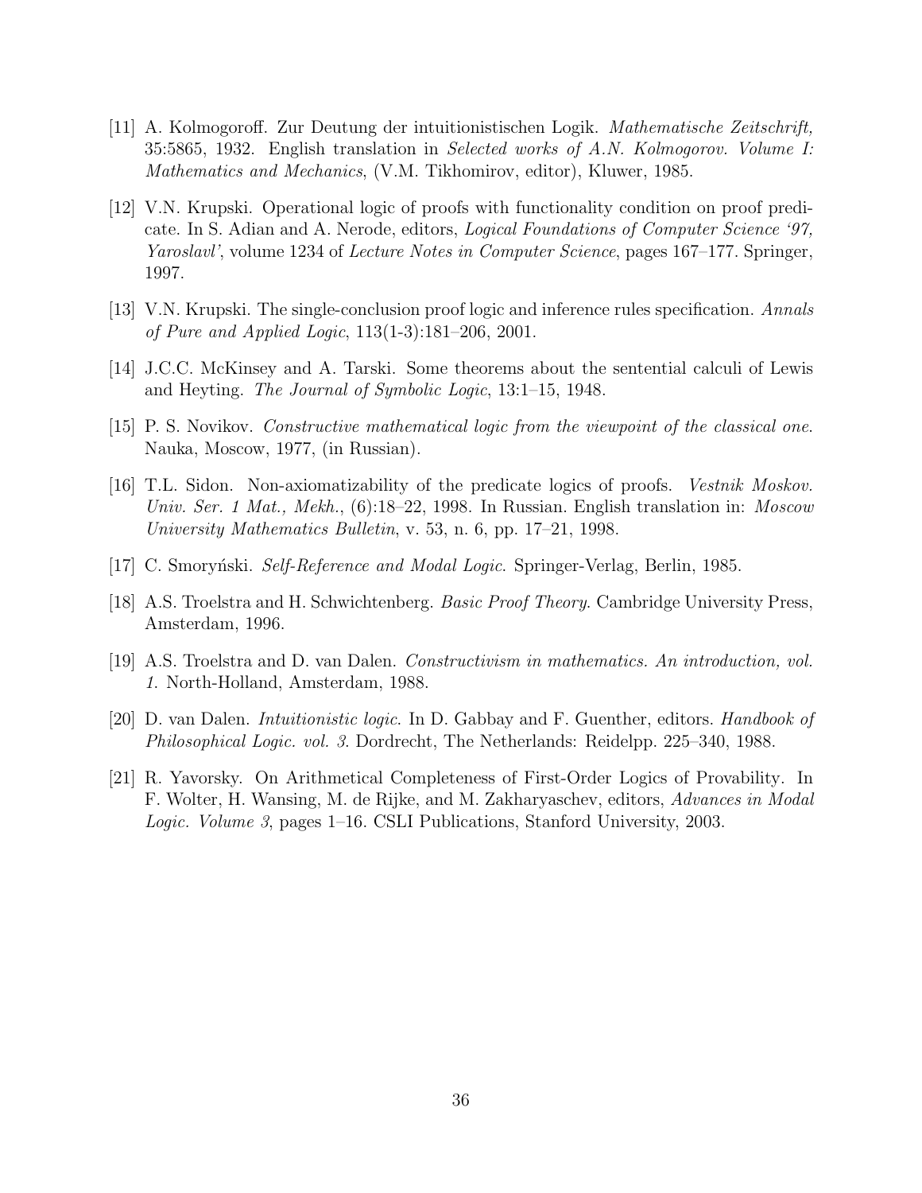[11] A. Kolmogoroff. Zur Deutung der intuitionistischen Logik. *Mathematische Zeitschrift,* 35:5865, 1932. English translation in *Selected works of A.N. Kolmogorov. Volume I: Mathematics and Mechanics*, (V.M. Tikhomirov, editor), Kluwer, 1985.

[12] V.N. Krupski. Operational logic of proofs with functionality condition on proof predicate. In S. Adian and A. Nerode, editors, *Logical Foundations of Computer Science '97, Yaroslavl'*, volume 1234 of *Lecture Notes in Computer Science*, pages 167–177. Springer, 1997.

[13] V.N. Krupski. The single-conclusion proof logic and inference rules specification. *Annals of Pure and Applied Logic*, 113(1-3):181–206, 2001.

[14] J.C.C. McKinsey and A. Tarski. Some theorems about the sentential calculi of Lewis and Heyting. *The Journal of Symbolic Logic*, 13:1–15, 1948.

[15] P. S. Novikov. *Constructive mathematical logic from the viewpoint of the classical one.* Nauka, Moscow, 1977, (in Russian).

[16] T.L. Sidon. Non-axiomatizability of the predicate logics of proofs. *Vestnik Moskov. Univ. Ser. 1 Mat., Mekh.*, (6):18–22, 1998. In Russian. English translation in: *Moscow University Mathematics Bulletin*, v. 53, n. 6, pp. 17–21, 1998.

[17] C. Smoryński. *Self-Reference and Modal Logic*. Springer-Verlag, Berlin, 1985.

[18] A.S. Troelstra and H. Schwichtenberg. *Basic Proof Theory*. Cambridge University Press, Amsterdam, 1996.

[19] A.S. Troelstra and D. van Dalen. *Constructivism in mathematics. An introduction, vol. 1.* North-Holland, Amsterdam, 1988.

[20] D. van Dalen. *Intuitionistic logic*. In D. Gabbay and F. Guenther, editors. *Handbook of Philosophical Logic. vol. 3*. Dordrecht, The Netherlands: Reidelpp. 225–340, 1988.

[21] R. Yavorsky. On Arithmetical Completeness of First-Order Logics of Provability. In F. Wolter, H. Wansing, M. de Rijke, and M. Zakharyaschev, editors, *Advances in Modal Logic. Volume 3*, pages 1–16. CSLI Publications, Stanford University, 2003.